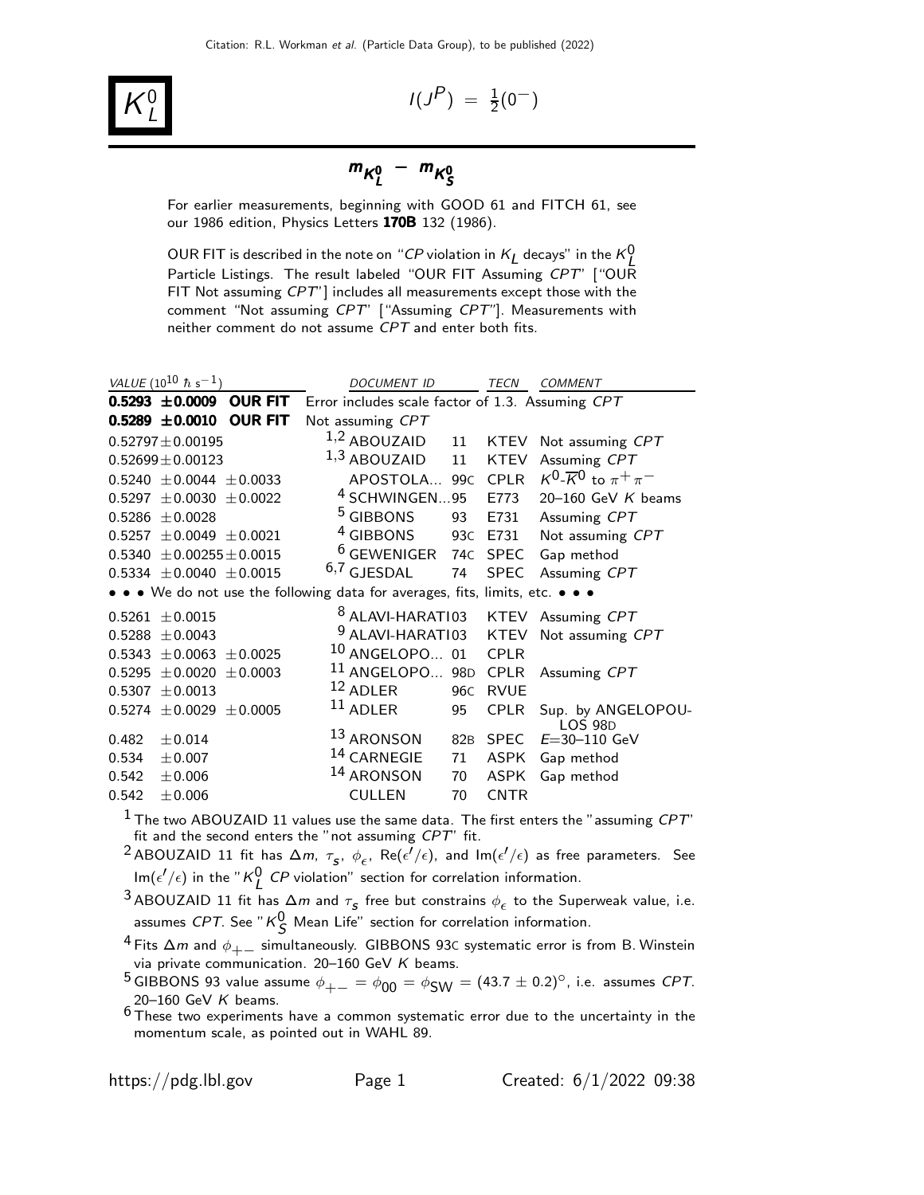# $K^0_L$

$I(J^P) = \frac{1}{2}(0^-)$

## $m_{K^0_L} - m_{K^0_S}$

For earlier measurements, beginning with GOOD 61 and FITCH 61, see our 1986 edition, Physics Letters **170B** 132 (1986).

OUR FIT is described in the note on "*CP* violation in $K_L$ decays" in the $K^0_L$ Particle Listings. The result labeled "OUR FIT Assuming *CPT*" ["OUR FIT Not assuming *CPT*"] includes all measurements except those with the comment "Not assuming *CPT*" ["Assuming *CPT*"]. Measurements with neither comment do not assume *CPT* and enter both fits.

| VALUE ($10^{10}$ $\hbar$ s$^{-1}$) | DOCUMENT ID | | TECN | COMMENT |
|---|---|---|---|---|
| **0.5293 ±0.0009 OUR FIT** | Error includes scale factor of 1.3. Assuming *CPT* | | | |
| **0.5289 ±0.0010 OUR FIT** | Not assuming *CPT* | | | |
| 0.52797±0.00195 | [1,2] ABOUZAID | 11 | KTEV | Not assuming *CPT* |
| 0.52699±0.00123 | [1,3] ABOUZAID | 11 | KTEV | Assuming *CPT* |
| 0.5240 ±0.0044 ±0.0033 | APOSTOLA... | 99C | CPLR | $K^0$-$\overline{K}^0$ to $\pi^+\pi^-$ |
| 0.5297 ±0.0030 ±0.0022 | [4] SCHWINGEN... | 95 | E773 | 20–160 GeV *K* beams |
| 0.5286 ±0.0028 | [5] GIBBONS | 93 | E731 | Assuming *CPT* |
| 0.5257 ±0.0049 ±0.0021 | [4] GIBBONS | 93C | E731 | Not assuming *CPT* |
| 0.5340 ±0.00255±0.0015 | [6] GEWENIGER | 74C | SPEC | Gap method |
| 0.5334 ±0.0040 ±0.0015 | [6,7] GJESDAL | 74 | SPEC | Assuming *CPT* |
| • • • We do not use the following data for averages, fits, limits, etc. • • • | | | | |
| 0.5261 ±0.0015 | [8] ALAVI-HARATI | 03 | KTEV | Assuming *CPT* |
| 0.5288 ±0.0043 | [9] ALAVI-HARATI | 03 | KTEV | Not assuming *CPT* |
| 0.5343 ±0.0063 ±0.0025 | [10] ANGELOPO... | 01 | CPLR | |
| 0.5295 ±0.0020 ±0.0003 | [11] ANGELOPO... | 98D | CPLR | Assuming *CPT* |
| 0.5307 ±0.0013 | [12] ADLER | 96C | RVUE | |
| 0.5274 ±0.0029 ±0.0005 | [11] ADLER | 95 | CPLR | Sup. by ANGELOPOULOS 98D |
| 0.482 ±0.014 | [13] ARONSON | 82B | SPEC | *E*=30–110 GeV |
| 0.534 ±0.007 | [14] CARNEGIE | 71 | ASPK | Gap method |
| 0.542 ±0.006 | [14] ARONSON | 70 | ASPK | Gap method |
| 0.542 ±0.006 | CULLEN | 70 | CNTR | |

[1] The two ABOUZAID 11 values use the same data. The first enters the "assuming *CPT*" fit and the second enters the "not assuming *CPT*" fit.

[2] ABOUZAID 11 fit has $\Delta m$, $\tau_s$, $\phi_\epsilon$, Re($\epsilon'/\epsilon$), and Im($\epsilon'/\epsilon$) as free parameters. See Im($\epsilon'/\epsilon$) in the "$K^0_L$ *CP* violation" section for correlation information.

[3] ABOUZAID 11 fit has $\Delta m$ and $\tau_s$ free but constrains $\phi_\epsilon$ to the Superweak value, i.e. assumes *CPT*. See "$K^0_S$ Mean Life" section for correlation information.

[4] Fits $\Delta m$ and $\phi_{+-}$ simultaneously. GIBBONS 93C systematic error is from B. Winstein via private communication. 20–160 GeV *K* beams.

[5] GIBBONS 93 value assume $\phi_{+-} = \phi_{00} = \phi_{\rm SW} = (43.7 \pm 0.2)^\circ$, i.e. assumes *CPT*. 20–160 GeV *K* beams.

[6] These two experiments have a common systematic error due to the uncertainty in the momentum scale, as pointed out in WAHL 89.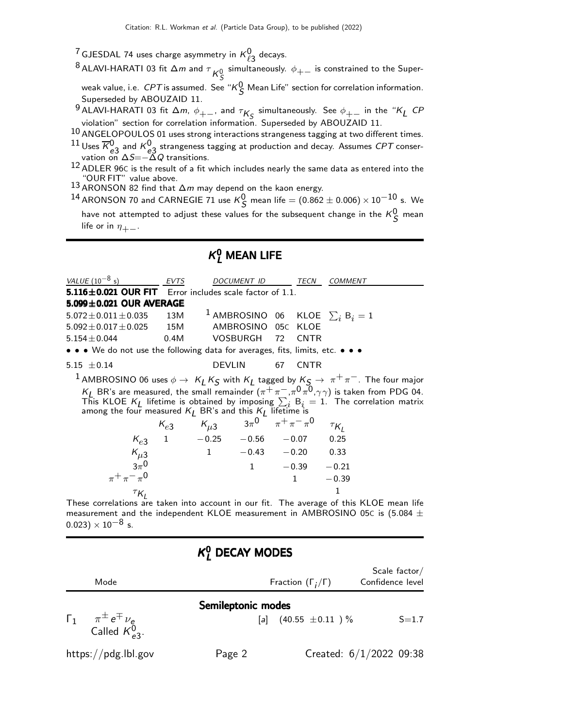[7] GJESDAL 74 uses charge asymmetry in $K^0_{\ell 3}$ decays.

[8] ALAVI-HARATI 03 fit $\Delta m$ and $\tau_{K^0_S}$ simultaneously. $\phi_{+-}$ is constrained to the Superweak value, i.e. *CPT* is assumed. See "$K^0_S$ Mean Life" section for correlation information. Superseded by ABOUZAID 11.

[9] ALAVI-HARATI 03 fit $\Delta m$, $\phi_{+-}$, and $\tau_{K_S}$ simultaneously. See $\phi_{+-}$ in the "$K_L$ *CP* violation" section for correlation information. Superseded by ABOUZAID 11.

[10] ANGELOPOULOS 01 uses strong interactions strangeness tagging at two different times.

[11] Uses $\overline{K}^0_{e3}$ and $K^0_{e3}$ strangeness tagging at production and decay. Assumes *CPT* conservation on $\Delta S = -\Delta Q$ transitions.

[12] ADLER 96C is the result of a fit which includes nearly the same data as entered into the "OUR FIT" value above.

[13] ARONSON 82 find that $\Delta m$ may depend on the kaon energy.

[14] ARONSON 70 and CARNEGIE 71 use $K^0_S$ mean life $= (0.862 \pm 0.006) \times 10^{-10}$ s. We have not attempted to adjust these values for the subsequent change in the $K^0_S$ mean life or in $\eta_{+-}$.

## $K^0_L$ MEAN LIFE

| *VALUE* ($10^{-8}$ s) | *EVTS* | *DOCUMENT ID* | | *TECN* | *COMMENT* |
|---|---|---|---|---|---|
| **5.116±0.021 OUR FIT** | Error includes scale factor of 1.1. | | | | |
| **5.099±0.021 OUR AVERAGE** | | | | | |
| $5.072 \pm 0.011 \pm 0.035$ | 13M | [1] AMBROSINO | 06 | KLOE | $\sum_i \text{B}_i = 1$ |
| $5.092 \pm 0.017 \pm 0.025$ | 15M | AMBROSINO | 05C | KLOE | |
| $5.154 \pm 0.044$ | 0.4M | VOSBURGH | 72 | CNTR | |
| • • • We do not use the following data for averages, fits, limits, etc. • • • | | | | | |
| $5.15 \pm 0.14$ | | DEVLIN | 67 | CNTR | |

[1] AMBROSINO 06 uses $\phi \to K_L K_S$ with $K_L$ tagged by $K_S \to \pi^+\pi^-$. The four major $K_L$ BR's are measured, the small remainder ($\pi^+\pi^-$, $\pi^0\pi^0$, $\gamma\gamma$) is taken from PDG 04. This KLOE $K_L$ lifetime is obtained by imposing $\sum_i \text{B}_i = 1$. The correlation matrix among the four measured $K_L$ BR's and this $K_L$ lifetime is

| | $K_{e3}$ | $K_{\mu 3}$ | $3\pi^0$ | $\pi^+\pi^-\pi^0$ | $\tau_{K_L}$ |
|---|---|---|---|---|---|
| $K_{e3}$ | 1 | $-0.25$ | $-0.56$ | $-0.07$ | 0.25 |
| $K_{\mu 3}$ | | 1 | $-0.43$ | $-0.20$ | 0.33 |
| $3\pi^0$ | | | 1 | $-0.39$ | $-0.21$ |
| $\pi^+\pi^-\pi^0$ | | | | 1 | $-0.39$ |
| $\tau_{K_L}$ | | | | | 1 |

These correlations are taken into account in our fit. The average of this KLOE mean life measurement and the independent KLOE measurement in AMBROSINO 05C is $(5.084 \pm 0.023) \times 10^{-8}$ s.

## $K^0_L$ DECAY MODES

| | Mode | | Fraction ($\Gamma_i/\Gamma$) | Scale factor/ Confidence level |
|---|---|---|---|---|
| | **Semileptonic modes** | | | |
| $\Gamma_1$ | $\pi^\pm e^\mp \nu_e$ Called $K^0_{e3}$. | [a] | $(40.55 \pm 0.11)$ % | S=1.7 |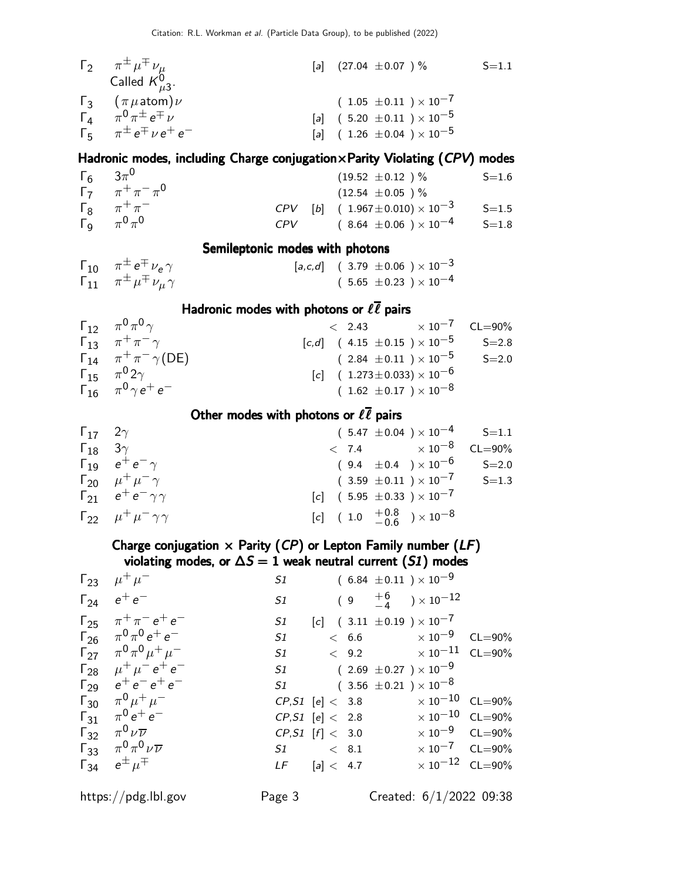| | Mode | | | Fraction ($\Gamma_i/\Gamma$) | Scale factor/ Confidence level |
|---|---|---|---|---|---|
| $\Gamma_2$ | $\pi^{\pm}\mu^{\mp}\nu_{\mu}$ Called $K^0_{\mu 3}$. | | [a] | $(27.04 \pm 0.07)$ % | S=1.1 |
| $\Gamma_3$ | $(\pi\mu\text{atom})\nu$ | | | $(1.05 \pm 0.11) \times 10^{-7}$ | |
| $\Gamma_4$ | $\pi^0\pi^{\pm}e^{\mp}\nu$ | | [a] | $(5.20 \pm 0.11) \times 10^{-5}$ | |
| $\Gamma_5$ | $\pi^{\pm}e^{\mp}\nu e^+e^-$ | | [a] | $(1.26 \pm 0.04) \times 10^{-5}$ | |

### Hadronic modes, including Charge conjugation×Parity Violating (*CPV*) modes

| | Mode | | | Fraction ($\Gamma_i/\Gamma$) | Scale factor/ Confidence level |
|---|---|---|---|---|---|
| $\Gamma_6$ | $3\pi^0$ | | | $(19.52 \pm 0.12)$ % | S=1.6 |
| $\Gamma_7$ | $\pi^+\pi^-\pi^0$ | | | $(12.54 \pm 0.05)$ % | |
| $\Gamma_8$ | $\pi^+\pi^-$ | *CPV* | [b] | $(1.967 \pm 0.010) \times 10^{-3}$ | S=1.5 |
| $\Gamma_9$ | $\pi^0\pi^0$ | *CPV* | | $(8.64 \pm 0.06) \times 10^{-4}$ | S=1.8 |

### Semileptonic modes with photons

| | Mode | | | Fraction ($\Gamma_i/\Gamma$) | Scale factor/ Confidence level |
|---|---|---|---|---|---|
| $\Gamma_{10}$ | $\pi^{\pm}e^{\mp}\nu_e\gamma$ | | [a,c,d] | $(3.79 \pm 0.06) \times 10^{-3}$ | |
| $\Gamma_{11}$ | $\pi^{\pm}\mu^{\mp}\nu_{\mu}\gamma$ | | | $(5.65 \pm 0.23) \times 10^{-4}$ | |

### Hadronic modes with photons or $\ell\overline{\ell}$ pairs

| | Mode | | | Fraction ($\Gamma_i/\Gamma$) | Scale factor/ Confidence level |
|---|---|---|---|---|---|
| $\Gamma_{12}$ | $\pi^0\pi^0\gamma$ | | | $< 2.43 \times 10^{-7}$ | CL=90% |
| $\Gamma_{13}$ | $\pi^+\pi^-\gamma$ | | [c,d] | $(4.15 \pm 0.15) \times 10^{-5}$ | S=2.8 |
| $\Gamma_{14}$ | $\pi^+\pi^-\gamma$(DE) | | | $(2.84 \pm 0.11) \times 10^{-5}$ | S=2.0 |
| $\Gamma_{15}$ | $\pi^0 2\gamma$ | | [c] | $(1.273 \pm 0.033) \times 10^{-6}$ | |
| $\Gamma_{16}$ | $\pi^0\gamma e^+e^-$ | | | $(1.62 \pm 0.17) \times 10^{-8}$ | |

### Other modes with photons or $\ell\overline{\ell}$ pairs

| | Mode | | | Fraction ($\Gamma_i/\Gamma$) | Scale factor/ Confidence level |
|---|---|---|---|---|---|
| $\Gamma_{17}$ | $2\gamma$ | | | $(5.47 \pm 0.04) \times 10^{-4}$ | S=1.1 |
| $\Gamma_{18}$ | $3\gamma$ | | | $< 7.4 \times 10^{-8}$ | CL=90% |
| $\Gamma_{19}$ | $e^+e^-\gamma$ | | | $(9.4 \pm 0.4) \times 10^{-6}$ | S=2.0 |
| $\Gamma_{20}$ | $\mu^+\mu^-\gamma$ | | | $(3.59 \pm 0.11) \times 10^{-7}$ | S=1.3 |
| $\Gamma_{21}$ | $e^+e^-\gamma\gamma$ | | [c] | $(5.95 \pm 0.33) \times 10^{-7}$ | |
| $\Gamma_{22}$ | $\mu^+\mu^-\gamma\gamma$ | | [c] | $(1.0 \, ^{+0.8}_{-0.6}) \times 10^{-8}$ | |

### Charge conjugation × Parity (*CP*) or Lepton Family number (*LF*) violating modes, or $\Delta S = 1$ weak neutral current (*S1*) modes

| | Mode | | | Fraction ($\Gamma_i/\Gamma$) | Scale factor/ Confidence level |
|---|---|---|---|---|---|
| $\Gamma_{23}$ | $\mu^+\mu^-$ | *S1* | | $(6.84 \pm 0.11) \times 10^{-9}$ | |
| $\Gamma_{24}$ | $e^+e^-$ | *S1* | | $(9 \, ^{+6}_{-4}) \times 10^{-12}$ | |
| $\Gamma_{25}$ | $\pi^+\pi^-e^+e^-$ | *S1* | [c] | $(3.11 \pm 0.19) \times 10^{-7}$ | |
| $\Gamma_{26}$ | $\pi^0\pi^0e^+e^-$ | *S1* | | $< 6.6 \times 10^{-9}$ | CL=90% |
| $\Gamma_{27}$ | $\pi^0\pi^0\mu^+\mu^-$ | *S1* | | $< 9.2 \times 10^{-11}$ | CL=90% |
| $\Gamma_{28}$ | $\mu^+\mu^-e^+e^-$ | *S1* | | $(2.69 \pm 0.27) \times 10^{-9}$ | |
| $\Gamma_{29}$ | $e^+e^-e^+e^-$ | *S1* | | $(3.56 \pm 0.21) \times 10^{-8}$ | |
| $\Gamma_{30}$ | $\pi^0\mu^+\mu^-$ | *CP,S1* | [e] | $< 3.8 \times 10^{-10}$ | CL=90% |
| $\Gamma_{31}$ | $\pi^0e^+e^-$ | *CP,S1* | [e] | $< 2.8 \times 10^{-10}$ | CL=90% |
| $\Gamma_{32}$ | $\pi^0\nu\overline{\nu}$ | *CP,S1* | [f] | $< 3.0 \times 10^{-9}$ | CL=90% |
| $\Gamma_{33}$ | $\pi^0\pi^0\nu\overline{\nu}$ | *S1* | | $< 8.1 \times 10^{-7}$ | CL=90% |
| $\Gamma_{34}$ | $e^{\pm}\mu^{\mp}$ | *LF* | [a] | $< 4.7 \times 10^{-12}$ | CL=90% |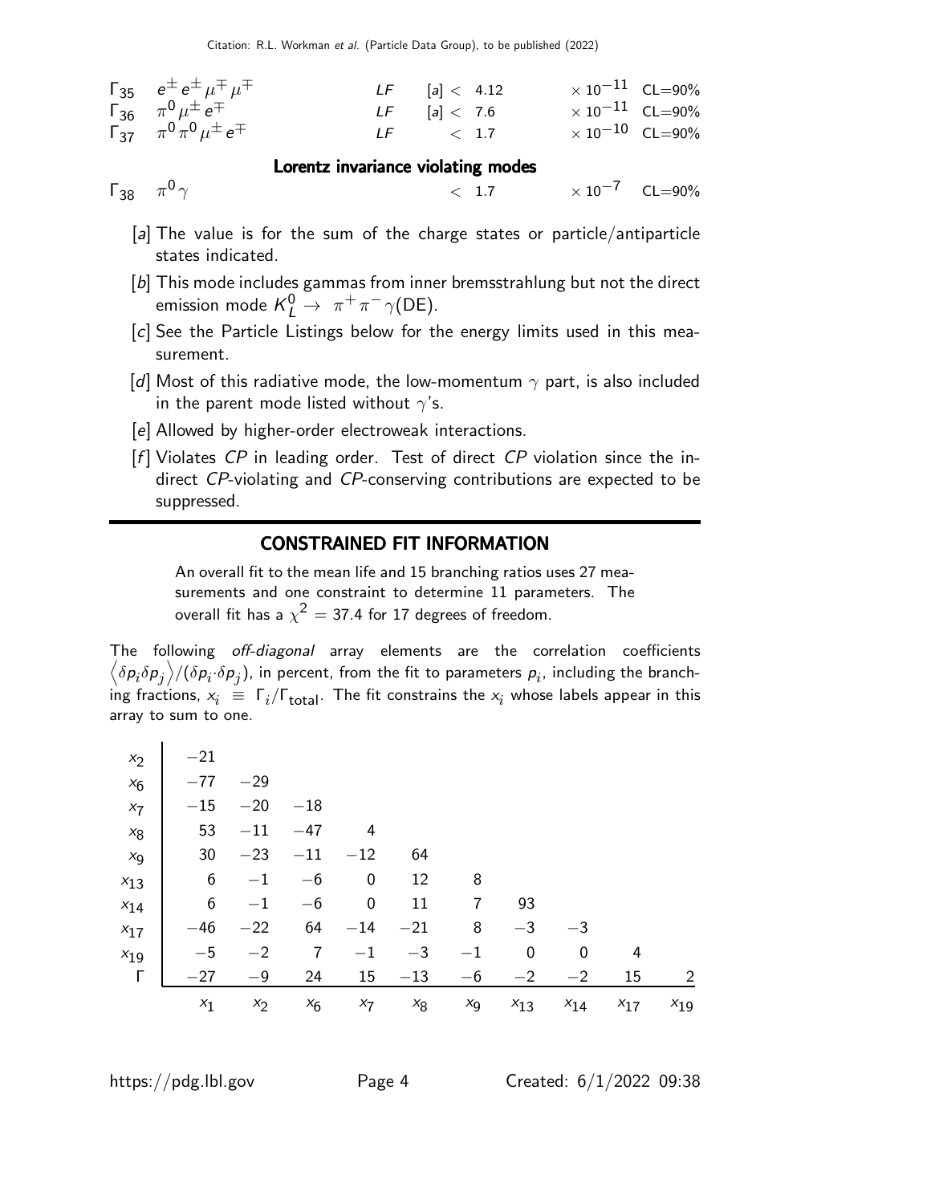| | Mode | | | Value | | CL |
|---|---|---|---|---|---|---|
| $\Gamma_{35}$ | $e^{\pm} e^{\pm} \mu^{\mp} \mu^{\mp}$ | *LF* | [a] | $< 4.12$ | $\times 10^{-11}$ | CL=90% |
| $\Gamma_{36}$ | $\pi^0 \mu^{\pm} e^{\mp}$ | *LF* | [a] | $< 7.6$ | $\times 10^{-11}$ | CL=90% |
| $\Gamma_{37}$ | $\pi^0 \pi^0 \mu^{\pm} e^{\mp}$ | *LF* | | $< 1.7$ | $\times 10^{-10}$ | CL=90% |

**Lorentz invariance violating modes**

| | Mode | | | Value | | CL |
|---|---|---|---|---|---|---|
| $\Gamma_{38}$ | $\pi^0 \gamma$ | | | $< 1.7$ | $\times 10^{-7}$ | CL=90% |

[a] The value is for the sum of the charge states or particle/antiparticle states indicated.

[b] This mode includes gammas from inner bremsstrahlung but not the direct emission mode $K_L^0 \to \pi^+ \pi^- \gamma$(DE).

[c] See the Particle Listings below for the energy limits used in this measurement.

[d] Most of this radiative mode, the low-momentum $\gamma$ part, is also included in the parent mode listed without $\gamma$'s.

[e] Allowed by higher-order electroweak interactions.

[f] Violates *CP* in leading order. Test of direct *CP* violation since the indirect *CP*-violating and *CP*-conserving contributions are expected to be suppressed.

## CONSTRAINED FIT INFORMATION

An overall fit to the mean life and 15 branching ratios uses 27 measurements and one constraint to determine 11 parameters. The overall fit has a $\chi^2 = 37.4$ for 17 degrees of freedom.

The following *off-diagonal* array elements are the correlation coefficients $\left\langle \delta p_i \delta p_j \right\rangle / (\delta p_i \cdot \delta p_j)$, in percent, from the fit to parameters $p_i$, including the branching fractions, $x_i \equiv \Gamma_i / \Gamma_{\text{total}}$. The fit constrains the $x_i$ whose labels appear in this array to sum to one.

| | | | | | | | | | | |
|---|---|---|---|---|---|---|---|---|---|---|
| $x_2$ | −21 | | | | | | | | | |
| $x_6$ | −77 | −29 | | | | | | | | |
| $x_7$ | −15 | −20 | −18 | | | | | | | |
| $x_8$ | 53 | −11 | −47 | 4 | | | | | | |
| $x_9$ | 30 | −23 | −11 | −12 | 64 | | | | | |
| $x_{13}$ | 6 | −1 | −6 | 0 | 12 | 8 | | | | |
| $x_{14}$ | 6 | −1 | −6 | 0 | 11 | 7 | 93 | | | |
| $x_{17}$ | −46 | −22 | 64 | −14 | −21 | 8 | −3 | −3 | | |
| $x_{19}$ | −5 | −2 | 7 | −1 | −3 | −1 | 0 | 0 | 4 | |
| $\Gamma$ | −27 | −9 | 24 | 15 | −13 | −6 | −2 | −2 | 15 | 2 |
| | $x_1$ | $x_2$ | $x_6$ | $x_7$ | $x_8$ | $x_9$ | $x_{13}$ | $x_{14}$ | $x_{17}$ | $x_{19}$ |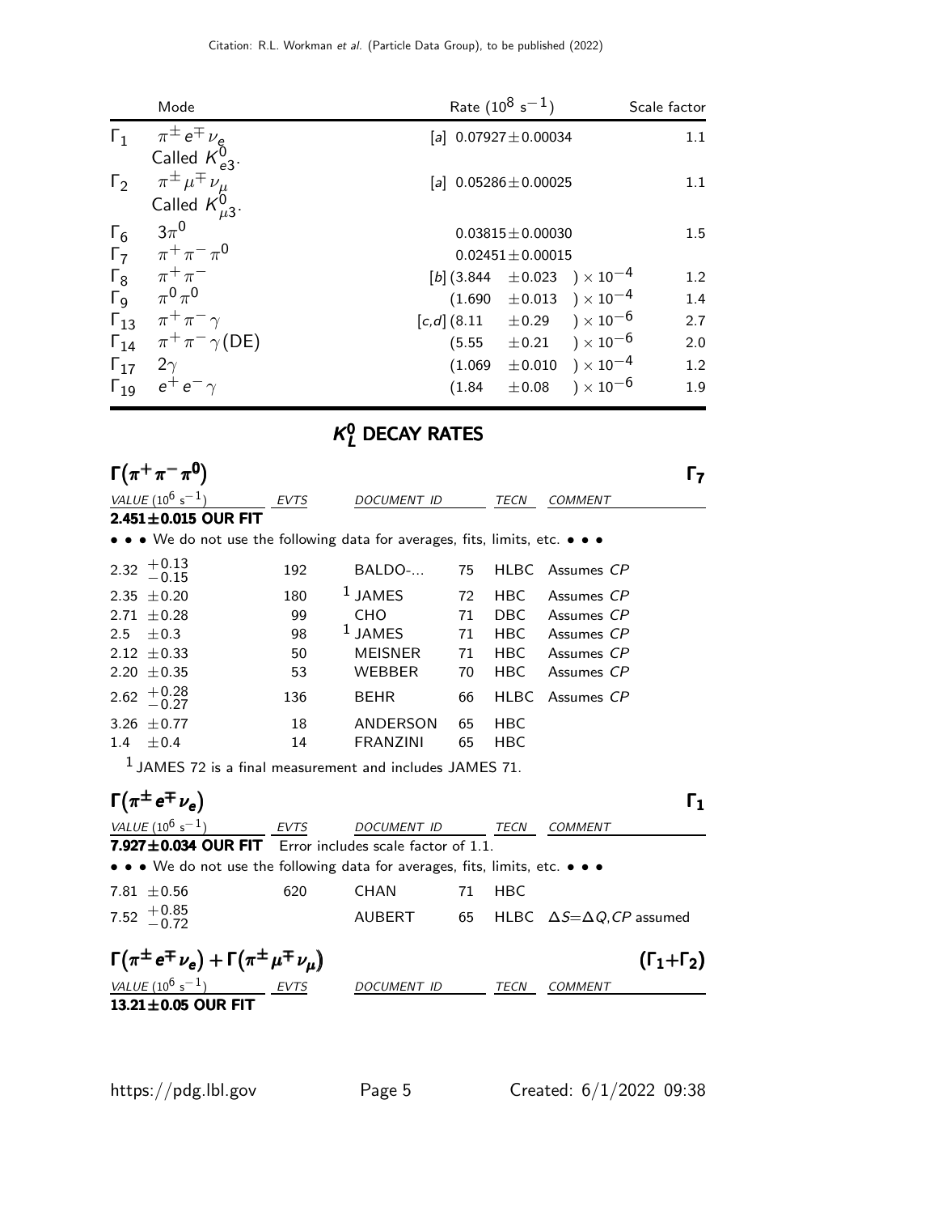| | Mode | Rate ($10^8$ s$^{-1}$) | Scale factor |
|---|---|---|---|
| $\Gamma_1$ | $\pi^\pm e^\mp \nu_e$ Called $K^0_{e3}$. | [a] $0.07927 \pm 0.00034$ | 1.1 |
| $\Gamma_2$ | $\pi^\pm \mu^\mp \nu_\mu$ Called $K^0_{\mu 3}$. | [a] $0.05286 \pm 0.00025$ | 1.1 |
| $\Gamma_6$ | $3\pi^0$ | $0.03815 \pm 0.00030$ | 1.5 |
| $\Gamma_7$ | $\pi^+ \pi^- \pi^0$ | $0.02451 \pm 0.00015$ | |
| $\Gamma_8$ | $\pi^+ \pi^-$ | [b] $(3.844 \pm 0.023) \times 10^{-4}$ | 1.2 |
| $\Gamma_9$ | $\pi^0 \pi^0$ | $(1.690 \pm 0.013) \times 10^{-4}$ | 1.4 |
| $\Gamma_{13}$ | $\pi^+ \pi^- \gamma$ | [c,d] $(8.11 \pm 0.29) \times 10^{-6}$ | 2.7 |
| $\Gamma_{14}$ | $\pi^+ \pi^- \gamma$(DE) | $(5.55 \pm 0.21) \times 10^{-6}$ | 2.0 |
| $\Gamma_{17}$ | $2\gamma$ | $(1.069 \pm 0.010) \times 10^{-4}$ | 1.2 |
| $\Gamma_{19}$ | $e^+ e^- \gamma$ | $(1.84 \pm 0.08) \times 10^{-6}$ | 1.9 |

# $K^0_L$ DECAY RATES

## $\Gamma(\pi^+\pi^-\pi^0)$ — $\Gamma_7$

| VALUE ($10^6$ s$^{-1}$) | EVTS | DOCUMENT ID | | TECN | COMMENT |
|---|---|---|---|---|---|
| **2.451±0.015 OUR FIT** | | | | | |
| • • • We do not use the following data for averages, fits, limits, etc. • • • | | | | | |
| $2.32\ ^{+0.13}_{-0.15}$ | 192 | BALDO-... | 75 | HLBC | Assumes *CP* |
| $2.35 \pm 0.20$ | 180 | [1] JAMES | 72 | HBC | Assumes *CP* |
| $2.71 \pm 0.28$ | 99 | CHO | 71 | DBC | Assumes *CP* |
| $2.5 \pm 0.3$ | 98 | [1] JAMES | 71 | HBC | Assumes *CP* |
| $2.12 \pm 0.33$ | 50 | MEISNER | 71 | HBC | Assumes *CP* |
| $2.20 \pm 0.35$ | 53 | WEBBER | 70 | HBC | Assumes *CP* |
| $2.62\ ^{+0.28}_{-0.27}$ | 136 | BEHR | 66 | HLBC | Assumes *CP* |
| $3.26 \pm 0.77$ | 18 | ANDERSON | 65 | HBC | |
| $1.4 \pm 0.4$ | 14 | FRANZINI | 65 | HBC | |

[1] JAMES 72 is a final measurement and includes JAMES 71.

## $\Gamma(\pi^\pm e^\mp \nu_e)$ — $\Gamma_1$

| VALUE ($10^6$ s$^{-1}$) | EVTS | DOCUMENT ID | | TECN | COMMENT |
|---|---|---|---|---|---|
| **7.927±0.034 OUR FIT** Error includes scale factor of 1.1. | | | | | |
| • • • We do not use the following data for averages, fits, limits, etc. • • • | | | | | |
| $7.81 \pm 0.56$ | 620 | CHAN | 71 | HBC | |
| $7.52\ ^{+0.85}_{-0.72}$ | | AUBERT | 65 | HLBC | $\Delta S$=$\Delta Q$,*CP* assumed |

## $\Gamma(\pi^\pm e^\mp \nu_e) + \Gamma(\pi^\pm \mu^\mp \nu_\mu)$ — $(\Gamma_1+\Gamma_2)$

| VALUE ($10^6$ s$^{-1}$) | EVTS | DOCUMENT ID | TECN | COMMENT |
|---|---|---|---|---|
| **13.21±0.05 OUR FIT** | | | | |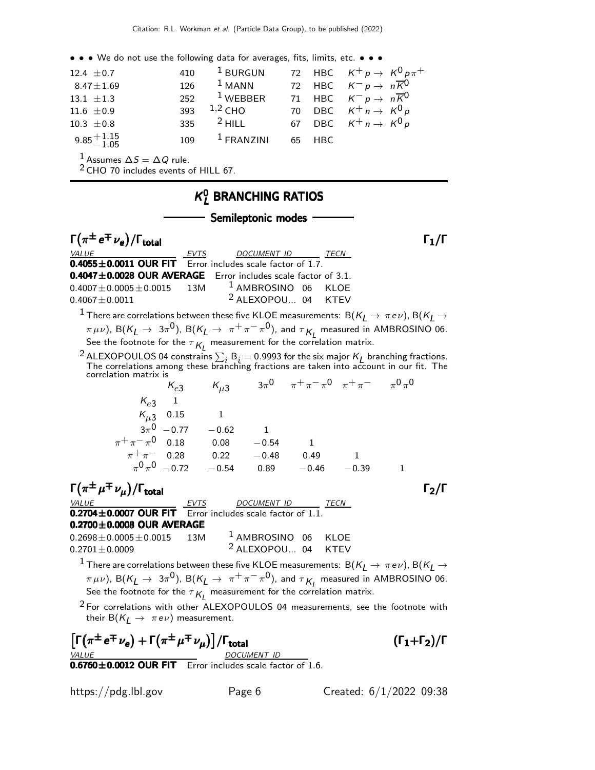• • • We do not use the following data for averages, fits, limits, etc. • • •

| | | | | | |
|---|---|---|---|---|---|
| $12.4 \pm 0.7$ | 410 | [1] BURGUN | 72 | HBC | $K^+ p \to K^0 p \pi^+$ |
| $8.47 \pm 1.69$ | 126 | [1] MANN | 72 | HBC | $K^- p \to n \overline{K}^0$ |
| $13.1 \pm 1.3$ | 252 | [1] WEBBER | 71 | HBC | $K^- p \to n \overline{K}^0$ |
| $11.6 \pm 0.9$ | 393 | [1,2] CHO | 70 | DBC | $K^+ n \to K^0 p$ |
| $10.3 \pm 0.8$ | 335 | [2] HILL | 67 | DBC | $K^+ n \to K^0 p$ |
| $9.85^{+1.15}_{-1.05}$ | 109 | [1] FRANZINI | 65 | HBC | |

[1] Assumes $\Delta S = \Delta Q$ rule.

[2] CHO 70 includes events of HILL 67.

# $K^0_L$ BRANCHING RATIOS

## Semileptonic modes

### $\Gamma(\pi^\pm e^\mp \nu_e)/\Gamma_{\text{total}}$ $\Gamma_1/\Gamma$

| VALUE | EVTS | DOCUMENT ID | | TECN |
|---|---|---|---|---|
| **0.4055±0.0011 OUR FIT** Error includes scale factor of 1.7. | | | | |
| **0.4047±0.0028 OUR AVERAGE** Error includes scale factor of 3.1. | | | | |
| $0.4007 \pm 0.0005 \pm 0.0015$ | 13M | [1] AMBROSINO | 06 | KLOE |
| $0.4067 \pm 0.0011$ | | [2] ALEXOPOU... | 04 | KTEV |

[1] There are correlations between these five KLOE measurements: $B(K_L \to \pi e \nu)$, $B(K_L \to \pi \mu \nu)$, $B(K_L \to 3\pi^0)$, $B(K_L \to \pi^+\pi^-\pi^0)$, and $\tau_{K_L}$ measured in AMBROSINO 06. See the footnote for the $\tau_{K_L}$ measurement for the correlation matrix.

[2] ALEXOPOULOS 04 constrains $\sum_i B_i = 0.9993$ for the six major $K_L$ branching fractions. The correlations among these branching fractions are taken into account in our fit. The correlation matrix is

| | $K_{e3}$ | $K_{\mu3}$ | $3\pi^0$ | $\pi^+\pi^-\pi^0$ | $\pi^+\pi^-$ | $\pi^0\pi^0$ |
|---|---|---|---|---|---|---|
| $K_{e3}$ | 1 | | | | | |
| $K_{\mu3}$ | 0.15 | 1 | | | | |
| $3\pi^0$ | −0.77 | −0.62 | 1 | | | |
| $\pi^+\pi^-\pi^0$ | 0.18 | 0.08 | −0.54 | 1 | | |
| $\pi^+\pi^-$ | 0.28 | 0.22 | −0.48 | 0.49 | 1 | |
| $\pi^0\pi^0$ | −0.72 | −0.54 | 0.89 | −0.46 | −0.39 | 1 |

### $\Gamma(\pi^\pm \mu^\mp \nu_\mu)/\Gamma_{\text{total}}$ $\Gamma_2/\Gamma$

| VALUE | EVTS | DOCUMENT ID | | TECN |
|---|---|---|---|---|
| **0.2704±0.0007 OUR FIT** Error includes scale factor of 1.1. | | | | |
| **0.2700±0.0008 OUR AVERAGE** | | | | |
| $0.2698 \pm 0.0005 \pm 0.0015$ | 13M | [1] AMBROSINO | 06 | KLOE |
| $0.2701 \pm 0.0009$ | | [2] ALEXOPOU... | 04 | KTEV |

[1] There are correlations between these five KLOE measurements: $B(K_L \to \pi e \nu)$, $B(K_L \to \pi \mu \nu)$, $B(K_L \to 3\pi^0)$, $B(K_L \to \pi^+\pi^-\pi^0)$, and $\tau_{K_L}$ measured in AMBROSINO 06. See the footnote for the $\tau_{K_L}$ measurement for the correlation matrix.

[2] For correlations with other ALEXOPOULOS 04 measurements, see the footnote with their $B(K_L \to \pi e \nu)$ measurement.

### $\left[\Gamma(\pi^\pm e^\mp \nu_e) + \Gamma(\pi^\pm \mu^\mp \nu_\mu)\right]/\Gamma_{\text{total}}$ $(\Gamma_1+\Gamma_2)/\Gamma$

| VALUE | DOCUMENT ID |
|---|---|
| **0.6760±0.0012 OUR FIT** Error includes scale factor of 1.6. | |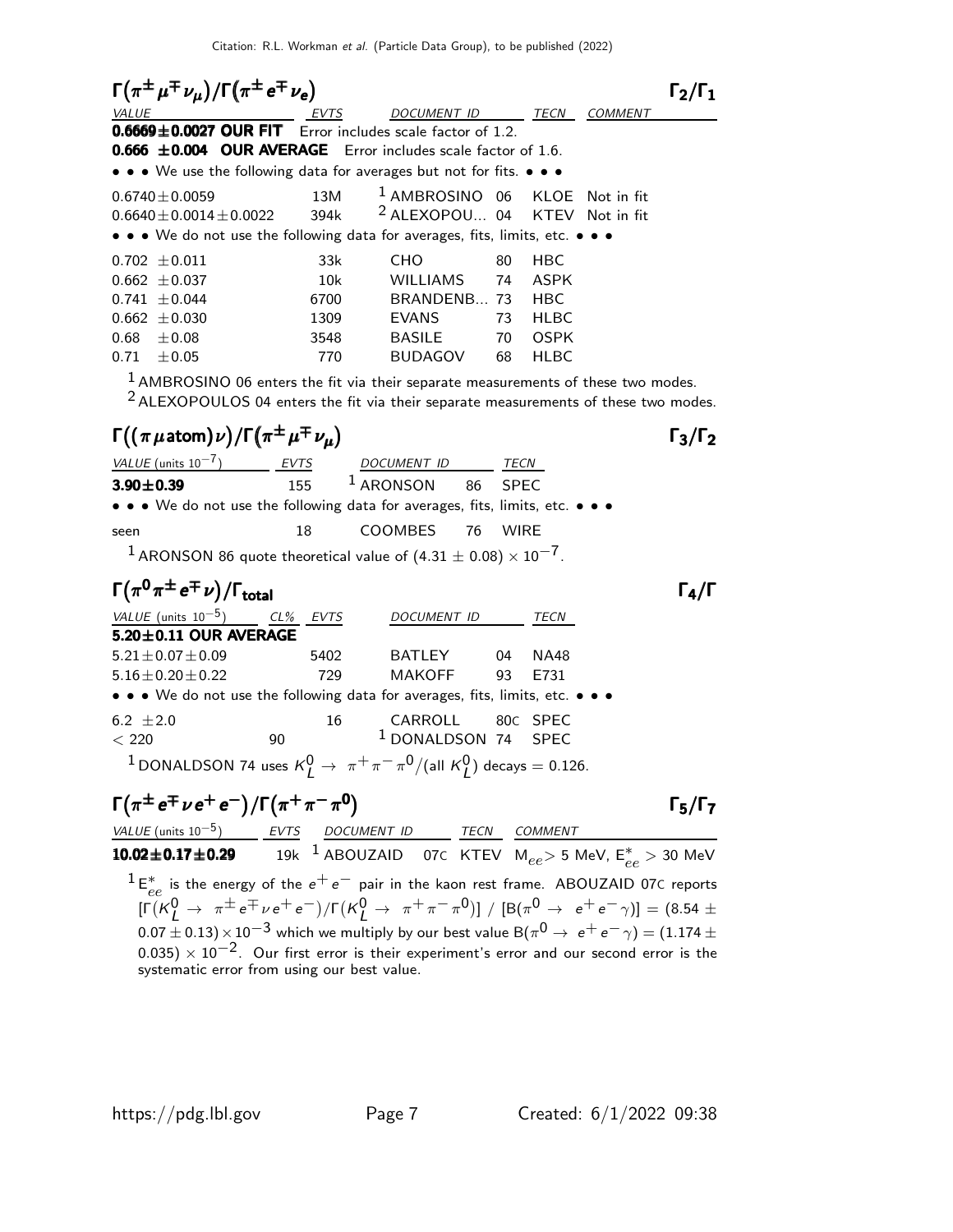## $\Gamma(\pi^{\pm}\mu^{\mp}\nu_{\mu})/\Gamma(\pi^{\pm}e^{\mp}\nu_{e})$ — $\Gamma_2/\Gamma_1$

| VALUE | EVTS | DOCUMENT ID | | TECN | COMMENT |
|---|---|---|---|---|---|
| **0.6669±0.0027 OUR FIT** Error includes scale factor of 1.2. | | | | | |
| **0.666 ±0.004 OUR AVERAGE** Error includes scale factor of 1.6. | | | | | |
| • • • We use the following data for averages but not for fits. • • • | | | | | |
| $0.6740\pm0.0059$ | 13M | [1] AMBROSINO | 06 | KLOE | Not in fit |
| $0.6640\pm0.0014\pm0.0022$ | 394k | [2] ALEXOPOU... | 04 | KTEV | Not in fit |
| • • • We do not use the following data for averages, fits, limits, etc. • • • | | | | | |
| $0.702\ \pm0.011$ | 33k | CHO | 80 | HBC | |
| $0.662\ \pm0.037$ | 10k | WILLIAMS | 74 | ASPK | |
| $0.741\ \pm0.044$ | 6700 | BRANDENB... | 73 | HBC | |
| $0.662\ \pm0.030$ | 1309 | EVANS | 73 | HLBC | |
| $0.68\ \ \pm0.08$ | 3548 | BASILE | 70 | OSPK | |
| $0.71\ \ \pm0.05$ | 770 | BUDAGOV | 68 | HLBC | |

[1] AMBROSINO 06 enters the fit via their separate measurements of these two modes.

[2] ALEXOPOULOS 04 enters the fit via their separate measurements of these two modes.

## $\Gamma((\pi\mu\,\text{atom})\nu)/\Gamma(\pi^{\pm}\mu^{\mp}\nu_{\mu})$ — $\Gamma_3/\Gamma_2$

| VALUE (units $10^{-7}$) | EVTS | DOCUMENT ID | | TECN |
|---|---|---|---|---|
| **3.90±0.39** | 155 | [1] ARONSON | 86 | SPEC |
| • • • We do not use the following data for averages, fits, limits, etc. • • • | | | | |
| seen | 18 | COOMBES | 76 | WIRE |

[1] ARONSON 86 quote theoretical value of $(4.31 \pm 0.08) \times 10^{-7}$.

## $\Gamma(\pi^{0}\pi^{\pm}e^{\mp}\nu)/\Gamma_{\text{total}}$ — $\Gamma_4/\Gamma$

| VALUE (units $10^{-5}$) | CL% | EVTS | DOCUMENT ID | | TECN |
|---|---|---|---|---|---|
| **5.20±0.11 OUR AVERAGE** | | | | | |
| $5.21\pm0.07\pm0.09$ | | 5402 | BATLEY | 04 | NA48 |
| $5.16\pm0.20\pm0.22$ | | 729 | MAKOFF | 93 | E731 |
| • • • We do not use the following data for averages, fits, limits, etc. • • • | | | | | |
| $6.2\ \pm2.0$ | | 16 | CARROLL | 80C | SPEC |
| $<220$ | 90 | | [1] DONALDSON | 74 | SPEC |

[1] DONALDSON 74 uses $K^0_L \to \pi^+\pi^-\pi^0/(\text{all } K^0_L)$ decays = 0.126.

## $\Gamma(\pi^{\pm}e^{\mp}\nu e^{+}e^{-})/\Gamma(\pi^{+}\pi^{-}\pi^{0})$ — $\Gamma_5/\Gamma_7$

| VALUE (units $10^{-5}$) | EVTS | DOCUMENT ID | | TECN | COMMENT |
|---|---|---|---|---|---|
| **10.02±0.17±0.29** | 19k | [1] ABOUZAID | 07C | KTEV | $M_{ee} > 5$ MeV, $E^*_{ee} > 30$ MeV |

[1] $E^*_{ee}$ is the energy of the $e^+e^-$ pair in the kaon rest frame. ABOUZAID 07C reports $[\Gamma(K^0_L \to \pi^{\pm}e^{\mp}\nu e^+e^-)/\Gamma(K^0_L \to \pi^+\pi^-\pi^0)]$ / $[B(\pi^0 \to e^+e^-\gamma)] = (8.54 \pm 0.07 \pm 0.13) \times 10^{-3}$ which we multiply by our best value $B(\pi^0 \to e^+e^-\gamma) = (1.174 \pm 0.035) \times 10^{-2}$. Our first error is their experiment's error and our second error is the systematic error from using our best value.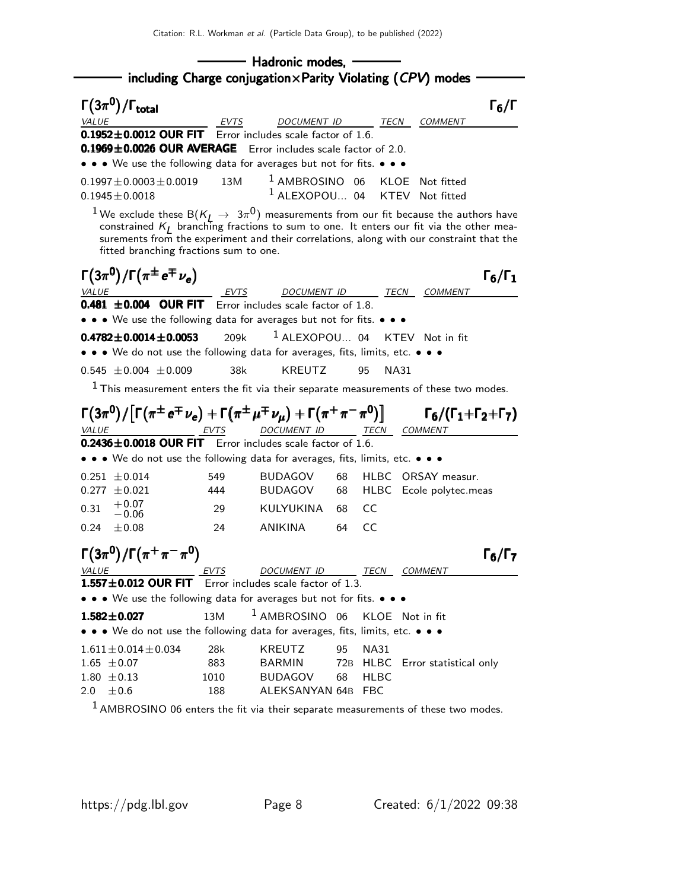## Hadronic modes, including Charge conjugation×Parity Violating (*CPV*) modes

### $\Gamma(3\pi^0)/\Gamma_{\rm total}$ $\quad\Gamma_6/\Gamma$

| VALUE | EVTS | DOCUMENT ID | TECN | COMMENT |
|---|---|---|---|---|
| **0.1952±0.0012 OUR FIT** Error includes scale factor of 1.6. | | | | |
| **0.1969±0.0026 OUR AVERAGE** Error includes scale factor of 2.0. | | | | |
| • • • We use the following data for averages but not for fits. • • • | | | | |
| $0.1997\pm0.0003\pm0.0019$ | 13M | [1] AMBROSINO 06 | KLOE | Not fitted |
| $0.1945\pm0.0018$ | | [1] ALEXOPOU... 04 | KTEV | Not fitted |

[1] We exclude these B($K_L \rightarrow 3\pi^0$) measurements from our fit because the authors have constrained $K_L$ branching fractions to sum to one. It enters our fit via the other measurements from the experiment and their correlations, along with our constraint that the fitted branching fractions sum to one.

### $\Gamma(3\pi^0)/\Gamma(\pi^\pm e^\mp \nu_e)$ $\quad\Gamma_6/\Gamma_1$

| VALUE | EVTS | DOCUMENT ID | TECN | COMMENT |
|---|---|---|---|---|
| **0.481 ±0.004 OUR FIT** Error includes scale factor of 1.8. | | | | |
| • • • We use the following data for averages but not for fits. • • • | | | | |
| **$0.4782\pm0.0014\pm0.0053$** | 209k | [1] ALEXOPOU... 04 | KTEV | Not in fit |
| • • • We do not use the following data for averages, fits, limits, etc. • • • | | | | |
| $0.545\ \pm0.004\ \pm0.009$ | 38k | KREUTZ 95 | NA31 | |

[1] This measurement enters the fit via their separate measurements of these two modes.

### $\Gamma(3\pi^0)/\left[\Gamma(\pi^\pm e^\mp \nu_e)+\Gamma(\pi^\pm \mu^\mp \nu_\mu)+\Gamma(\pi^+\pi^-\pi^0)\right]$ $\quad\Gamma_6/(\Gamma_1+\Gamma_2+\Gamma_7)$

| VALUE | EVTS | DOCUMENT ID | TECN | COMMENT |
|---|---|---|---|---|
| **0.2436±0.0018 OUR FIT** Error includes scale factor of 1.6. | | | | |
| • • • We do not use the following data for averages, fits, limits, etc. • • • | | | | |
| $0.251\ \pm0.014$ | 549 | BUDAGOV 68 | HLBC | ORSAY measur. |
| $0.277\ \pm0.021$ | 444 | BUDAGOV 68 | HLBC | Ecole polytec.meas |
| $0.31\ ^{+0.07}_{-0.06}$ | 29 | KULYUKINA 68 | CC | |
| $0.24\ \pm0.08$ | 24 | ANIKINA 64 | CC | |

### $\Gamma(3\pi^0)/\Gamma(\pi^+\pi^-\pi^0)$ $\quad\Gamma_6/\Gamma_7$

| VALUE | EVTS | DOCUMENT ID | TECN | COMMENT |
|---|---|---|---|---|
| **1.557±0.012 OUR FIT** Error includes scale factor of 1.3. | | | | |
| • • • We use the following data for averages but not for fits. • • • | | | | |
| **$1.582\pm0.027$** | 13M | [1] AMBROSINO 06 | KLOE | Not in fit |
| • • • We do not use the following data for averages, fits, limits, etc. • • • | | | | |
| $1.611\pm0.014\pm0.034$ | 28k | KREUTZ 95 | NA31 | |
| $1.65\ \pm0.07$ | 883 | BARMIN 72B | HLBC | Error statistical only |
| $1.80\ \pm0.13$ | 1010 | BUDAGOV 68 | HLBC | |
| $2.0\ \ \pm0.6$ | 188 | ALEKSANYAN 64B | FBC | |

[1] AMBROSINO 06 enters the fit via their separate measurements of these two modes.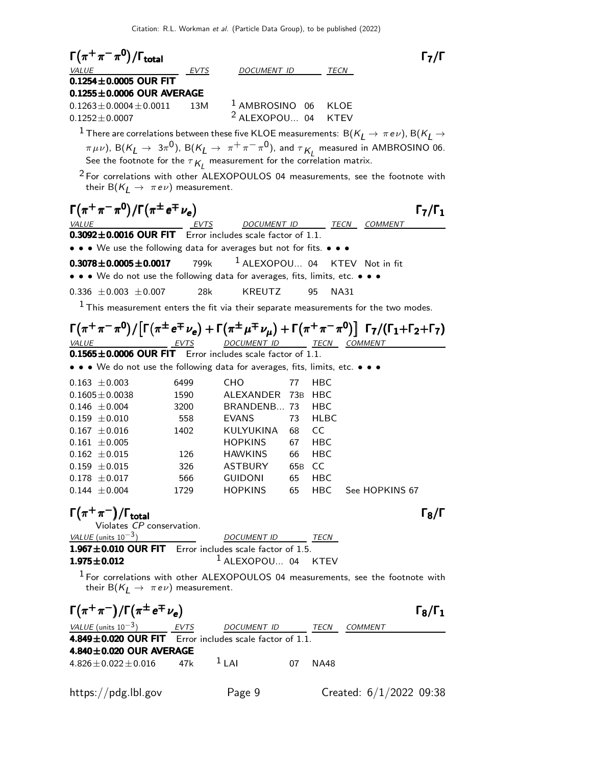## $\Gamma(\pi^+\pi^-\pi^0)/\Gamma_{\text{total}}$ — $\Gamma_7/\Gamma$

| VALUE | EVTS | DOCUMENT ID | TECN |
|---|---|---|---|
| **0.1254±0.0005 OUR FIT** | | | |
| **0.1255±0.0006 OUR AVERAGE** | | | |
| 0.1263±0.0004±0.0011 | 13M | [1] AMBROSINO 06 | KLOE |
| 0.1252±0.0007 | | [2] ALEXOPOU... 04 | KTEV |

[1] There are correlations between these five KLOE measurements: B($K_L \to \pi e \nu$), B($K_L \to \pi \mu \nu$), B($K_L \to 3\pi^0$), B($K_L \to \pi^+\pi^-\pi^0$), and $\tau_{K_L}$ measured in AMBROSINO 06. See the footnote for the $\tau_{K_L}$ measurement for the correlation matrix.

[2] For correlations with other ALEXOPOULOS 04 measurements, see the footnote with their B($K_L \to \pi e \nu$) measurement.

## $\Gamma(\pi^+\pi^-\pi^0)/\Gamma(\pi^\pm e^\mp \nu_e)$ — $\Gamma_7/\Gamma_1$

| VALUE | EVTS | DOCUMENT ID | TECN | COMMENT |
|---|---|---|---|---|
| **0.3092±0.0016 OUR FIT** Error includes scale factor of 1.1. | | | | |
| • • • We use the following data for averages but not for fits. • • • | | | | |
| **0.3078±0.0005±0.0017** | 799k | [1] ALEXOPOU... 04 | KTEV | Not in fit |
| • • • We do not use the following data for averages, fits, limits, etc. • • • | | | | |
| 0.336 ±0.003 ±0.007 | 28k | KREUTZ 95 | NA31 | |

[1] This measurement enters the fit via their separate measurements for the two modes.

## $\Gamma(\pi^+\pi^-\pi^0)/\left[\Gamma(\pi^\pm e^\mp \nu_e)+\Gamma(\pi^\pm \mu^\mp \nu_\mu)+\Gamma(\pi^+\pi^-\pi^0)\right]$ — $\Gamma_7/(\Gamma_1+\Gamma_2+\Gamma_7)$

| VALUE | EVTS | DOCUMENT ID | TECN | COMMENT |
|---|---|---|---|---|
| **0.1565±0.0006 OUR FIT** Error includes scale factor of 1.1. | | | | |
| • • • We do not use the following data for averages, fits, limits, etc. • • • | | | | |
| 0.163 ±0.003 | 6499 | CHO 77 | HBC | |
| 0.1605±0.0038 | 1590 | ALEXANDER 73B | HBC | |
| 0.146 ±0.004 | 3200 | BRANDENB... 73 | HBC | |
| 0.159 ±0.010 | 558 | EVANS 73 | HLBC | |
| 0.167 ±0.016 | 1402 | KULYUKINA 68 | CC | |
| 0.161 ±0.005 | | HOPKINS 67 | HBC | |
| 0.162 ±0.015 | 126 | HAWKINS 66 | HBC | |
| 0.159 ±0.015 | 326 | ASTBURY 65B | CC | |
| 0.178 ±0.017 | 566 | GUIDONI 65 | HBC | |
| 0.144 ±0.004 | 1729 | HOPKINS 65 | HBC | See HOPKINS 67 |

## $\Gamma(\pi^+\pi^-)/\Gamma_{\text{total}}$ — $\Gamma_8/\Gamma$

Violates *CP* conservation.

| VALUE (units $10^{-3}$) | DOCUMENT ID | TECN |
|---|---|---|
| **1.967±0.010 OUR FIT** Error includes scale factor of 1.5. | | |
| **1.975±0.012** | [1] ALEXOPOU... 04 | KTEV |

[1] For correlations with other ALEXOPOULOS 04 measurements, see the footnote with their B($K_L \to \pi e \nu$) measurement.

## $\Gamma(\pi^+\pi^-)/\Gamma(\pi^\pm e^\mp \nu_e)$ — $\Gamma_8/\Gamma_1$

| VALUE (units $10^{-3}$) | EVTS | DOCUMENT ID | TECN | COMMENT |
|---|---|---|---|---|
| **4.849±0.020 OUR FIT** Error includes scale factor of 1.1. | | | | |
| **4.840±0.020 OUR AVERAGE** | | | | |
| 4.826±0.022±0.016 | 47k | [1] LAI 07 | NA48 | |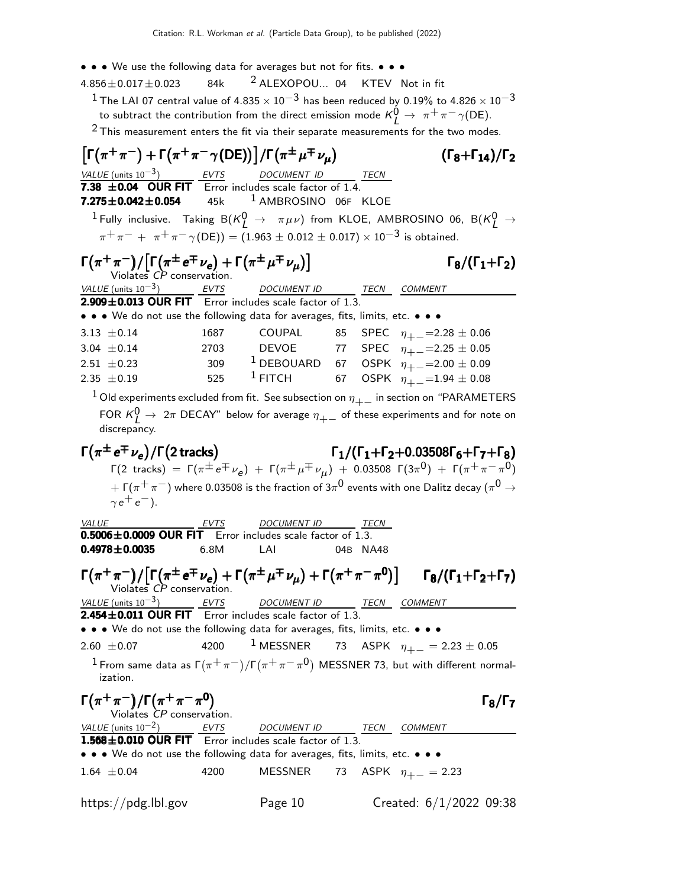• • • We use the following data for averages but not for fits. • • •

| | | | | |
|---|---|---|---|---|
| $4.856 \pm 0.017 \pm 0.023$ | 84k | [2] ALEXOPOU... 04 | KTEV | Not in fit |

[1] The LAI 07 central value of $4.835 \times 10^{-3}$ has been reduced by 0.19% to $4.826 \times 10^{-3}$ to subtract the contribution from the direct emission mode $K^0_L \to \pi^+\pi^-\gamma$(DE).

[2] This measurement enters the fit via their separate measurements for the two modes.

### $\left[\Gamma(\pi^+\pi^-) + \Gamma(\pi^+\pi^-\gamma(\text{DE}))\right]/\Gamma(\pi^\pm\mu^\mp\nu_\mu)$ $\qquad (\Gamma_8+\Gamma_{14})/\Gamma_2$

| VALUE (units $10^{-3}$) | EVTS | DOCUMENT ID | TECN |
|---|---|---|---|
| **7.38 ±0.04 OUR FIT** | Error includes scale factor of 1.4. | | |
| **7.275±0.042±0.054** | 45k | [1] AMBROSINO 06F | KLOE |

[1] Fully inclusive. Taking $B(K^0_L \to \pi\mu\nu)$ from KLOE, AMBROSINO 06, $B(K^0_L \to \pi^+\pi^- + \pi^+\pi^-\gamma(\text{DE})) = (1.963 \pm 0.012 \pm 0.017) \times 10^{-3}$ is obtained.

### $\Gamma(\pi^+\pi^-)/\left[\Gamma(\pi^\pm e^\mp\nu_e) + \Gamma(\pi^\pm\mu^\mp\nu_\mu)\right]$ $\qquad \Gamma_8/(\Gamma_1+\Gamma_2)$

Violates $CP$ conservation.

| VALUE (units $10^{-3}$) | EVTS | DOCUMENT ID | | TECN | COMMENT |
|---|---|---|---|---|---|
| **2.909±0.013 OUR FIT** | Error includes scale factor of 1.3. | | | | |
| • • • We do not use the following data for averages, fits, limits, etc. • • • | | | | | |
| $3.13 \pm 0.14$ | 1687 | COUPAL | 85 | SPEC | $\eta_{+-}=2.28 \pm 0.06$ |
| $3.04 \pm 0.14$ | 2703 | DEVOE | 77 | SPEC | $\eta_{+-}=2.25 \pm 0.05$ |
| $2.51 \pm 0.23$ | 309 | [1] DEBOUARD | 67 | OSPK | $\eta_{+-}=2.00 \pm 0.09$ |
| $2.35 \pm 0.19$ | 525 | [1] FITCH | 67 | OSPK | $\eta_{+-}=1.94 \pm 0.08$ |

[1] Old experiments excluded from fit. See subsection on $\eta_{+-}$ in section on "PARAMETERS FOR $K^0_L \to 2\pi$ DECAY" below for average $\eta_{+-}$ of these experiments and for note on discrepancy.

### $\Gamma(\pi^\pm e^\mp\nu_e)/\Gamma(2\text{ tracks})$ $\qquad \Gamma_1/(\Gamma_1+\Gamma_2+0.03508\Gamma_6+\Gamma_7+\Gamma_8)$

$\Gamma(2\text{ tracks}) = \Gamma(\pi^\pm e^\mp\nu_e) + \Gamma(\pi^\pm\mu^\mp\nu_\mu) + 0.03508\ \Gamma(3\pi^0) + \Gamma(\pi^+\pi^-\pi^0) + \Gamma(\pi^+\pi^-)$ where 0.03508 is the fraction of $3\pi^0$ events with one Dalitz decay ($\pi^0 \to \gamma e^+e^-$).

| VALUE | EVTS | DOCUMENT ID | | TECN |
|---|---|---|---|---|
| **0.5006±0.0009 OUR FIT** | Error includes scale factor of 1.3. | | | |
| **0.4978±0.0035** | 6.8M | LAI | 04B | NA48 |

### $\Gamma(\pi^+\pi^-)/\left[\Gamma(\pi^\pm e^\mp\nu_e) + \Gamma(\pi^\pm\mu^\mp\nu_\mu) + \Gamma(\pi^+\pi^-\pi^0)\right]$ $\qquad \Gamma_8/(\Gamma_1+\Gamma_2+\Gamma_7)$

Violates $CP$ conservation.

| VALUE (units $10^{-3}$) | EVTS | DOCUMENT ID | | TECN | COMMENT |
|---|---|---|---|---|---|
| **2.454±0.011 OUR FIT** | Error includes scale factor of 1.3. | | | | |
| • • • We do not use the following data for averages, fits, limits, etc. • • • | | | | | |
| $2.60 \pm 0.07$ | 4200 | [1] MESSNER | 73 | ASPK | $\eta_{+-} = 2.23 \pm 0.05$ |

[1] From same data as $\Gamma(\pi^+\pi^-)/\Gamma(\pi^+\pi^-\pi^0)$ MESSNER 73, but with different normalization.

### $\Gamma(\pi^+\pi^-)/\Gamma(\pi^+\pi^-\pi^0)$ $\qquad \Gamma_8/\Gamma_7$

Violates $CP$ conservation.

| VALUE (units $10^{-2}$) | EVTS | DOCUMENT ID | | TECN | COMMENT |
|---|---|---|---|---|---|
| **1.568±0.010 OUR FIT** | Error includes scale factor of 1.3. | | | | |
| • • • We do not use the following data for averages, fits, limits, etc. • • • | | | | | |
| $1.64 \pm 0.04$ | 4200 | MESSNER | 73 | ASPK | $\eta_{+-} = 2.23$ |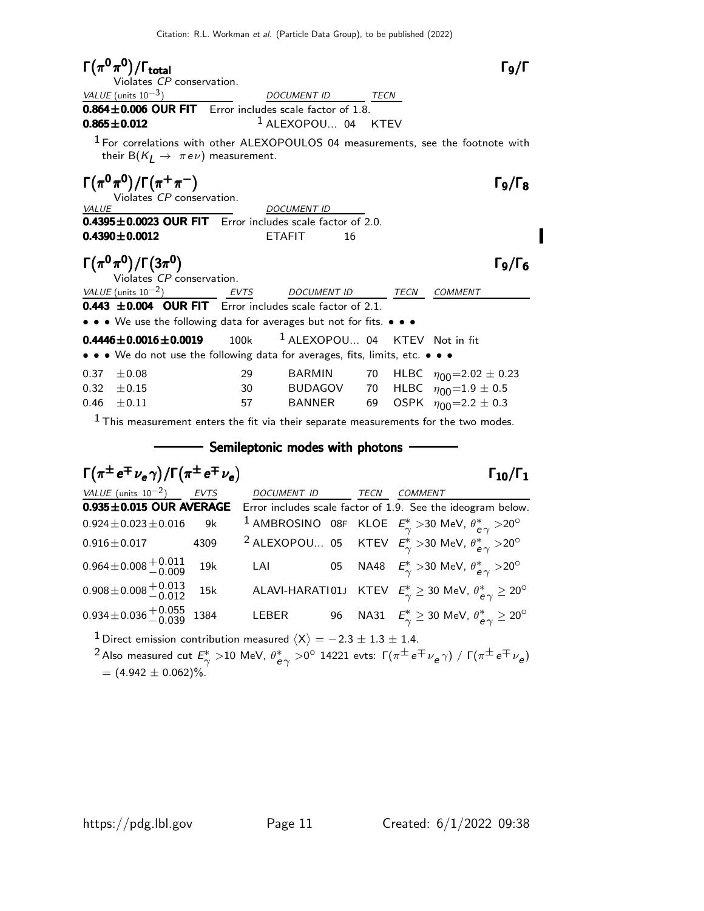## $\Gamma(\pi^0\pi^0)/\Gamma_{\text{total}}$ — $\Gamma_9/\Gamma$

Violates *CP* conservation.

| VALUE (units $10^{-3}$) | DOCUMENT ID | | TECN |
|---|---|---|---|
| **0.864±0.006 OUR FIT** Error includes scale factor of 1.8. | | | |
| **0.865±0.012** | [1] ALEXOPOU... | 04 | KTEV |

[1] For correlations with other ALEXOPOULOS 04 measurements, see the footnote with their B($K_L \to \pi e \nu$) measurement.

## $\Gamma(\pi^0\pi^0)/\Gamma(\pi^+\pi^-)$ — $\Gamma_9/\Gamma_8$

Violates *CP* conservation.

| VALUE | DOCUMENT ID | |
|---|---|---|
| **0.4395±0.0023 OUR FIT** Error includes scale factor of 2.0. | | |
| **0.4390±0.0012** | ETAFIT | 16 |

## $\Gamma(\pi^0\pi^0)/\Gamma(3\pi^0)$ — $\Gamma_9/\Gamma_6$

Violates *CP* conservation.

| VALUE (units $10^{-2}$) | EVTS | DOCUMENT ID | | TECN | COMMENT |
|---|---|---|---|---|---|
| **0.443 ±0.004 OUR FIT** Error includes scale factor of 2.1. | | | | | |
| • • • We use the following data for averages but not for fits. • • • | | | | | |
| **0.4446±0.0016±0.0019** | 100k | [1] ALEXOPOU... | 04 | KTEV | Not in fit |
| • • • We do not use the following data for averages, fits, limits, etc. • • • | | | | | |
| 0.37 ±0.08 | 29 | BARMIN | 70 | HLBC | $\eta_{00}$=2.02 ± 0.23 |
| 0.32 ±0.15 | 30 | BUDAGOV | 70 | HLBC | $\eta_{00}$=1.9 ± 0.5 |
| 0.46 ±0.11 | 57 | BANNER | 69 | OSPK | $\eta_{00}$=2.2 ± 0.3 |

[1] This measurement enters the fit via their separate measurements for the two modes.

### Semileptonic modes with photons

## $\Gamma(\pi^\pm e^\mp \nu_e \gamma)/\Gamma(\pi^\pm e^\mp \nu_e)$ — $\Gamma_{10}/\Gamma_1$

| VALUE (units $10^{-2}$) | EVTS | DOCUMENT ID | | TECN | COMMENT |
|---|---|---|---|---|---|
| **0.935±0.015 OUR AVERAGE** Error includes scale factor of 1.9. See the ideogram below. | | | | | |
| 0.924±0.023±0.016 | 9k | [1] AMBROSINO | 08F | KLOE | $E^*_\gamma$ >30 MeV, $\theta^*_{e\gamma}$ >20° |
| 0.916±0.017 | 4309 | [2] ALEXOPOU... | 05 | KTEV | $E^*_\gamma$ >30 MeV, $\theta^*_{e\gamma}$ >20° |
| $0.964\pm0.008^{+0.011}_{-0.009}$ | 19k | LAI | 05 | NA48 | $E^*_\gamma$ >30 MeV, $\theta^*_{e\gamma}$ >20° |
| $0.908\pm0.008^{+0.013}_{-0.012}$ | 15k | ALAVI-HARATI | 01J | KTEV | $E^*_\gamma \geq$ 30 MeV, $\theta^*_{e\gamma} \geq$ 20° |
| $0.934\pm0.036^{+0.055}_{-0.039}$ | 1384 | LEBER | 96 | NA31 | $E^*_\gamma \geq$ 30 MeV, $\theta^*_{e\gamma} \geq$ 20° |

[1] Direct emission contribution measured $\langle X \rangle = -2.3 \pm 1.3 \pm 1.4$.

[2] Also measured cut $E^*_\gamma$ >10 MeV, $\theta^*_{e\gamma}$ >0° 14221 evts: $\Gamma(\pi^\pm e^\mp \nu_e \gamma)$ / $\Gamma(\pi^\pm e^\mp \nu_e)$ = (4.942 ± 0.062)%.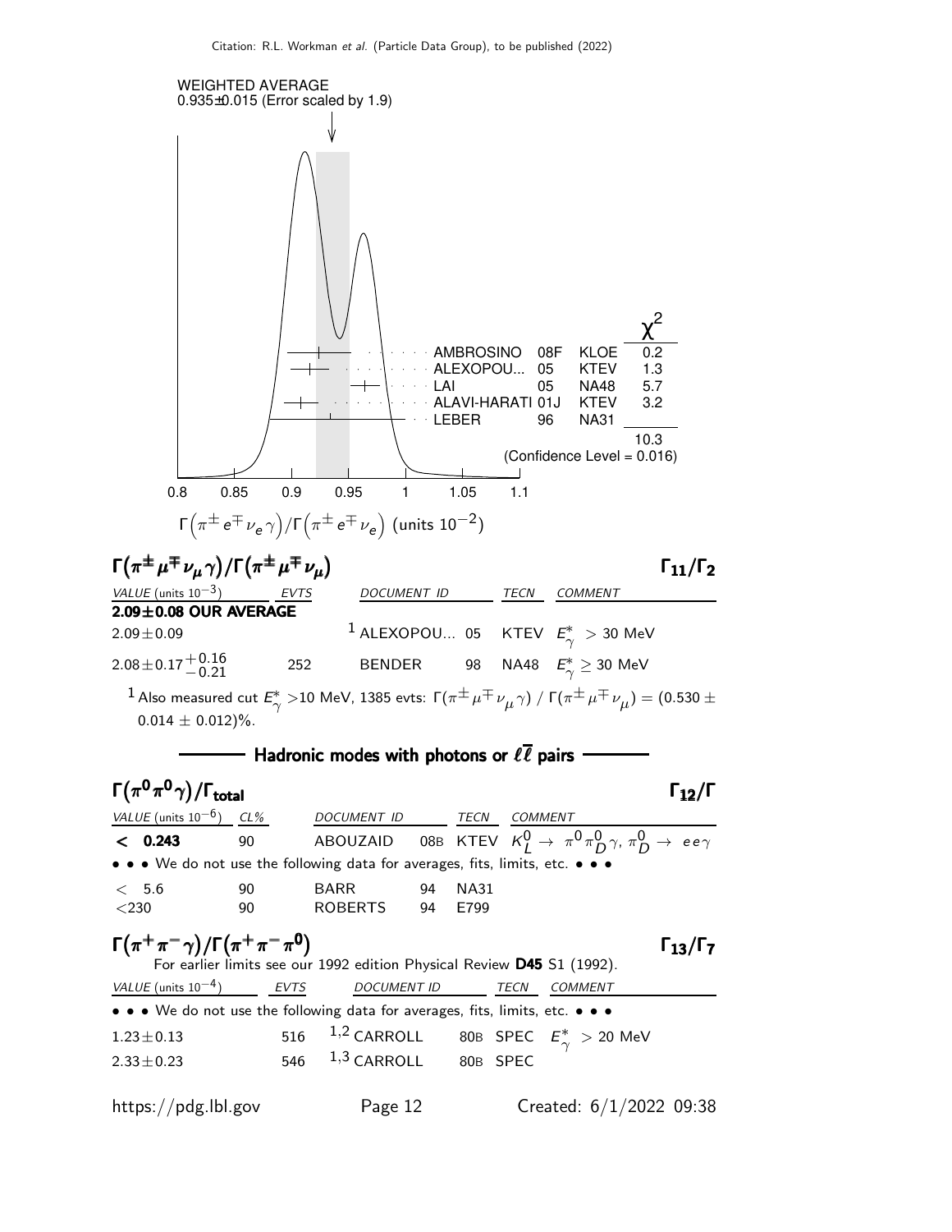WEIGHTED AVERAGE
0.935±0.015 (Error scaled by 1.9)

| | | | $\chi^2$ |
|---|---|---|---|
| AMBROSINO | 08F | KLOE | 0.2 |
| ALEXOPOU... | 05 | KTEV | 1.3 |
| LAI | 05 | NA48 | 5.7 |
| ALAVI-HARATI | 01J | KTEV | 3.2 |
| LEBER | 96 | NA31 | |
| | | | 10.3 |

(Confidence Level = 0.016)

$\Gamma\left(\pi^{\pm} e^{\mp} \nu_e \gamma\right)/\Gamma\left(\pi^{\pm} e^{\mp} \nu_e\right)$ (units $10^{-2}$)

## $\Gamma(\pi^{\pm}\mu^{\mp}\nu_{\mu}\gamma)/\Gamma(\pi^{\pm}\mu^{\mp}\nu_{\mu})$ — $\Gamma_{11}/\Gamma_2$

| VALUE (units $10^{-3}$) | EVTS | DOCUMENT ID | | TECN | COMMENT |
|---|---|---|---|---|---|
| **2.09±0.08 OUR AVERAGE** | | | | | |
| 2.09±0.09 | | [1] ALEXOPOU... | 05 | KTEV | $E^*_{\gamma} > 30$ MeV |
| $2.08\pm0.17^{+0.16}_{-0.21}$ | 252 | BENDER | 98 | NA48 | $E^*_{\gamma} \geq 30$ MeV |

[1] Also measured cut $E^*_{\gamma} > 10$ MeV, 1385 evts: $\Gamma(\pi^{\pm}\mu^{\mp}\nu_{\mu}\gamma)$ / $\Gamma(\pi^{\pm}\mu^{\mp}\nu_{\mu}) = (0.530 \pm 0.014 \pm 0.012)$%.

### Hadronic modes with photons or $\ell\overline{\ell}$ pairs

## $\Gamma(\pi^0\pi^0\gamma)/\Gamma_{\text{total}}$ — $\Gamma_{12}/\Gamma$

| VALUE (units $10^{-6}$) | CL% | DOCUMENT ID | | TECN | COMMENT |
|---|---|---|---|---|---|
| **< 0.243** | 90 | ABOUZAID | 08B | KTEV | $K^0_L \to \pi^0\pi^0_D\gamma$, $\pi^0_D \to ee\gamma$ |
| • • • We do not use the following data for averages, fits, limits, etc. • • • | | | | | |
| < 5.6 | 90 | BARR | 94 | NA31 | |
| <230 | 90 | ROBERTS | 94 | E799 | |

## $\Gamma(\pi^+\pi^-\gamma)/\Gamma(\pi^+\pi^-\pi^0)$ — $\Gamma_{13}/\Gamma_7$

For earlier limits see our 1992 edition Physical Review **D45** S1 (1992).

| VALUE (units $10^{-4}$) | EVTS | DOCUMENT ID | | TECN | COMMENT |
|---|---|---|---|---|---|
| • • • We do not use the following data for averages, fits, limits, etc. • • • | | | | | |
| 1.23±0.13 | 516 | [1,2] CARROLL | 80B | SPEC | $E^*_{\gamma} > 20$ MeV |
| 2.33±0.23 | 546 | [1,3] CARROLL | 80B | SPEC | |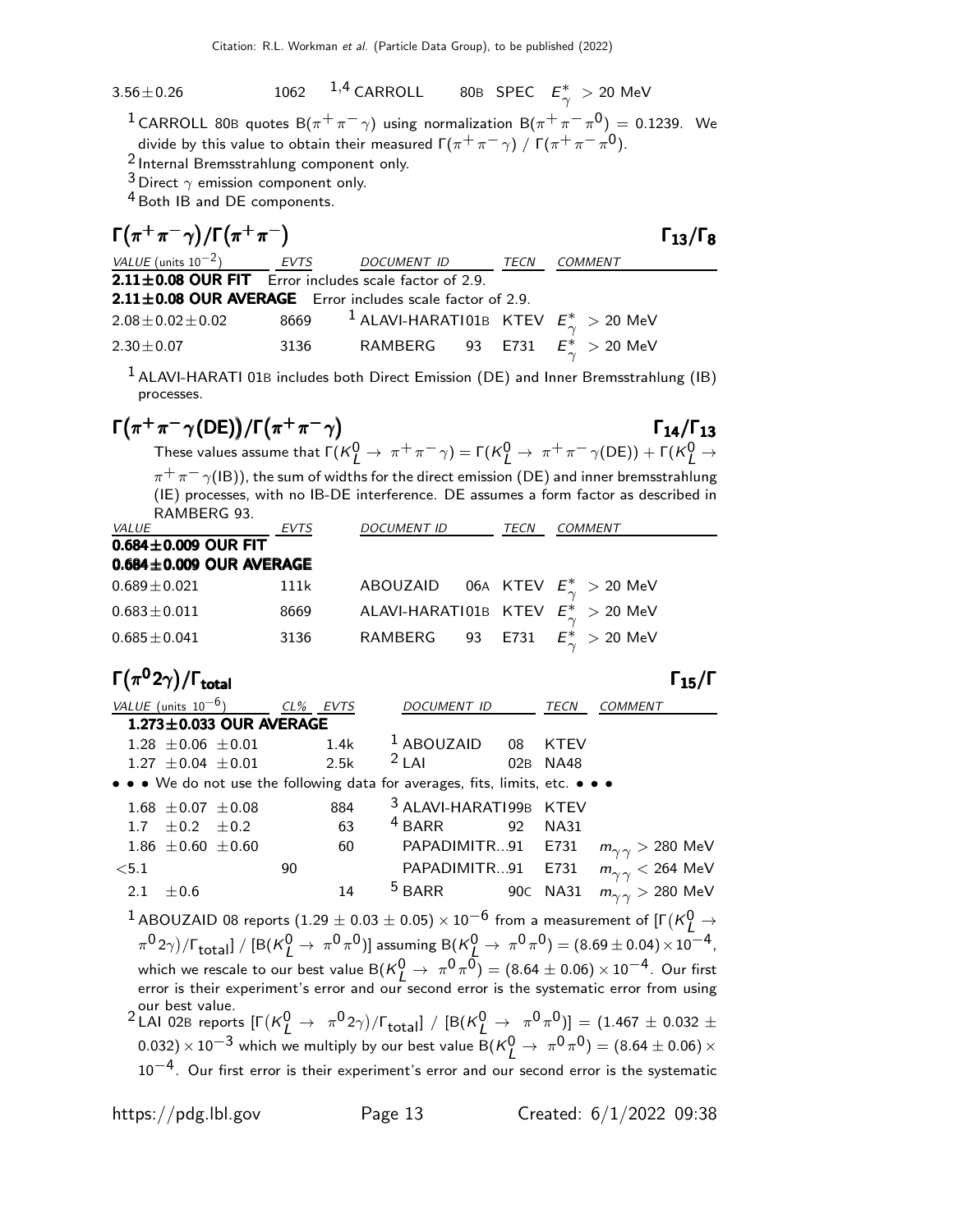| | | | | | |
|---|---|---|---|---|---|
| $3.56 \pm 0.26$ | 1062 | [1,4] CARROLL | 80B | SPEC | $E^*_\gamma$ > 20 MeV |

[1] CARROLL 80B quotes $B(\pi^+\pi^-\gamma)$ using normalization $B(\pi^+\pi^-\pi^0) = 0.1239$. We divide by this value to obtain their measured $\Gamma(\pi^+\pi^-\gamma)$ / $\Gamma(\pi^+\pi^-\pi^0)$.

[2] Internal Bremsstrahlung component only.

[3] Direct $\gamma$ emission component only.

[4] Both IB and DE components.

## $\Gamma(\pi^+\pi^-\gamma)/\Gamma(\pi^+\pi^-)$ — $\Gamma_{13}/\Gamma_8$

| VALUE (units $10^{-2}$) | EVTS | DOCUMENT ID | | TECN | COMMENT |
|---|---|---|---|---|---|
| **2.11±0.08 OUR FIT** Error includes scale factor of 2.9. | | | | | |
| **2.11±0.08 OUR AVERAGE** Error includes scale factor of 2.9. | | | | | |
| $2.08 \pm 0.02 \pm 0.02$ | 8669 | [1] ALAVI-HARATI | 01B | KTEV | $E^*_\gamma$ > 20 MeV |
| $2.30 \pm 0.07$ | 3136 | RAMBERG | 93 | E731 | $E^*_\gamma$ > 20 MeV |

[1] ALAVI-HARATI 01B includes both Direct Emission (DE) and Inner Bremsstrahlung (IB) processes.

## $\Gamma(\pi^+\pi^-\gamma(\text{DE}))/\Gamma(\pi^+\pi^-\gamma)$ — $\Gamma_{14}/\Gamma_{13}$

These values assume that $\Gamma(K^0_L \to \pi^+\pi^-\gamma) = \Gamma(K^0_L \to \pi^+\pi^-\gamma(\text{DE})) + \Gamma(K^0_L \to \pi^+\pi^-\gamma(\text{IB}))$, the sum of widths for the direct emission (DE) and inner bremsstrahlung (IE) processes, with no IB-DE interference. DE assumes a form factor as described in RAMBERG 93.

| VALUE | EVTS | DOCUMENT ID | | TECN | COMMENT |
|---|---|---|---|---|---|
| **0.684±0.009 OUR FIT** | | | | | |
| **0.684±0.009 OUR AVERAGE** | | | | | |
| $0.689 \pm 0.021$ | 111k | ABOUZAID | 06A | KTEV | $E^*_\gamma$ > 20 MeV |
| $0.683 \pm 0.011$ | 8669 | ALAVI-HARATI | 01B | KTEV | $E^*_\gamma$ > 20 MeV |
| $0.685 \pm 0.041$ | 3136 | RAMBERG | 93 | E731 | $E^*_\gamma$ > 20 MeV |

## $\Gamma(\pi^0 2\gamma)/\Gamma_{\text{total}}$ — $\Gamma_{15}/\Gamma$

| VALUE (units $10^{-6}$) | CL% | EVTS | DOCUMENT ID | | TECN | COMMENT |
|---|---|---|---|---|---|---|
| **1.273±0.033 OUR AVERAGE** | | | | | | |
| $1.28 \pm 0.06 \pm 0.01$ | | 1.4k | [1] ABOUZAID | 08 | KTEV | |
| $1.27 \pm 0.04 \pm 0.01$ | | 2.5k | [2] LAI | 02B | NA48 | |
| • • • We do not use the following data for averages, fits, limits, etc. • • • | | | | | | |
| $1.68 \pm 0.07 \pm 0.08$ | | 884 | [3] ALAVI-HARATI | 99B | KTEV | |
| $1.7 \pm 0.2 \pm 0.2$ | | 63 | [4] BARR | 92 | NA31 | |
| $1.86 \pm 0.60 \pm 0.60$ | | 60 | PAPADIMITR... | 91 | E731 | $m_{\gamma\gamma}$ > 280 MeV |
| <5.1 | 90 | | PAPADIMITR... | 91 | E731 | $m_{\gamma\gamma}$ < 264 MeV |
| $2.1 \pm 0.6$ | | 14 | [5] BARR | 90C | NA31 | $m_{\gamma\gamma}$ > 280 MeV |

[1] ABOUZAID 08 reports $(1.29 \pm 0.03 \pm 0.05) \times 10^{-6}$ from a measurement of $[\Gamma(K^0_L \to \pi^0 2\gamma)/\Gamma_{\text{total}}]$ / $[B(K^0_L \to \pi^0\pi^0)]$ assuming $B(K^0_L \to \pi^0\pi^0) = (8.69 \pm 0.04) \times 10^{-4}$, which we rescale to our best value $B(K^0_L \to \pi^0\pi^0) = (8.64 \pm 0.06) \times 10^{-4}$. Our first error is their experiment's error and our second error is the systematic error from using our best value.

[2] LAI 02B reports $[\Gamma(K^0_L \to \pi^0 2\gamma)/\Gamma_{\text{total}}]$ / $[B(K^0_L \to \pi^0\pi^0)] = (1.467 \pm 0.032 \pm 0.032) \times 10^{-3}$ which we multiply by our best value $B(K^0_L \to \pi^0\pi^0) = (8.64 \pm 0.06) \times 10^{-4}$. Our first error is their experiment's error and our second error is the systematic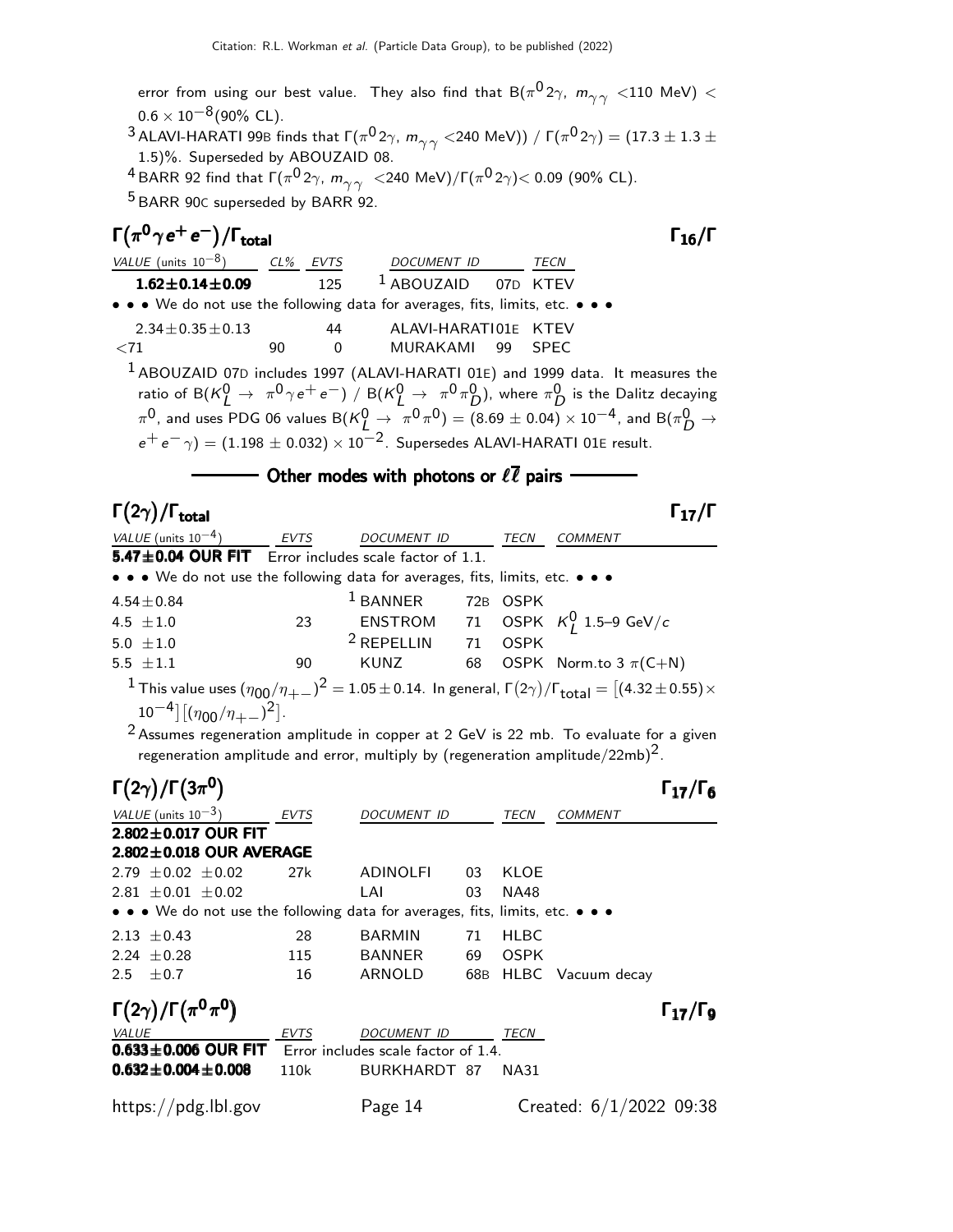error from using our best value. They also find that B($\pi^0 2\gamma$, $m_{\gamma\gamma}$ <110 MeV) < $0.6 \times 10^{-8}$(90% CL).

[3] ALAVI-HARATI 99B finds that $\Gamma(\pi^0 2\gamma$, $m_{\gamma\gamma}$ <240 MeV)) / $\Gamma(\pi^0 2\gamma) = (17.3 \pm 1.3 \pm 1.5)$%. Superseded by ABOUZAID 08.

[4] BARR 92 find that $\Gamma(\pi^0 2\gamma$, $m_{\gamma\gamma}$ <240 MeV)/$\Gamma(\pi^0 2\gamma)$< 0.09 (90% CL).

[5] BARR 90C superseded by BARR 92.

## $\Gamma(\pi^0 \gamma e^+ e^-)/\Gamma_{\text{total}}$ $\Gamma_{16}/\Gamma$

| VALUE (units $10^{-8}$) | CL% | EVTS | DOCUMENT ID | | TECN |
|---|---|---|---|---|---|
| **1.62±0.14±0.09** | | 125 | [1] ABOUZAID | 07D | KTEV |
| • • • We do not use the following data for averages, fits, limits, etc. • • • | | | | | |
| 2.34±0.35±0.13 | | 44 | ALAVI-HARATI | 01E | KTEV |
| <71 | 90 | 0 | MURAKAMI | 99 | SPEC |

[1] ABOUZAID 07D includes 1997 (ALAVI-HARATI 01E) and 1999 data. It measures the ratio of B($K^0_L \to \pi^0 \gamma e^+ e^-$) / B($K^0_L \to \pi^0 \pi^0_D$), where $\pi^0_D$ is the Dalitz decaying $\pi^0$, and uses PDG 06 values B($K^0_L \to \pi^0 \pi^0$) = $(8.69 \pm 0.04) \times 10^{-4}$, and B($\pi^0_D \to e^+ e^- \gamma$) = $(1.198 \pm 0.032) \times 10^{-2}$. Supersedes ALAVI-HARATI 01E result.

### Other modes with photons or $\ell\overline{\ell}$ pairs

## $\Gamma(2\gamma)/\Gamma_{\text{total}}$ $\Gamma_{17}/\Gamma$

| VALUE (units $10^{-4}$) | EVTS | DOCUMENT ID | | TECN | COMMENT |
|---|---|---|---|---|---|
| **5.47±0.04 OUR FIT** Error includes scale factor of 1.1. | | | | | |
| • • • We do not use the following data for averages, fits, limits, etc. • • • | | | | | |
| 4.54±0.84 | | [1] BANNER | 72B | OSPK | |
| 4.5 ±1.0 | 23 | ENSTROM | 71 | OSPK | $K^0_L$ 1.5–9 GeV/$c$ |
| 5.0 ±1.0 | | [2] REPELLIN | 71 | OSPK | |
| 5.5 ±1.1 | 90 | KUNZ | 68 | OSPK | Norm.to 3 $\pi$(C+N) |

[1] This value uses $(\eta_{00}/\eta_{+-})^2 = 1.05 \pm 0.14$. In general, $\Gamma(2\gamma)/\Gamma_{\text{total}} = [(4.32 \pm 0.55) \times 10^{-4}][(\eta_{00}/\eta_{+-})^2]$.

[2] Assumes regeneration amplitude in copper at 2 GeV is 22 mb. To evaluate for a given regeneration amplitude and error, multiply by (regeneration amplitude/22mb)$^2$.

## $\Gamma(2\gamma)/\Gamma(3\pi^0)$ $\Gamma_{17}/\Gamma_6$

| VALUE (units $10^{-3}$) | EVTS | DOCUMENT ID | | TECN | COMMENT |
|---|---|---|---|---|---|
| **2.802±0.017 OUR FIT** | | | | | |
| **2.802±0.018 OUR AVERAGE** | | | | | |
| 2.79 ±0.02 ±0.02 | 27k | ADINOLFI | 03 | KLOE | |
| 2.81 ±0.01 ±0.02 | | LAI | 03 | NA48 | |
| • • • We do not use the following data for averages, fits, limits, etc. • • • | | | | | |
| 2.13 ±0.43 | 28 | BARMIN | 71 | HLBC | |
| 2.24 ±0.28 | 115 | BANNER | 69 | OSPK | |
| 2.5 ±0.7 | 16 | ARNOLD | 68B | HLBC | Vacuum decay |

## $\Gamma(2\gamma)/\Gamma(\pi^0\pi^0)$ $\Gamma_{17}/\Gamma_9$

| VALUE | EVTS | DOCUMENT ID | | TECN |
|---|---|---|---|---|
| **0.633±0.006 OUR FIT** Error includes scale factor of 1.4. | | | | |
| **0.632±0.004±0.008** | 110k | BURKHARDT | 87 | NA31 |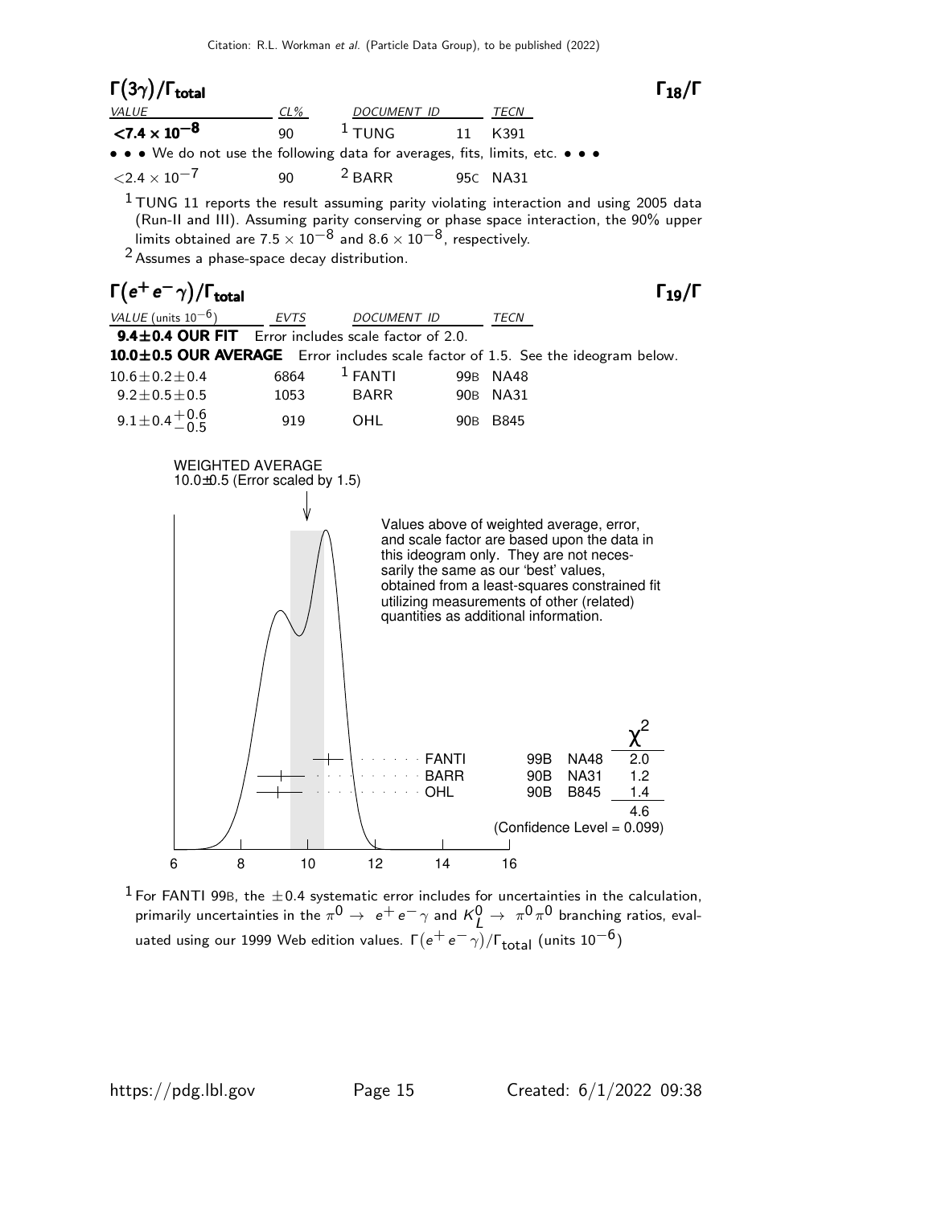## $\Gamma(3\gamma)/\Gamma_{total}$ $\Gamma_{18}/\Gamma$

| VALUE | CL% | DOCUMENT ID | | TECN |
|---|---|---|---|---|
| **$<7.4 \times 10^{-8}$** | 90 | [1] TUNG | 11 | K391 |
| • • • We do not use the following data for averages, fits, limits, etc. • • • | | | | |
| $<2.4 \times 10^{-7}$ | 90 | [2] BARR | 95C | NA31 |

[1] TUNG 11 reports the result assuming parity violating interaction and using 2005 data (Run-II and III). Assuming parity conserving or phase space interaction, the 90% upper limits obtained are $7.5 \times 10^{-8}$ and $8.6 \times 10^{-8}$, respectively.

[2] Assumes a phase-space decay distribution.

## $\Gamma(e^+e^-\gamma)/\Gamma_{total}$ $\Gamma_{19}/\Gamma$

| VALUE (units $10^{-6}$) | EVTS | DOCUMENT ID | | TECN |
|---|---|---|---|---|
| **9.4±0.4 OUR FIT** Error includes scale factor of 2.0. | | | | |
| **10.0±0.5 OUR AVERAGE** Error includes scale factor of 1.5. See the ideogram below. | | | | |
| $10.6 \pm 0.2 \pm 0.4$ | 6864 | [1] FANTI | 99B | NA48 |
| $9.2 \pm 0.5 \pm 0.5$ | 1053 | BARR | 90B | NA31 |
| $9.1 \pm 0.4 {}^{+0.6}_{-0.5}$ | 919 | OHL | 90B | B845 |

WEIGHTED AVERAGE
10.0±0.5 (Error scaled by 1.5)

Values above of weighted average, error, and scale factor are based upon the data in this ideogram only. They are not necessarily the same as our 'best' values, obtained from a least-squares constrained fit utilizing measurements of other (related) quantities as additional information.

| | | | $\chi^2$ |
|---|---|---|---|
| FANTI | 99B | NA48 | 2.0 |
| BARR | 90B | NA31 | 1.2 |
| OHL | 90B | B845 | 1.4 |
| | | | 4.6 |

(Confidence Level = 0.099)

$\Gamma(e^+e^-\gamma)/\Gamma_{total}$ (units $10^{-6}$)

[1] For FANTI 99B, the $\pm 0.4$ systematic error includes for uncertainties in the calculation, primarily uncertainties in the $\pi^0 \rightarrow e^+e^-\gamma$ and $K^0_L \rightarrow \pi^0\pi^0$ branching ratios, evaluated using our 1999 Web edition values.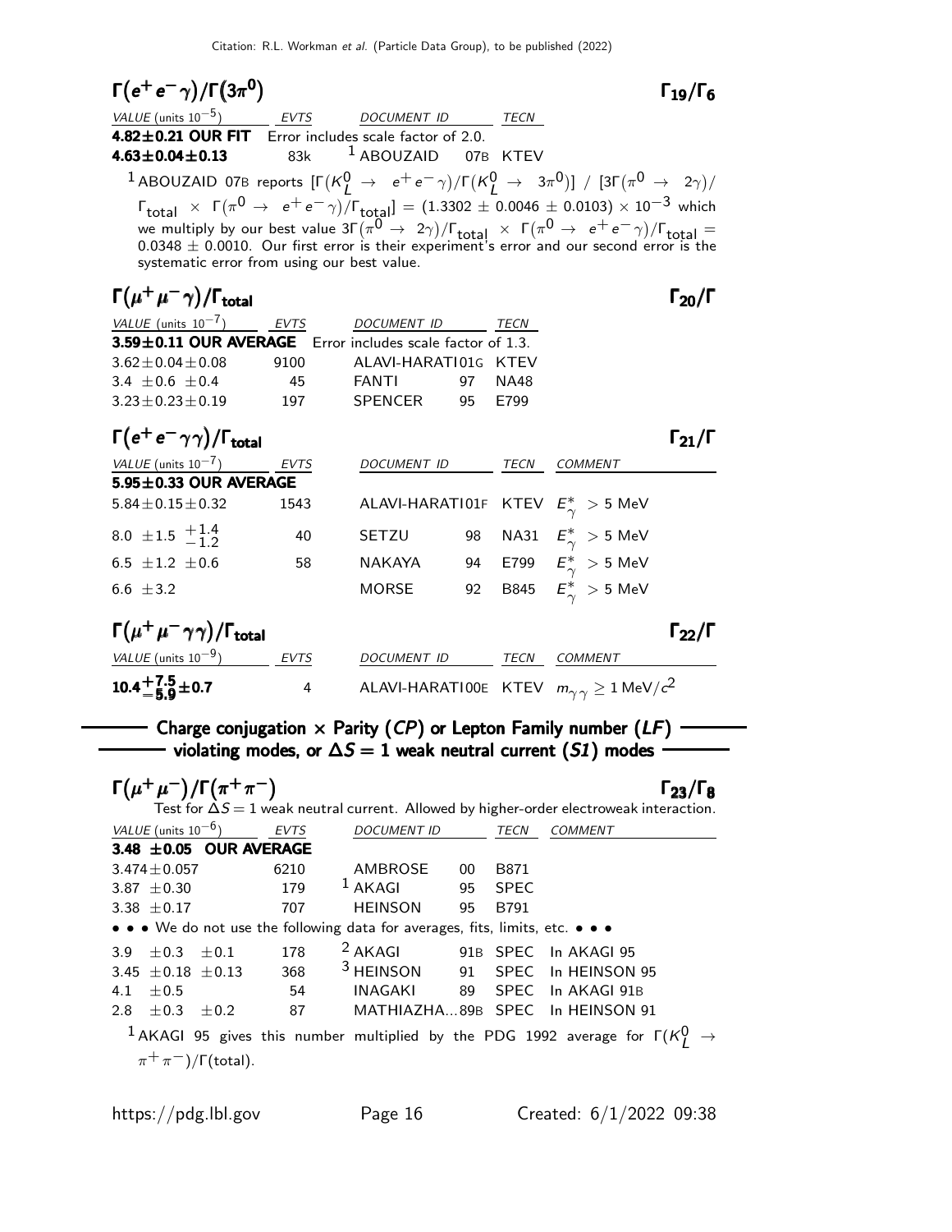## $\Gamma(e^+e^-\gamma)/\Gamma(3\pi^0)$ — $\Gamma_{19}/\Gamma_6$

| VALUE (units $10^{-5}$) | EVTS | DOCUMENT ID | | TECN |
|---|---|---|---|---|
| **4.82±0.21 OUR FIT** | Error includes scale factor of 2.0. | | | |
| **4.63±0.04±0.13** | 83k | [1] ABOUZAID | 07B | KTEV |

[1] ABOUZAID 07B reports $[\Gamma(K^0_L \to e^+e^-\gamma)/\Gamma(K^0_L \to 3\pi^0)]$ / $[3\Gamma(\pi^0 \to 2\gamma)/\Gamma_{\text{total}} \times \Gamma(\pi^0 \to e^+e^-\gamma)/\Gamma_{\text{total}}] = (1.3302 \pm 0.0046 \pm 0.0103) \times 10^{-3}$ which we multiply by our best value $3\Gamma(\pi^0 \to 2\gamma)/\Gamma_{\text{total}} \times \Gamma(\pi^0 \to e^+e^-\gamma)/\Gamma_{\text{total}} = 0.0348 \pm 0.0010$. Our first error is their experiment's error and our second error is the systematic error from using our best value.

## $\Gamma(\mu^+\mu^-\gamma)/\Gamma_{\text{total}}$ — $\Gamma_{20}/\Gamma$

| VALUE (units $10^{-7}$) | EVTS | DOCUMENT ID | | TECN |
|---|---|---|---|---|
| **3.59±0.11 OUR AVERAGE** | Error includes scale factor of 1.3. | | | |
| 3.62±0.04±0.08 | 9100 | ALAVI-HARATI | 01G | KTEV |
| 3.4 ±0.6 ±0.4 | 45 | FANTI | 97 | NA48 |
| 3.23±0.23±0.19 | 197 | SPENCER | 95 | E799 |

## $\Gamma(e^+e^-\gamma\gamma)/\Gamma_{\text{total}}$ — $\Gamma_{21}/\Gamma$

| VALUE (units $10^{-7}$) | EVTS | DOCUMENT ID | | TECN | COMMENT |
|---|---|---|---|---|---|
| **5.95±0.33 OUR AVERAGE** | | | | | |
| 5.84±0.15±0.32 | 1543 | ALAVI-HARATI | 01F | KTEV | $E^*_\gamma > 5$ MeV |
| 8.0 ±1.5 $^{+1.4}_{-1.2}$ | 40 | SETZU | 98 | NA31 | $E^*_\gamma > 5$ MeV |
| 6.5 ±1.2 ±0.6 | 58 | NAKAYA | 94 | E799 | $E^*_\gamma > 5$ MeV |
| 6.6 ±3.2 | | MORSE | 92 | B845 | $E^*_\gamma > 5$ MeV |

## $\Gamma(\mu^+\mu^-\gamma\gamma)/\Gamma_{\text{total}}$ — $\Gamma_{22}/\Gamma$

| VALUE (units $10^{-9}$) | EVTS | DOCUMENT ID | | TECN | COMMENT |
|---|---|---|---|---|---|
| **$10.4^{+7.5}_{-5.9}$±0.7** | 4 | ALAVI-HARATI | 00E | KTEV | $m_{\gamma\gamma} \geq 1$ MeV/$c^2$ |

## Charge conjugation × Parity ($CP$) or Lepton Family number ($LF$) violating modes, or $\Delta S = 1$ weak neutral current ($S1$) modes

## $\Gamma(\mu^+\mu^-)/\Gamma(\pi^+\pi^-)$ — $\Gamma_{23}/\Gamma_8$

Test for $\Delta S = 1$ weak neutral current. Allowed by higher-order electroweak interaction.

| VALUE (units $10^{-6}$) | EVTS | DOCUMENT ID | | TECN | COMMENT |
|---|---|---|---|---|---|
| **3.48 ±0.05 OUR AVERAGE** | | | | | |
| 3.474±0.057 | 6210 | AMBROSE | 00 | B871 | |
| 3.87 ±0.30 | 179 | [1] AKAGI | 95 | SPEC | |
| 3.38 ±0.17 | 707 | HEINSON | 95 | B791 | |
| • • • We do not use the following data for averages, fits, limits, etc. • • • | | | | | |
| 3.9 ±0.3 ±0.1 | 178 | [2] AKAGI | 91B | SPEC | In AKAGI 95 |
| 3.45 ±0.18 ±0.13 | 368 | [3] HEINSON | 91 | SPEC | In HEINSON 95 |
| 4.1 ±0.5 | 54 | INAGAKI | 89 | SPEC | In AKAGI 91B |
| 2.8 ±0.3 ±0.2 | 87 | MATHIAZHA... | 89B | SPEC | In HEINSON 91 |

[1] AKAGI 95 gives this number multiplied by the PDG 1992 average for $\Gamma(K^0_L \to \pi^+\pi^-)/\Gamma(\text{total})$.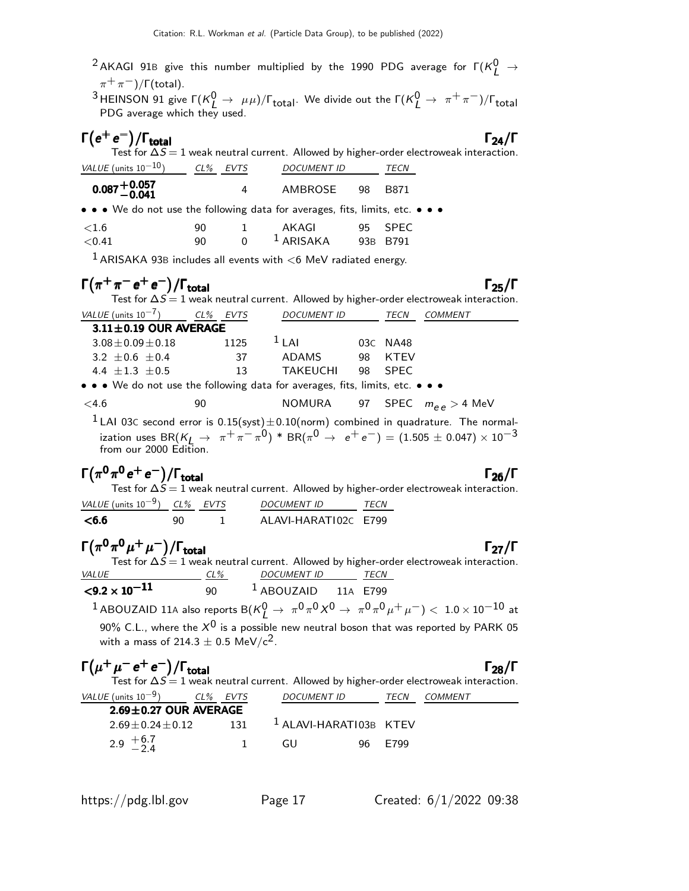[2] AKAGI 91B give this number multiplied by the 1990 PDG average for $\Gamma(K^0_L \to \pi^+\pi^-)/\Gamma(\text{total})$.

[3] HEINSON 91 give $\Gamma(K^0_L \to \mu\mu)/\Gamma_{\text{total}}$. We divide out the $\Gamma(K^0_L \to \pi^+\pi^-)/\Gamma_{\text{total}}$ PDG average which they used.

### $\Gamma(e^+e^-)/\Gamma_{\text{total}}$ — $\Gamma_{24}/\Gamma$

Test for $\Delta S = 1$ weak neutral current. Allowed by higher-order electroweak interaction.

| VALUE (units $10^{-10}$) | CL% | EVTS | DOCUMENT ID | | TECN |
|---|---|---|---|---|---|
| **$0.087^{+0.057}_{-0.041}$** | | 4 | AMBROSE | 98 | B871 |
| • • • We do not use the following data for averages, fits, limits, etc. • • • | | | | | |
| $<1.6$ | 90 | 1 | AKAGI | 95 | SPEC |
| $<0.41$ | 90 | 0 | [1] ARISAKA | 93B | B791 |

[1] ARISAKA 93B includes all events with $<6$ MeV radiated energy.

### $\Gamma(\pi^+\pi^-e^+e^-)/\Gamma_{\text{total}}$ — $\Gamma_{25}/\Gamma$

Test for $\Delta S = 1$ weak neutral current. Allowed by higher-order electroweak interaction.

| VALUE (units $10^{-7}$) | CL% | EVTS | DOCUMENT ID | | TECN | COMMENT |
|---|---|---|---|---|---|---|
| **3.11±0.19 OUR AVERAGE** | | | | | | |
| $3.08\pm0.09\pm0.18$ | | 1125 | [1] LAI | 03C | NA48 | |
| $3.2\ \pm0.6\ \pm0.4$ | | 37 | ADAMS | 98 | KTEV | |
| $4.4\ \pm1.3\ \pm0.5$ | | 13 | TAKEUCHI | 98 | SPEC | |
| • • • We do not use the following data for averages, fits, limits, etc. • • • | | | | | | |
| $<4.6$ | 90 | | NOMURA | 97 | SPEC | $m_{ee} > 4$ MeV |

[1] LAI 03C second error is $0.15(\text{syst})\pm0.10(\text{norm})$ combined in quadrature. The normalization uses $\text{BR}(K_L \to \pi^+\pi^-\pi^0) * \text{BR}(\pi^0 \to e^+e^-) = (1.505 \pm 0.047) \times 10^{-3}$ from our 2000 Edition.

### $\Gamma(\pi^0\pi^0e^+e^-)/\Gamma_{\text{total}}$ — $\Gamma_{26}/\Gamma$

Test for $\Delta S = 1$ weak neutral current. Allowed by higher-order electroweak interaction.

| VALUE (units $10^{-9}$) | CL% | EVTS | DOCUMENT ID | TECN |
|---|---|---|---|---|
| **<6.6** | 90 | 1 | ALAVI-HARATI02C | E799 |

### $\Gamma(\pi^0\pi^0\mu^+\mu^-)/\Gamma_{\text{total}}$ — $\Gamma_{27}/\Gamma$

Test for $\Delta S = 1$ weak neutral current. Allowed by higher-order electroweak interaction.

| VALUE | CL% | DOCUMENT ID | | TECN |
|---|---|---|---|---|
| **$<9.2\times10^{-11}$** | 90 | [1] ABOUZAID | 11A | E799 |

[1] ABOUZAID 11A also reports $\text{B}(K^0_L \to \pi^0\pi^0X^0 \to \pi^0\pi^0\mu^+\mu^-) < 1.0\times10^{-10}$ at 90% C.L., where the $X^0$ is a possible new neutral boson that was reported by PARK 05 with a mass of $214.3 \pm 0.5$ MeV/c$^2$.

### $\Gamma(\mu^+\mu^-e^+e^-)/\Gamma_{\text{total}}$ — $\Gamma_{28}/\Gamma$

Test for $\Delta S = 1$ weak neutral current. Allowed by higher-order electroweak interaction.

| VALUE (units $10^{-9}$) | CL% | EVTS | DOCUMENT ID | | TECN | COMMENT |
|---|---|---|---|---|---|---|
| **2.69±0.27 OUR AVERAGE** | | | | | | |
| $2.69\pm0.24\pm0.12$ | | 131 | [1] ALAVI-HARATI03B | | KTEV | |
| $2.9\ ^{+6.7}_{-2.4}$ | | 1 | GU | 96 | E799 | |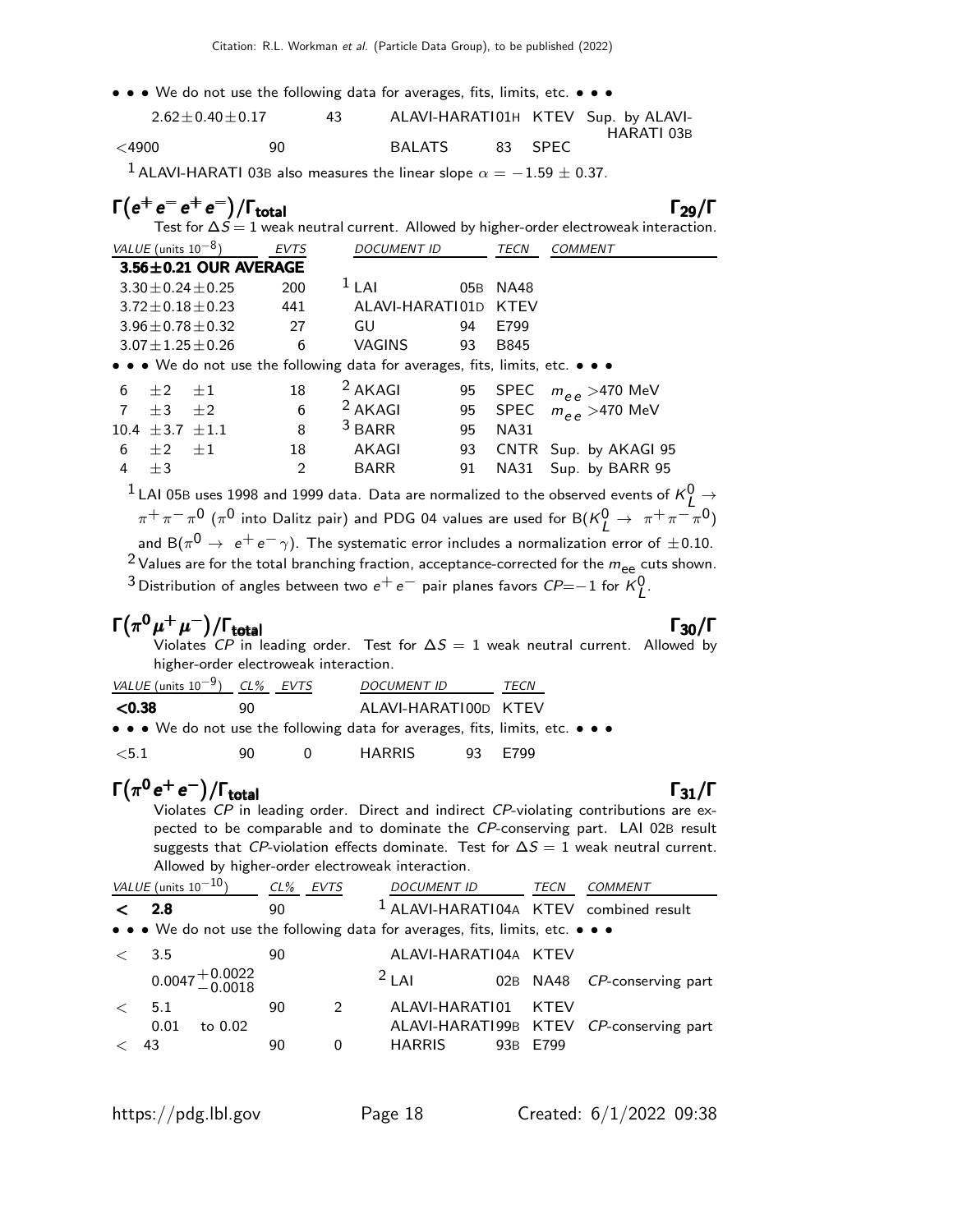• • • We do not use the following data for averages, fits, limits, etc. • • •

| | | | | |
|---|---|---|---|---|
| $2.62 \pm 0.40 \pm 0.17$ | 43 | ALAVI-HARATI01H | KTEV | Sup. by ALAVI-HARATI 03B |
| $<4900$ | 90 | BALATS 83 | SPEC | |

[1] ALAVI-HARATI 03B also measures the linear slope $\alpha = -1.59 \pm 0.37$.

## $\Gamma(e^+e^-e^+e^-)/\Gamma_{total}$ — $\Gamma_{29}/\Gamma$

Test for $\Delta S = 1$ weak neutral current. Allowed by higher-order electroweak interaction.

| VALUE (units $10^{-8}$) | EVTS | DOCUMENT ID | | TECN | COMMENT |
|---|---|---|---|---|---|
| **3.56±0.21 OUR AVERAGE** | | | | | |
| $3.30 \pm 0.24 \pm 0.25$ | 200 | [1] LAI | 05B | NA48 | |
| $3.72 \pm 0.18 \pm 0.23$ | 441 | ALAVI-HARATI01D | | KTEV | |
| $3.96 \pm 0.78 \pm 0.32$ | 27 | GU | 94 | E799 | |
| $3.07 \pm 1.25 \pm 0.26$ | 6 | VAGINS | 93 | B845 | |
| • • • We do not use the following data for averages, fits, limits, etc. • • • | | | | | |
| $6 \quad \pm 2 \quad \pm 1$ | 18 | [2] AKAGI | 95 | SPEC | $m_{ee} > 470$ MeV |
| $7 \quad \pm 3 \quad \pm 2$ | 6 | [2] AKAGI | 95 | SPEC | $m_{ee} > 470$ MeV |
| $10.4 \ \pm 3.7 \ \pm 1.1$ | 8 | [3] BARR | 95 | NA31 | |
| $6 \quad \pm 2 \quad \pm 1$ | 18 | AKAGI | 93 | CNTR | Sup. by AKAGI 95 |
| $4 \quad \pm 3$ | 2 | BARR | 91 | NA31 | Sup. by BARR 95 |

[1] LAI 05B uses 1998 and 1999 data. Data are normalized to the observed events of $K^0_L \to \pi^+\pi^-\pi^0$ ($\pi^0$ into Dalitz pair) and PDG 04 values are used for B($K^0_L \to \pi^+\pi^-\pi^0$) and B($\pi^0 \to e^+e^-\gamma$). The systematic error includes a normalization error of $\pm 0.10$.

[2] Values are for the total branching fraction, acceptance-corrected for the $m_{ee}$ cuts shown.

[3] Distribution of angles between two $e^+e^-$ pair planes favors $CP = -1$ for $K^0_L$.

## $\Gamma(\pi^0\mu^+\mu^-)/\Gamma_{total}$ — $\Gamma_{30}/\Gamma$

Violates $CP$ in leading order. Test for $\Delta S = 1$ weak neutral current. Allowed by higher-order electroweak interaction.

| VALUE (units $10^{-9}$) | CL% | EVTS | DOCUMENT ID | | TECN |
|---|---|---|---|---|---|
| **<0.38** | 90 | | ALAVI-HARATI00D | | KTEV |
| • • • We do not use the following data for averages, fits, limits, etc. • • • | | | | | |
| $<5.1$ | 90 | 0 | HARRIS | 93 | E799 |

## $\Gamma(\pi^0e^+e^-)/\Gamma_{total}$ — $\Gamma_{31}/\Gamma$

Violates $CP$ in leading order. Direct and indirect $CP$-violating contributions are expected to be comparable and to dominate the $CP$-conserving part. LAI 02B result suggests that $CP$-violation effects dominate. Test for $\Delta S = 1$ weak neutral current. Allowed by higher-order electroweak interaction.

| VALUE (units $10^{-10}$) | CL% | EVTS | DOCUMENT ID | | TECN | COMMENT |
|---|---|---|---|---|---|---|
| **< 2.8** | 90 | | [1] ALAVI-HARATI04A | | KTEV | combined result |
| • • • We do not use the following data for averages, fits, limits, etc. • • • | | | | | | |
| $< 3.5$ | 90 | | ALAVI-HARATI04A | | KTEV | |
| $0.0047^{+0.0022}_{-0.0018}$ | | | [2] LAI | 02B | NA48 | $CP$-conserving part |
| $< 5.1$ | 90 | 2 | ALAVI-HARATI01 | | KTEV | |
| $0.01$ to $0.02$ | | | ALAVI-HARATI99B | | KTEV | $CP$-conserving part |
| $< 43$ | 90 | 0 | HARRIS | 93B | E799 | |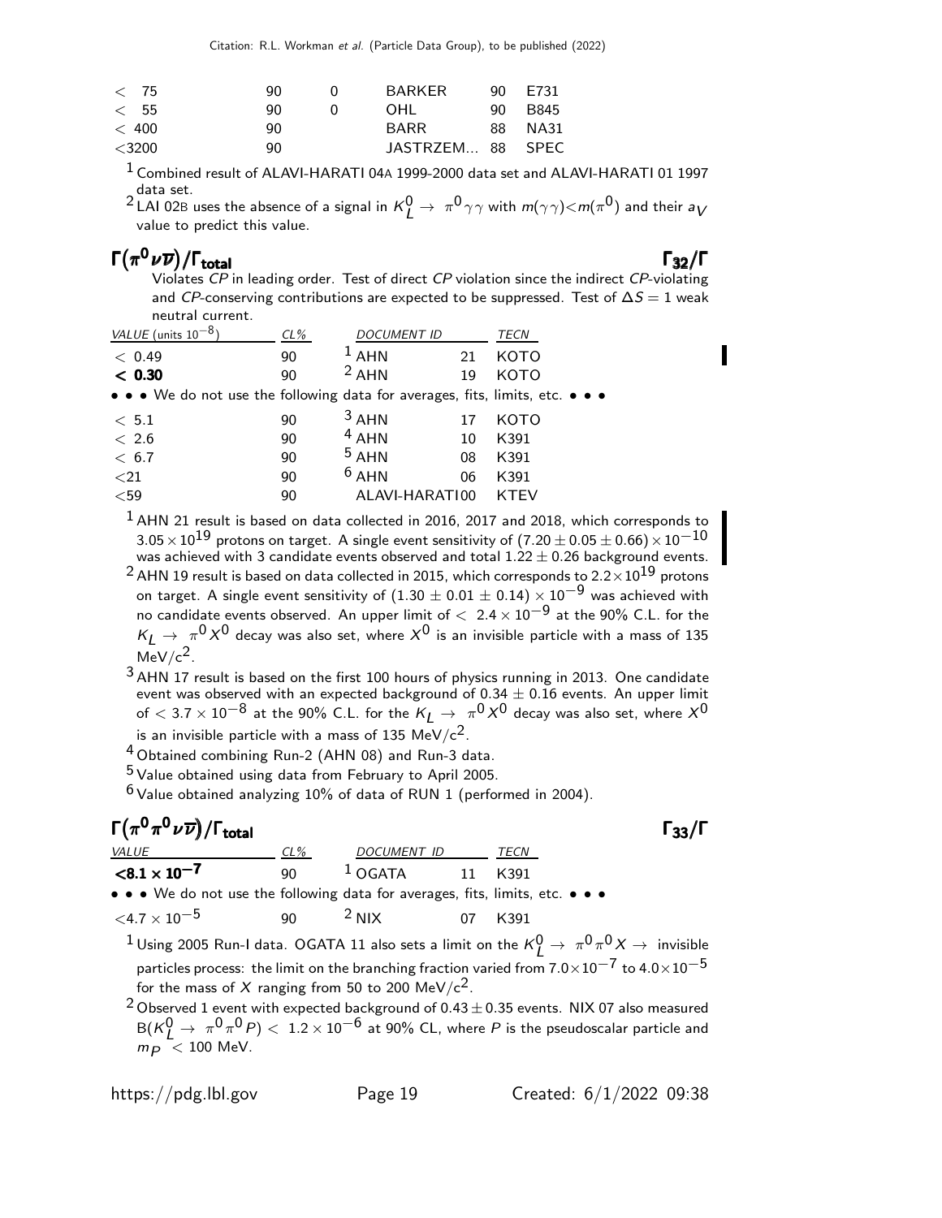| | | | | | |
|---|---|---|---|---|---|
| < 75 | 90 | 0 | BARKER | 90 | E731 |
| < 55 | 90 | 0 | OHL | 90 | B845 |
| < 400 | 90 | | BARR | 88 | NA31 |
| <3200 | 90 | | JASTRZEM... | 88 | SPEC |

[1] Combined result of ALAVI-HARATI 04A 1999-2000 data set and ALAVI-HARATI 01 1997 data set.

[2] LAI 02B uses the absence of a signal in $K^0_L \rightarrow \pi^0 \gamma\gamma$ with $m(\gamma\gamma)<m(\pi^0)$ and their $a_V$ value to predict this value.

## $\Gamma(\pi^0 \nu\overline{\nu})/\Gamma_{\rm total}$ $\Gamma_{32}/\Gamma$

Violates *CP* in leading order. Test of direct *CP* violation since the indirect *CP*-violating and *CP*-conserving contributions are expected to be suppressed. Test of $\Delta S = 1$ weak neutral current.

| VALUE (units $10^{-8}$) | CL% | DOCUMENT ID | | TECN |
|---|---|---|---|---|
| < 0.49 | 90 | [1] AHN | 21 | KOTO |
| **< 0.30** | 90 | [2] AHN | 19 | KOTO |
| • • • We do not use the following data for averages, fits, limits, etc. • • • | | | | |
| < 5.1 | 90 | [3] AHN | 17 | KOTO |
| < 2.6 | 90 | [4] AHN | 10 | K391 |
| < 6.7 | 90 | [5] AHN | 08 | K391 |
| <21 | 90 | [6] AHN | 06 | K391 |
| <59 | 90 | ALAVI-HARATI | 00 | KTEV |

[1] AHN 21 result is based on data collected in 2016, 2017 and 2018, which corresponds to $3.05 \times 10^{19}$ protons on target. A single event sensitivity of $(7.20 \pm 0.05 \pm 0.66) \times 10^{-10}$ was achieved with 3 candidate events observed and total $1.22 \pm 0.26$ background events.

[2] AHN 19 result is based on data collected in 2015, which corresponds to $2.2 \times 10^{19}$ protons on target. A single event sensitivity of $(1.30 \pm 0.01 \pm 0.14) \times 10^{-9}$ was achieved with no candidate events observed. An upper limit of $< 2.4 \times 10^{-9}$ at the 90% C.L. for the $K_L \rightarrow \pi^0 X^0$ decay was also set, where $X^0$ is an invisible particle with a mass of 135 MeV/c$^2$.

[3] AHN 17 result is based on the first 100 hours of physics running in 2013. One candidate event was observed with an expected background of $0.34 \pm 0.16$ events. An upper limit of $< 3.7 \times 10^{-8}$ at the 90% C.L. for the $K_L \rightarrow \pi^0 X^0$ decay was also set, where $X^0$ is an invisible particle with a mass of 135 MeV/c$^2$.

[4] Obtained combining Run-2 (AHN 08) and Run-3 data.

[5] Value obtained using data from February to April 2005.

[6] Value obtained analyzing 10% of data of RUN 1 (performed in 2004).

## $\Gamma(\pi^0 \pi^0 \nu\overline{\nu})/\Gamma_{\rm total}$ $\Gamma_{33}/\Gamma$

| VALUE | CL% | DOCUMENT ID | | TECN |
|---|---|---|---|---|
| $\mathbf{<8.1 \times 10^{-7}}$ | 90 | [1] OGATA | 11 | K391 |
| • • • We do not use the following data for averages, fits, limits, etc. • • • | | | | |
| $<4.7 \times 10^{-5}$ | 90 | [2] NIX | 07 | K391 |

[1] Using 2005 Run-I data. OGATA 11 also sets a limit on the $K^0_L \rightarrow \pi^0 \pi^0 X \rightarrow$ invisible particles process: the limit on the branching fraction varied from $7.0 \times 10^{-7}$ to $4.0 \times 10^{-5}$ for the mass of $X$ ranging from 50 to 200 MeV/c$^2$.

[2] Observed 1 event with expected background of $0.43 \pm 0.35$ events. NIX 07 also measured $B(K^0_L \rightarrow \pi^0 \pi^0 P) < 1.2 \times 10^{-6}$ at 90% CL, where $P$ is the pseudoscalar particle and $m_P < 100$ MeV.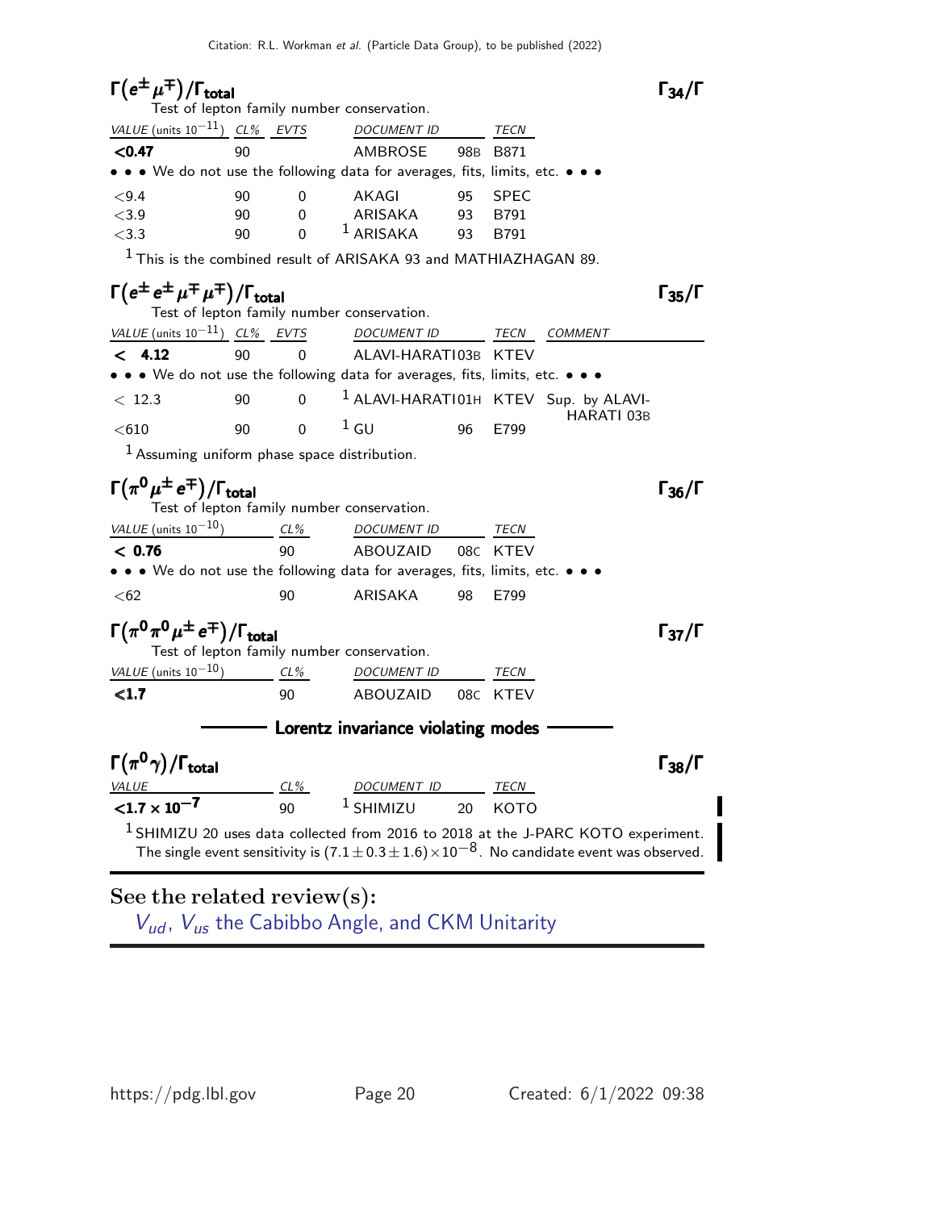### $\Gamma(e^{\pm}\mu^{\mp})/\Gamma_{total}$ — $\Gamma_{34}/\Gamma$

Test of lepton family number conservation.

| VALUE (units $10^{-11}$) | CL% | EVTS | DOCUMENT ID | | TECN |
|---|---|---|---|---|---|
| **<0.47** | 90 | | AMBROSE | 98B | B871 |
| • • • We do not use the following data for averages, fits, limits, etc. • • • | | | | | |
| <9.4 | 90 | 0 | AKAGI | 95 | SPEC |
| <3.9 | 90 | 0 | ARISAKA | 93 | B791 |
| <3.3 | 90 | 0 | [1] ARISAKA | 93 | B791 |

[1] This is the combined result of ARISAKA 93 and MATHIAZHAGAN 89.

### $\Gamma(e^{\pm}e^{\pm}\mu^{\mp}\mu^{\mp})/\Gamma_{total}$ — $\Gamma_{35}/\Gamma$

Test of lepton family number conservation.

| VALUE (units $10^{-11}$) | CL% | EVTS | DOCUMENT ID | | TECN | COMMENT |
|---|---|---|---|---|---|---|
| **< 4.12** | 90 | 0 | ALAVI-HARATI | 03B | KTEV | |
| • • • We do not use the following data for averages, fits, limits, etc. • • • | | | | | | |
| < 12.3 | 90 | 0 | [1] ALAVI-HARATI | 01H | KTEV | Sup. by ALAVI-HARATI 03B |
| <610 | 90 | 0 | [1] GU | 96 | E799 | |

[1] Assuming uniform phase space distribution.

### $\Gamma(\pi^0\mu^{\pm}e^{\mp})/\Gamma_{total}$ — $\Gamma_{36}/\Gamma$

Test of lepton family number conservation.

| VALUE (units $10^{-10}$) | CL% | DOCUMENT ID | | TECN |
|---|---|---|---|---|
| **< 0.76** | 90 | ABOUZAID | 08C | KTEV |
| • • • We do not use the following data for averages, fits, limits, etc. • • • | | | | |
| <62 | 90 | ARISAKA | 98 | E799 |

### $\Gamma(\pi^0\pi^0\mu^{\pm}e^{\mp})/\Gamma_{total}$ — $\Gamma_{37}/\Gamma$

Test of lepton family number conservation.

| VALUE (units $10^{-10}$) | CL% | DOCUMENT ID | | TECN |
|---|---|---|---|---|
| **≤1.7** | 90 | ABOUZAID | 08C | KTEV |

## Lorentz invariance violating modes

### $\Gamma(\pi^0\gamma)/\Gamma_{total}$ — $\Gamma_{38}/\Gamma$

| VALUE | CL% | DOCUMENT ID | | TECN |
|---|---|---|---|---|
| **$<1.7\times10^{-7}$** | 90 | [1] SHIMIZU | 20 | KOTO |

[1] SHIMIZU 20 uses data collected from 2016 to 2018 at the J-PARC KOTO experiment. The single event sensitivity is $(7.1\pm0.3\pm1.6)\times10^{-8}$. No candidate event was observed.

## See the related review(s):

$V_{ud}$, $V_{us}$ the Cabibbo Angle, and CKM Unitarity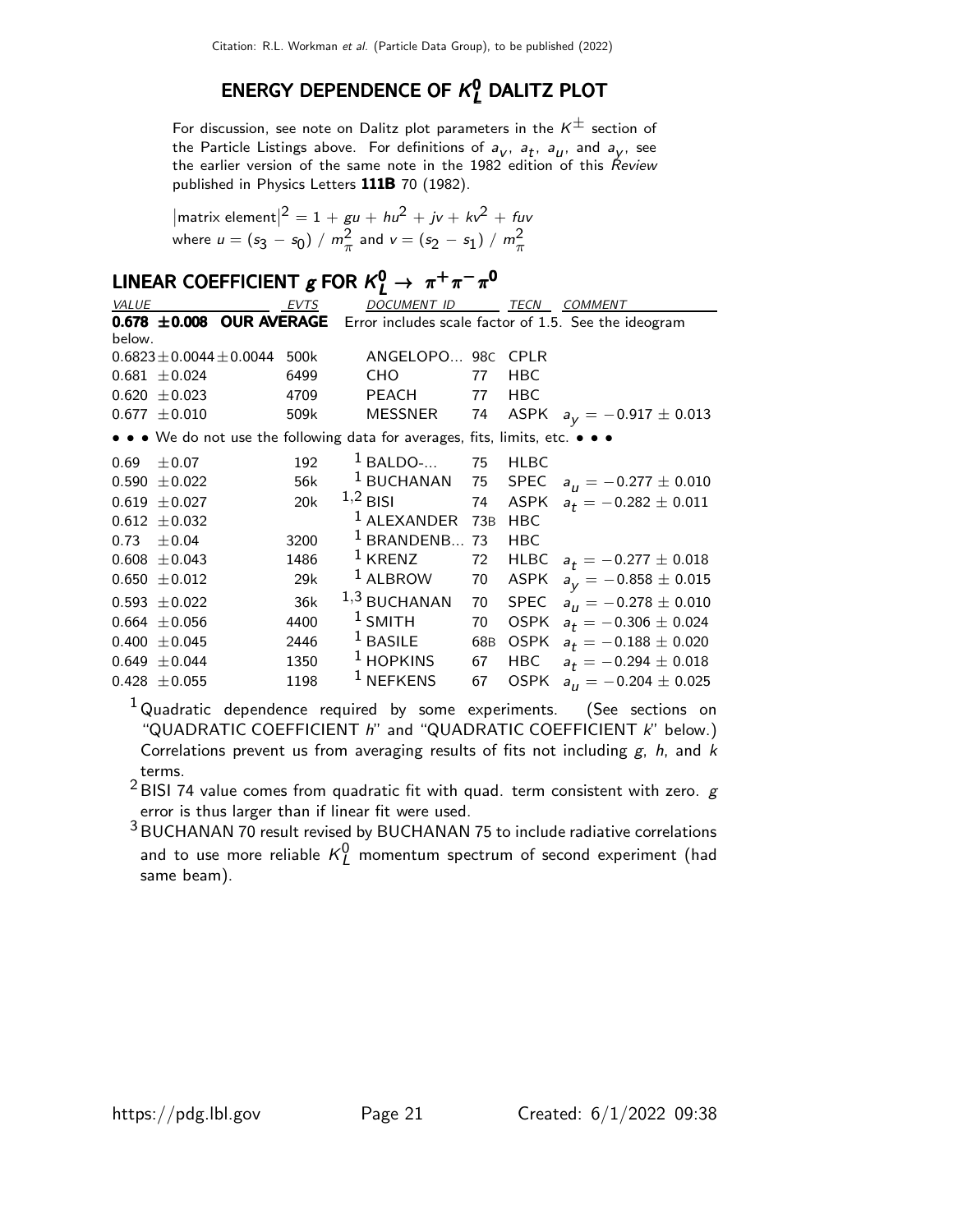## ENERGY DEPENDENCE OF $K^0_L$ DALITZ PLOT

For discussion, see note on Dalitz plot parameters in the $K^{\pm}$ section of the Particle Listings above. For definitions of $a_v$, $a_t$, $a_u$, and $a_y$, see the earlier version of the same note in the 1982 edition of this *Review* published in Physics Letters **111B** 70 (1982).

$|\text{matrix element}|^2 = 1 + gu + hu^2 + jv + kv^2 + fuv$

where $u = (s_3 - s_0) / m^2_\pi$ and $v = (s_2 - s_1) / m^2_\pi$

### LINEAR COEFFICIENT $g$ FOR $K^0_L \to \pi^+ \pi^- \pi^0$

| VALUE | EVTS | DOCUMENT ID | | TECN | COMMENT |
|---|---|---|---|---|---|
| **0.678 ±0.008 OUR AVERAGE** | | Error includes scale factor of 1.5. See the ideogram below. | | | |
| $0.6823 \pm 0.0044 \pm 0.0044$ | 500k | ANGELOPO... | 98C | CPLR | |
| $0.681 \pm 0.024$ | 6499 | CHO | 77 | HBC | |
| $0.620 \pm 0.023$ | 4709 | PEACH | 77 | HBC | |
| $0.677 \pm 0.010$ | 509k | MESSNER | 74 | ASPK | $a_y = -0.917 \pm 0.013$ |
| • • • We do not use the following data for averages, fits, limits, etc. • • • | | | | | |
| $0.69 \pm 0.07$ | 192 | [1] BALDO-... | 75 | HLBC | |
| $0.590 \pm 0.022$ | 56k | [1] BUCHANAN | 75 | SPEC | $a_u = -0.277 \pm 0.010$ |
| $0.619 \pm 0.027$ | 20k | [1,2] BISI | 74 | ASPK | $a_t = -0.282 \pm 0.011$ |
| $0.612 \pm 0.032$ | | [1] ALEXANDER | 73B | HBC | |
| $0.73 \pm 0.04$ | 3200 | [1] BRANDENB... | 73 | HBC | |
| $0.608 \pm 0.043$ | 1486 | [1] KRENZ | 72 | HLBC | $a_t = -0.277 \pm 0.018$ |
| $0.650 \pm 0.012$ | 29k | [1] ALBROW | 70 | ASPK | $a_y = -0.858 \pm 0.015$ |
| $0.593 \pm 0.022$ | 36k | [1,3] BUCHANAN | 70 | SPEC | $a_u = -0.278 \pm 0.010$ |
| $0.664 \pm 0.056$ | 4400 | [1] SMITH | 70 | OSPK | $a_t = -0.306 \pm 0.024$ |
| $0.400 \pm 0.045$ | 2446 | [1] BASILE | 68B | OSPK | $a_t = -0.188 \pm 0.020$ |
| $0.649 \pm 0.044$ | 1350 | [1] HOPKINS | 67 | HBC | $a_t = -0.294 \pm 0.018$ |
| $0.428 \pm 0.055$ | 1198 | [1] NEFKENS | 67 | OSPK | $a_u = -0.204 \pm 0.025$ |

[1] Quadratic dependence required by some experiments. (See sections on "QUADRATIC COEFFICIENT $h$" and "QUADRATIC COEFFICIENT $k$" below.) Correlations prevent us from averaging results of fits not including $g$, $h$, and $k$ terms.

[2] BISI 74 value comes from quadratic fit with quad. term consistent with zero. $g$ error is thus larger than if linear fit were used.

[3] BUCHANAN 70 result revised by BUCHANAN 75 to include radiative correlations and to use more reliable $K^0_L$ momentum spectrum of second experiment (had same beam).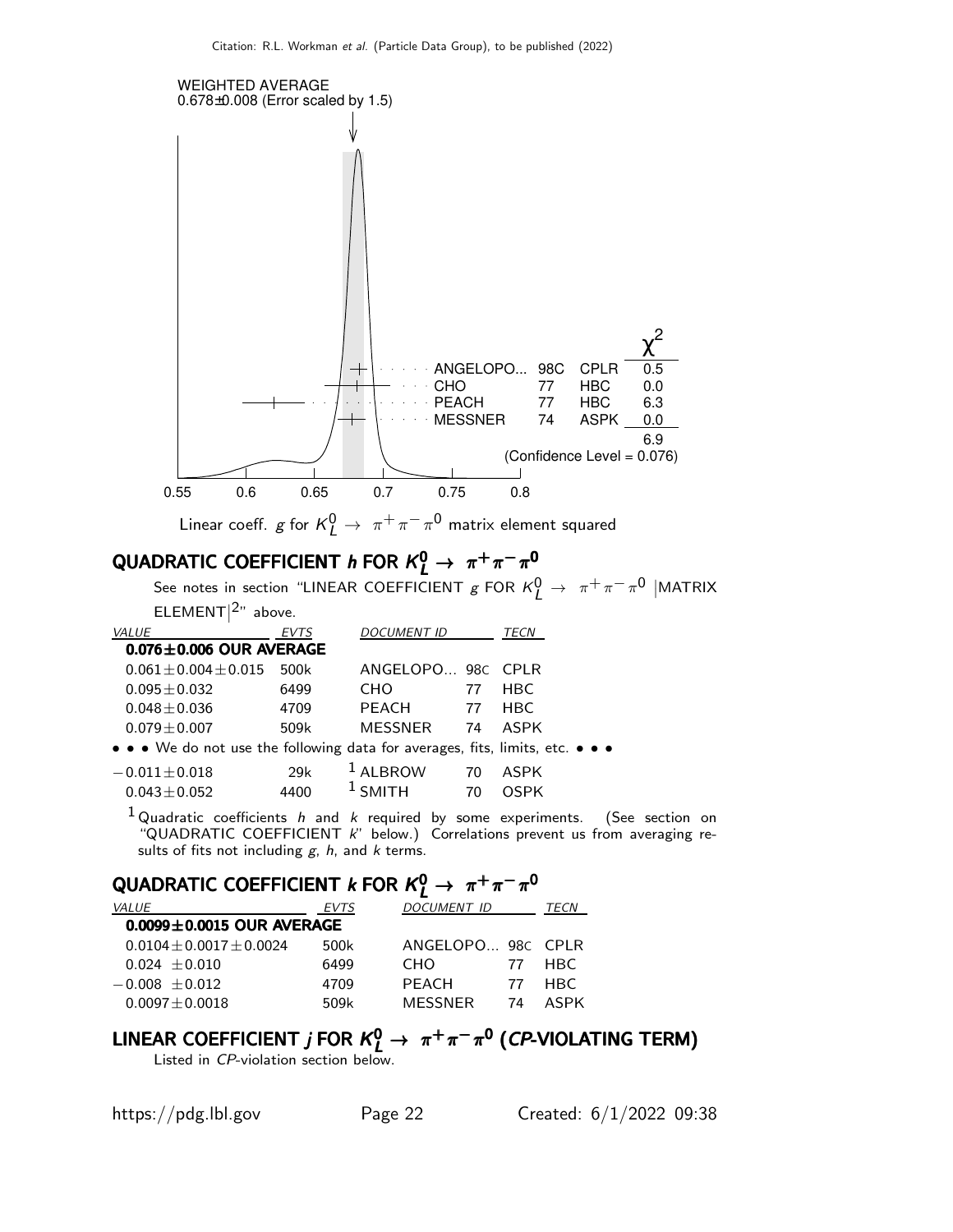WEIGHTED AVERAGE
0.678±0.008 (Error scaled by 1.5)

| | | | $\chi^2$ |
|---|---|---|---|
| ANGELOPO... | 98C | CPLR | 0.5 |
| CHO | 77 | HBC | 0.0 |
| PEACH | 77 | HBC | 6.3 |
| MESSNER | 74 | ASPK | 0.0 |
| | | | 6.9 |

(Confidence Level = 0.076)

Linear coeff. $g$ for $K^0_L \rightarrow \pi^+ \pi^- \pi^0$ matrix element squared

## QUADRATIC COEFFICIENT $h$ FOR $K^0_L \rightarrow \pi^+ \pi^- \pi^0$

See notes in section "LINEAR COEFFICIENT $g$ FOR $K^0_L \rightarrow \pi^+ \pi^- \pi^0$ |MATRIX ELEMENT|$^2$" above.

| VALUE | EVTS | DOCUMENT ID | | TECN |
|---|---|---|---|---|
| **0.076±0.006 OUR AVERAGE** | | | | |
| $0.061 \pm 0.004 \pm 0.015$ | 500k | ANGELOPO... | 98C | CPLR |
| $0.095 \pm 0.032$ | 6499 | CHO | 77 | HBC |
| $0.048 \pm 0.036$ | 4709 | PEACH | 77 | HBC |
| $0.079 \pm 0.007$ | 509k | MESSNER | 74 | ASPK |
| • • • We do not use the following data for averages, fits, limits, etc. • • • | | | | |
| $-0.011 \pm 0.018$ | 29k | [1] ALBROW | 70 | ASPK |
| $0.043 \pm 0.052$ | 4400 | [1] SMITH | 70 | OSPK |

[1] Quadratic coefficients $h$ and $k$ required by some experiments. (See section on "QUADRATIC COEFFICIENT $k$" below.) Correlations prevent us from averaging results of fits not including $g$, $h$, and $k$ terms.

## QUADRATIC COEFFICIENT $k$ FOR $K^0_L \rightarrow \pi^+ \pi^- \pi^0$

| VALUE | EVTS | DOCUMENT ID | | TECN |
|---|---|---|---|---|
| **0.0099±0.0015 OUR AVERAGE** | | | | |
| $0.0104 \pm 0.0017 \pm 0.0024$ | 500k | ANGELOPO... | 98C | CPLR |
| $0.024 \pm 0.010$ | 6499 | CHO | 77 | HBC |
| $-0.008 \pm 0.012$ | 4709 | PEACH | 77 | HBC |
| $0.0097 \pm 0.0018$ | 509k | MESSNER | 74 | ASPK |

## LINEAR COEFFICIENT $j$ FOR $K^0_L \rightarrow \pi^+ \pi^- \pi^0$ (CP-VIOLATING TERM)

Listed in CP-violation section below.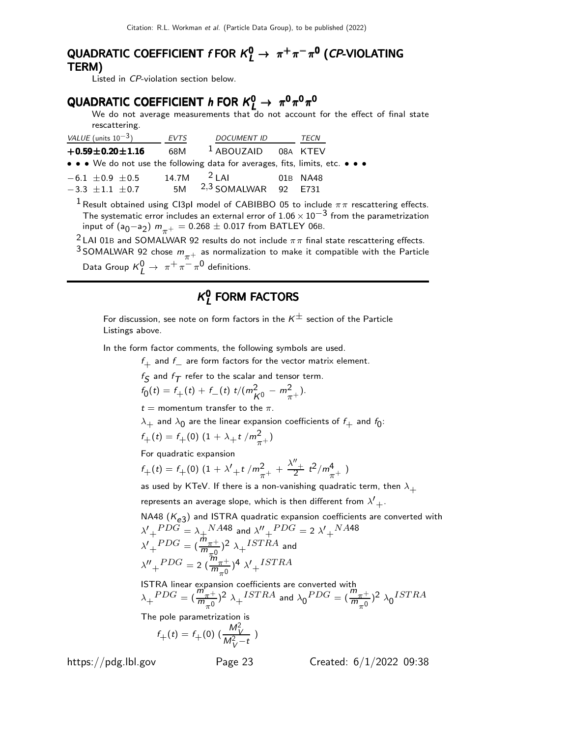## QUADRATIC COEFFICIENT $f$ FOR $K_L^0 \to \pi^+\pi^-\pi^0$ (*CP*-VIOLATING TERM)

Listed in *CP*-violation section below.

## QUADRATIC COEFFICIENT $h$ FOR $K_L^0 \to \pi^0\pi^0\pi^0$

We do not average measurements that do not account for the effect of final state rescattering.

| VALUE (units $10^{-3}$) | EVTS | DOCUMENT ID | | TECN |
|---|---|---|---|---|
| **$+0.59\pm0.20\pm1.16$** | 68M | [1] ABOUZAID | 08A | KTEV |
| • • • We do not use the following data for averages, fits, limits, etc. • • • | | | | |
| $-6.1\ \pm0.9\ \pm0.5$ | 14.7M | [2] LAI | 01B | NA48 |
| $-3.3\ \pm1.1\ \pm0.7$ | 5M | [2,3] SOMALWAR | 92 | E731 |

[1] Result obtained using CI3pI model of CABIBBO 05 to include $\pi\pi$ rescattering effects. The systematic error includes an external error of $1.06 \times 10^{-3}$ from the parametrization input of $(a_0 - a_2)\ m_{\pi^+} = 0.268 \pm 0.017$ from BATLEY 06B.

[2] LAI 01B and SOMALWAR 92 results do not include $\pi\pi$ final state rescattering effects.

[3] SOMALWAR 92 chose $m_{\pi^+}$ as normalization to make it compatible with the Particle Data Group $K_L^0 \to \pi^+\pi^-\pi^0$ definitions.

# $K_L^0$ FORM FACTORS

For discussion, see note on form factors in the $K^\pm$ section of the Particle Listings above.

In the form factor comments, the following symbols are used.

$f_+$ and $f_-$ are form factors for the vector matrix element.

$f_S$ and $f_T$ refer to the scalar and tensor term.

$f_0(t) = f_+(t) + f_-(t)\ t/(m^2_{K^0} - m^2_{\pi^+})$.

$t$ = momentum transfer to the $\pi$.

$\lambda_+$ and $\lambda_0$ are the linear expansion coefficients of $f_+$ and $f_0$:

$f_+(t) = f_+(0)\ (1 + \lambda_+ t\ /m^2_{\pi^+})$

For quadratic expansion

$f_+(t) = f_+(0)\ (1 + \lambda'_+ t\ /m^2_{\pi^+} + \frac{\lambda''_+}{2}\ t^2/m^4_{\pi^+}\ )$

as used by KTeV. If there is a non-vanishing quadratic term, then $\lambda_+$ represents an average slope, which is then different from $\lambda'_+$.

NA48 ($K_{e3}$) and ISTRA quadratic expansion coefficients are converted with

$\lambda'_+{}^{PDG} = \lambda_+{}^{NA48}$ and $\lambda''_+{}^{PDG} = 2\ \lambda'_+{}^{NA48}$

$\lambda'_+{}^{PDG} = (\frac{m_{\pi^+}}{m_{\pi^0}})^2\ \lambda_+{}^{ISTRA}$ and

$\lambda''_+{}^{PDG} = 2\ (\frac{m_{\pi^+}}{m_{\pi^0}})^4\ \lambda'_+{}^{ISTRA}$

ISTRA linear expansion coefficients are converted with

$\lambda_+{}^{PDG} = (\frac{m_{\pi^+}}{m_{\pi^0}})^2\ \lambda_+{}^{ISTRA}$ and $\lambda_0{}^{PDG} = (\frac{m_{\pi^+}}{m_{\pi^0}})^2\ \lambda_0{}^{ISTRA}$

The pole parametrization is

$$f_+(t) = f_+(0)\ (\frac{M_V^2}{M_V^2 - t}\ )$$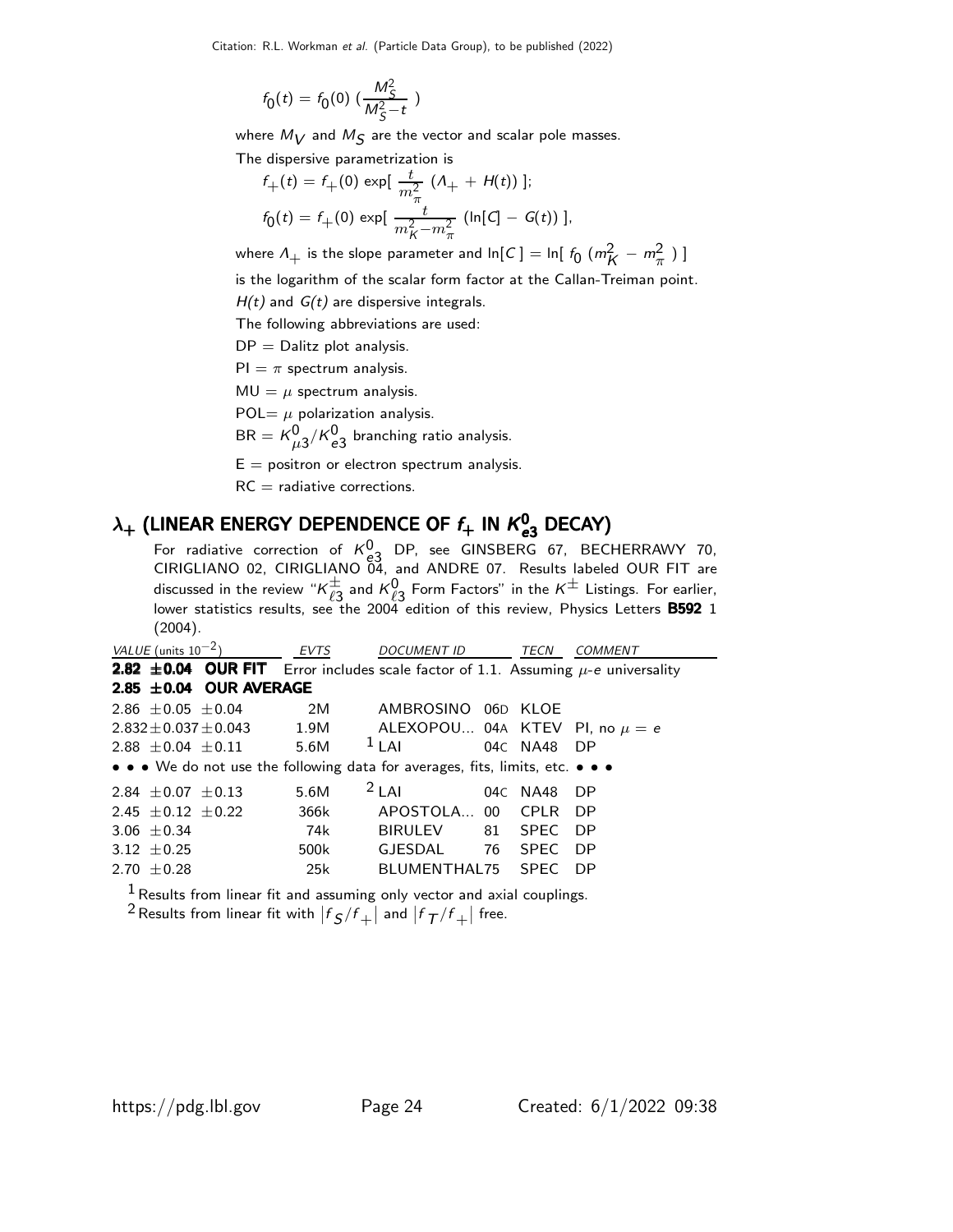$$f_0(t) = f_0(0) \left(\frac{M_S^2}{M_S^2 - t}\right)$$

where $M_V$ and $M_S$ are the vector and scalar pole masses.

The dispersive parametrization is

$$f_+(t) = f_+(0) \exp\left[\frac{t}{m_\pi^2} (\Lambda_+ + H(t))\right];$$

$$f_0(t) = f_+(0) \exp\left[\frac{t}{m_K^2 - m_\pi^2} (\ln[C] - G(t))\right],$$

where $\Lambda_+$ is the slope parameter and $\ln[C] = \ln[f_0(m_K^2 - m_\pi^2)]$ is the logarithm of the scalar form factor at the Callan-Treiman point.

$H(t)$ and $G(t)$ are dispersive integrals.

The following abbreviations are used:

DP = Dalitz plot analysis.

PI = $\pi$ spectrum analysis.

MU = $\mu$ spectrum analysis.

POL= $\mu$ polarization analysis.

BR = $K^0_{\mu 3}/K^0_{e3}$ branching ratio analysis.

E = positron or electron spectrum analysis.

RC = radiative corrections.

## $\lambda_+$ (LINEAR ENERGY DEPENDENCE OF $f_+$ IN $K^0_{e3}$ DECAY)

For radiative correction of $K^0_{e3}$ DP, see GINSBERG 67, BECHERRAWY 70, CIRIGLIANO 02, CIRIGLIANO 04, and ANDRE 07. Results labeled OUR FIT are discussed in the review "$K^\pm_{\ell 3}$ and $K^0_{\ell 3}$ Form Factors" in the $K^\pm$ Listings. For earlier, lower statistics results, see the 2004 edition of this review, Physics Letters **B592** 1 (2004).

| VALUE (units $10^{-2}$) | EVTS | DOCUMENT ID | | TECN | COMMENT |
|---|---|---|---|---|---|
| **2.82 ±0.04 OUR FIT** Error includes scale factor of 1.1. Assuming $\mu$-$e$ universality | | | | | |
| **2.85 ±0.04 OUR AVERAGE** | | | | | |
| 2.86 ±0.05 ±0.04 | 2M | AMBROSINO | 06D | KLOE | |
| 2.832±0.037±0.043 | 1.9M | ALEXOPOU... | 04A | KTEV | PI, no $\mu = e$ |
| 2.88 ±0.04 ±0.11 | 5.6M | [1] LAI | 04C | NA48 | DP |
| • • • We do not use the following data for averages, fits, limits, etc. • • • | | | | | |
| 2.84 ±0.07 ±0.13 | 5.6M | [2] LAI | 04C | NA48 | DP |
| 2.45 ±0.12 ±0.22 | 366k | APOSTOLA... | 00 | CPLR | DP |
| 3.06 ±0.34 | 74k | BIRULEV | 81 | SPEC | DP |
| 3.12 ±0.25 | 500k | GJESDAL | 76 | SPEC | DP |
| 2.70 ±0.28 | 25k | BLUMENTHAL | 75 | SPEC | DP |

[1] Results from linear fit and assuming only vector and axial couplings.

[2] Results from linear fit with $|f_S/f_+|$ and $|f_T/f_+|$ free.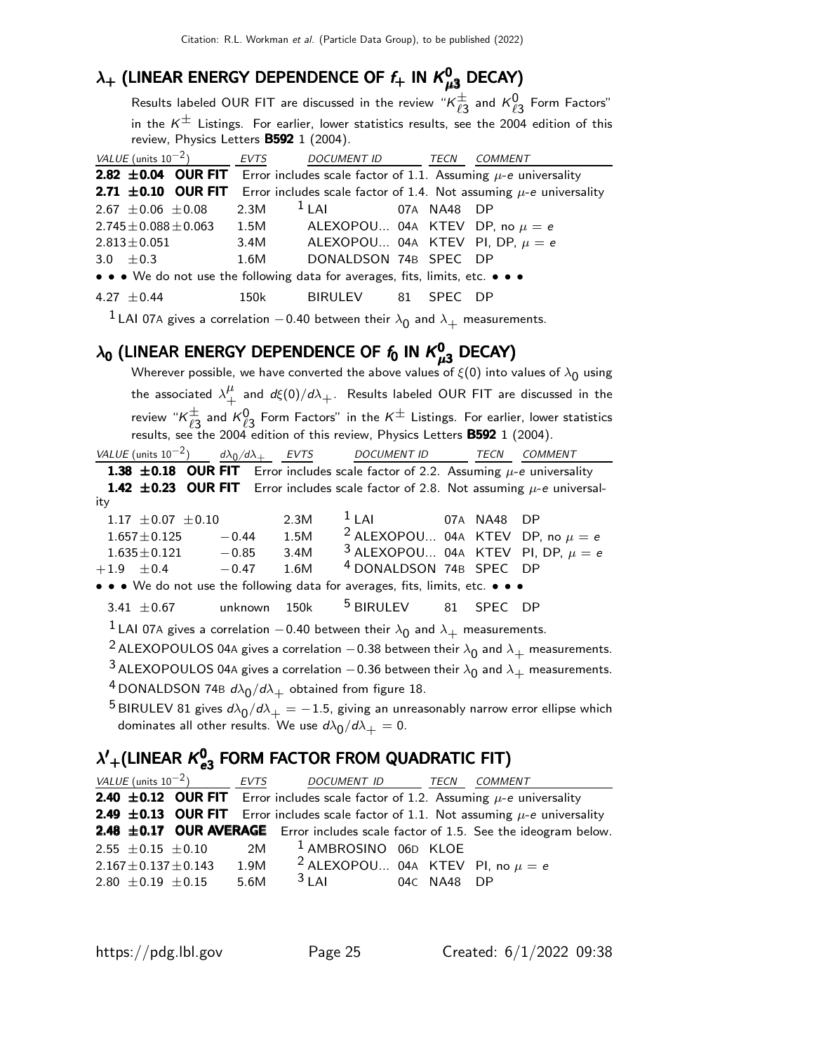## $\lambda_+$ (LINEAR ENERGY DEPENDENCE OF $f_+$ IN $K^0_{\mu 3}$ DECAY)

Results labeled OUR FIT are discussed in the review "$K^\pm_{\ell 3}$ and $K^0_{\ell 3}$ Form Factors" in the $K^\pm$ Listings. For earlier, lower statistics results, see the 2004 edition of this review, Physics Letters **B592** 1 (2004).

| VALUE (units $10^{-2}$) | EVTS | DOCUMENT ID | | TECN | COMMENT |
|---|---|---|---|---|---|
| **2.82 ±0.04 OUR FIT** | | Error includes scale factor of 1.1. Assuming $\mu$-$e$ universality | | | |
| **2.71 ±0.10 OUR FIT** | | Error includes scale factor of 1.4. Not assuming $\mu$-$e$ universality | | | |
| 2.67 ±0.06 ±0.08 | 2.3M | [1] LAI | 07A | NA48 | DP |
| 2.745±0.088±0.063 | 1.5M | ALEXOPOU... | 04A | KTEV | DP, no $\mu = e$ |
| 2.813±0.051 | 3.4M | ALEXOPOU... | 04A | KTEV | PI, DP, $\mu = e$ |
| 3.0 ±0.3 | 1.6M | DONALDSON | 74B | SPEC | DP |
| • • • We do not use the following data for averages, fits, limits, etc. • • • | | | | | |
| 4.27 ±0.44 | 150k | BIRULEV | 81 | SPEC | DP |

[1] LAI 07A gives a correlation $-0.40$ between their $\lambda_0$ and $\lambda_+$ measurements.

## $\lambda_0$ (LINEAR ENERGY DEPENDENCE OF $f_0$ IN $K^0_{\mu 3}$ DECAY)

Wherever possible, we have converted the above values of $\xi(0)$ into values of $\lambda_0$ using the associated $\lambda^\mu_+$ and $d\xi(0)/d\lambda_+$. Results labeled OUR FIT are discussed in the review "$K^\pm_{\ell 3}$ and $K^0_{\ell 3}$ Form Factors" in the $K^\pm$ Listings. For earlier, lower statistics results, see the 2004 edition of this review, Physics Letters **B592** 1 (2004).

| VALUE (units $10^{-2}$) | $d\lambda_0/d\lambda_+$ | EVTS | DOCUMENT ID | | TECN | COMMENT |
|---|---|---|---|---|---|---|
| **1.38 ±0.18 OUR FIT** | | | Error includes scale factor of 2.2. Assuming $\mu$-$e$ universality | | | |
| **1.42 ±0.23 OUR FIT** | | | Error includes scale factor of 2.8. Not assuming $\mu$-$e$ universality | | | |
| 1.17 ±0.07 ±0.10 | | 2.3M | [1] LAI | 07A | NA48 | DP |
| 1.657±0.125 | −0.44 | 1.5M | [2] ALEXOPOU... | 04A | KTEV | DP, no $\mu = e$ |
| 1.635±0.121 | −0.85 | 3.4M | [3] ALEXOPOU... | 04A | KTEV | PI, DP, $\mu = e$ |
| +1.9 ±0.4 | −0.47 | 1.6M | [4] DONALDSON | 74B | SPEC | DP |
| • • • We do not use the following data for averages, fits, limits, etc. • • • | | | | | | |
| 3.41 ±0.67 | unknown | 150k | [5] BIRULEV | 81 | SPEC | DP |

[1] LAI 07A gives a correlation $-0.40$ between their $\lambda_0$ and $\lambda_+$ measurements.

[2] ALEXOPOULOS 04A gives a correlation $-0.38$ between their $\lambda_0$ and $\lambda_+$ measurements.

[3] ALEXOPOULOS 04A gives a correlation $-0.36$ between their $\lambda_0$ and $\lambda_+$ measurements.

[4] DONALDSON 74B $d\lambda_0/d\lambda_+$ obtained from figure 18.

[5] BIRULEV 81 gives $d\lambda_0/d\lambda_+ = -1.5$, giving an unreasonably narrow error ellipse which dominates all other results. We use $d\lambda_0/d\lambda_+ = 0$.

## $\lambda'_+$(LINEAR $K^0_{e3}$ FORM FACTOR FROM QUADRATIC FIT)

| VALUE (units $10^{-2}$) | EVTS | DOCUMENT ID | | TECN | COMMENT |
|---|---|---|---|---|---|
| **2.40 ±0.12 OUR FIT** | | Error includes scale factor of 1.2. Assuming $\mu$-$e$ universality | | | |
| **2.49 ±0.13 OUR FIT** | | Error includes scale factor of 1.1. Not assuming $\mu$-$e$ universality | | | |
| **2.48 ±0.17 OUR AVERAGE** | | Error includes scale factor of 1.5. See the ideogram below. | | | |
| 2.55 ±0.15 ±0.10 | 2M | [1] AMBROSINO | 06D | KLOE | |
| 2.167±0.137±0.143 | 1.9M | [2] ALEXOPOU... | 04A | KTEV | PI, no $\mu = e$ |
| 2.80 ±0.19 ±0.15 | 5.6M | [3] LAI | 04C | NA48 | DP |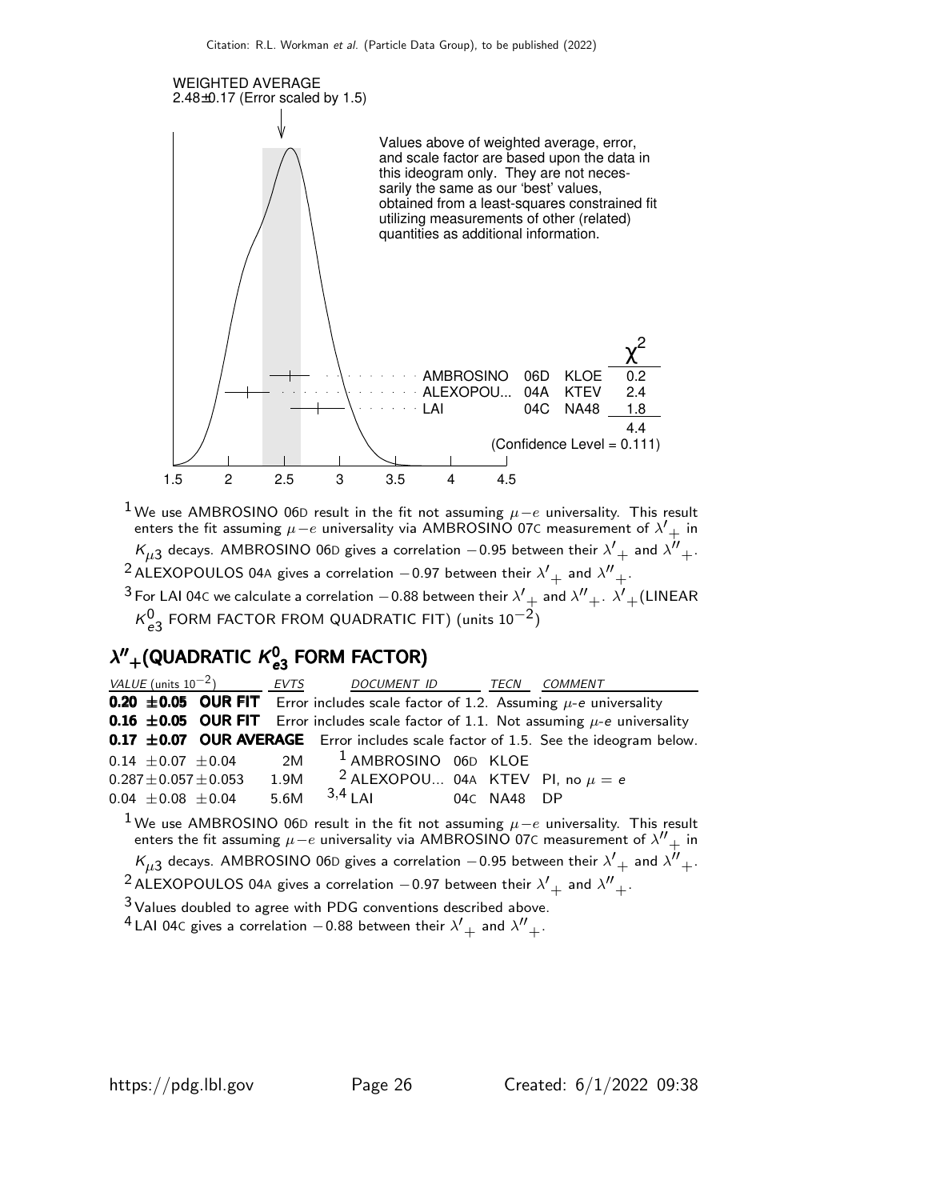WEIGHTED AVERAGE
2.48±0.17 (Error scaled by 1.5)

Values above of weighted average, error, and scale factor are based upon the data in this ideogram only. They are not necessarily the same as our 'best' values, obtained from a least-squares constrained fit utilizing measurements of other (related) quantities as additional information.

| | | | $\chi^2$ |
|---|---|---|---|
| AMBROSINO | 06D | KLOE | 0.2 |
| ALEXOPOU... | 04A | KTEV | 2.4 |
| LAI | 04C | NA48 | 1.8 |
| | | | 4.4 |

(Confidence Level = 0.111)

1.5 2 2.5 3 3.5 4 4.5

[1] We use AMBROSINO 06D result in the fit not assuming $\mu-e$ universality. This result enters the fit assuming $\mu-e$ universality via AMBROSINO 07C measurement of $\lambda'_+$ in $K_{\mu 3}$ decays. AMBROSINO 06D gives a correlation $-0.95$ between their $\lambda'_+$ and $\lambda''_+$.

[2] ALEXOPOULOS 04A gives a correlation $-0.97$ between their $\lambda'_+$ and $\lambda''_+$.

[3] For LAI 04C we calculate a correlation $-0.88$ between their $\lambda'_+$ and $\lambda''_+$. $\lambda'_+$(LINEAR $K^0_{e3}$ FORM FACTOR FROM QUADRATIC FIT) (units $10^{-2}$)

## $\lambda''_+$(QUADRATIC $K^0_{e3}$ FORM FACTOR)

| VALUE (units $10^{-2}$) | EVTS | DOCUMENT ID | TECN | COMMENT |
|---|---|---|---|---|
| **0.20 ±0.05 OUR FIT** | | Error includes scale factor of 1.2. Assuming $\mu$-$e$ universality | | |
| **0.16 ±0.05 OUR FIT** | | Error includes scale factor of 1.1. Not assuming $\mu$-$e$ universality | | |
| **0.17 ±0.07 OUR AVERAGE** | | Error includes scale factor of 1.5. See the ideogram below. | | |
| 0.14 ±0.07 ±0.04 | 2M | [1] AMBROSINO 06D | KLOE | |
| 0.287±0.057±0.053 | 1.9M | [2] ALEXOPOU... 04A | KTEV | PI, no $\mu = e$ |
| 0.04 ±0.08 ±0.04 | 5.6M | [3,4] LAI 04C | NA48 | DP |

[1] We use AMBROSINO 06D result in the fit not assuming $\mu-e$ universality. This result enters the fit assuming $\mu-e$ universality via AMBROSINO 07C measurement of $\lambda''_+$ in $K_{\mu 3}$ decays. AMBROSINO 06D gives a correlation $-0.95$ between their $\lambda'_+$ and $\lambda''_+$.

[2] ALEXOPOULOS 04A gives a correlation $-0.97$ between their $\lambda'_+$ and $\lambda''_+$.

[3] Values doubled to agree with PDG conventions described above.

[4] LAI 04C gives a correlation $-0.88$ between their $\lambda'_+$ and $\lambda''_+$.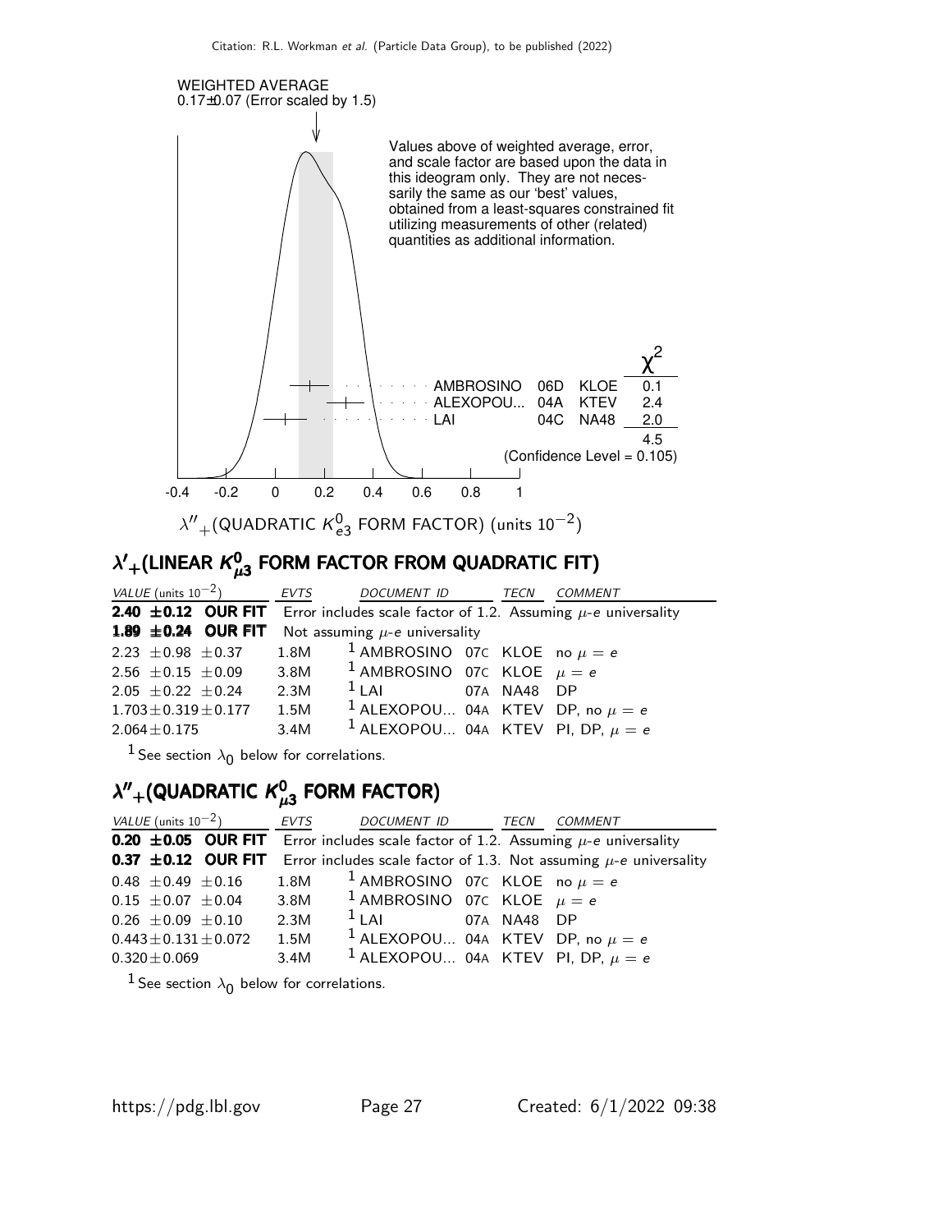WEIGHTED AVERAGE
0.17±0.07 (Error scaled by 1.5)

Values above of weighted average, error, and scale factor are based upon the data in this ideogram only. They are not necessarily the same as our 'best' values, obtained from a least-squares constrained fit utilizing measurements of other (related) quantities as additional information.

| | | | $\chi^2$ |
|---|---|---|---|
| AMBROSINO | 06D | KLOE | 0.1 |
| ALEXOPOU... | 04A | KTEV | 2.4 |
| LAI | 04C | NA48 | 2.0 |
| | | | 4.5 |

(Confidence Level = 0.105)

$\lambda''_+$(QUADRATIC $K^0_{e3}$ FORM FACTOR) (units $10^{-2}$)

## $\lambda'_+$(LINEAR $K^0_{\mu3}$ FORM FACTOR FROM QUADRATIC FIT)

| VALUE (units $10^{-2}$) | EVTS | DOCUMENT ID | | TECN | COMMENT |
|---|---|---|---|---|---|
| **2.40 ±0.12 OUR FIT** | | Error includes scale factor of 1.2. Assuming $\mu$-$e$ universality | | | |
| **1.89 ±0.24 OUR FIT** | | Not assuming $\mu$-$e$ universality | | | |
| 2.23 ±0.98 ±0.37 | 1.8M | [1] AMBROSINO | 07C | KLOE | no $\mu = e$ |
| 2.56 ±0.15 ±0.09 | 3.8M | [1] AMBROSINO | 07C | KLOE | $\mu = e$ |
| 2.05 ±0.22 ±0.24 | 2.3M | [1] LAI | 07A | NA48 | DP |
| 1.703±0.319±0.177 | 1.5M | [1] ALEXOPOU... | 04A | KTEV | DP, no $\mu = e$ |
| 2.064±0.175 | 3.4M | [1] ALEXOPOU... | 04A | KTEV | PI, DP, $\mu = e$ |

[1] See section $\lambda_0$ below for correlations.

## $\lambda''_+$(QUADRATIC $K^0_{\mu3}$ FORM FACTOR)

| VALUE (units $10^{-2}$) | EVTS | DOCUMENT ID | | TECN | COMMENT |
|---|---|---|---|---|---|
| **0.20 ±0.05 OUR FIT** | | Error includes scale factor of 1.2. Assuming $\mu$-$e$ universality | | | |
| **0.37 ±0.12 OUR FIT** | | Error includes scale factor of 1.3. Not assuming $\mu$-$e$ universality | | | |
| 0.48 ±0.49 ±0.16 | 1.8M | [1] AMBROSINO | 07C | KLOE | no $\mu = e$ |
| 0.15 ±0.07 ±0.04 | 3.8M | [1] AMBROSINO | 07C | KLOE | $\mu = e$ |
| 0.26 ±0.09 ±0.10 | 2.3M | [1] LAI | 07A | NA48 | DP |
| 0.443±0.131±0.072 | 1.5M | [1] ALEXOPOU... | 04A | KTEV | DP, no $\mu = e$ |
| 0.320±0.069 | 3.4M | [1] ALEXOPOU... | 04A | KTEV | PI, DP, $\mu = e$ |

[1] See section $\lambda_0$ below for correlations.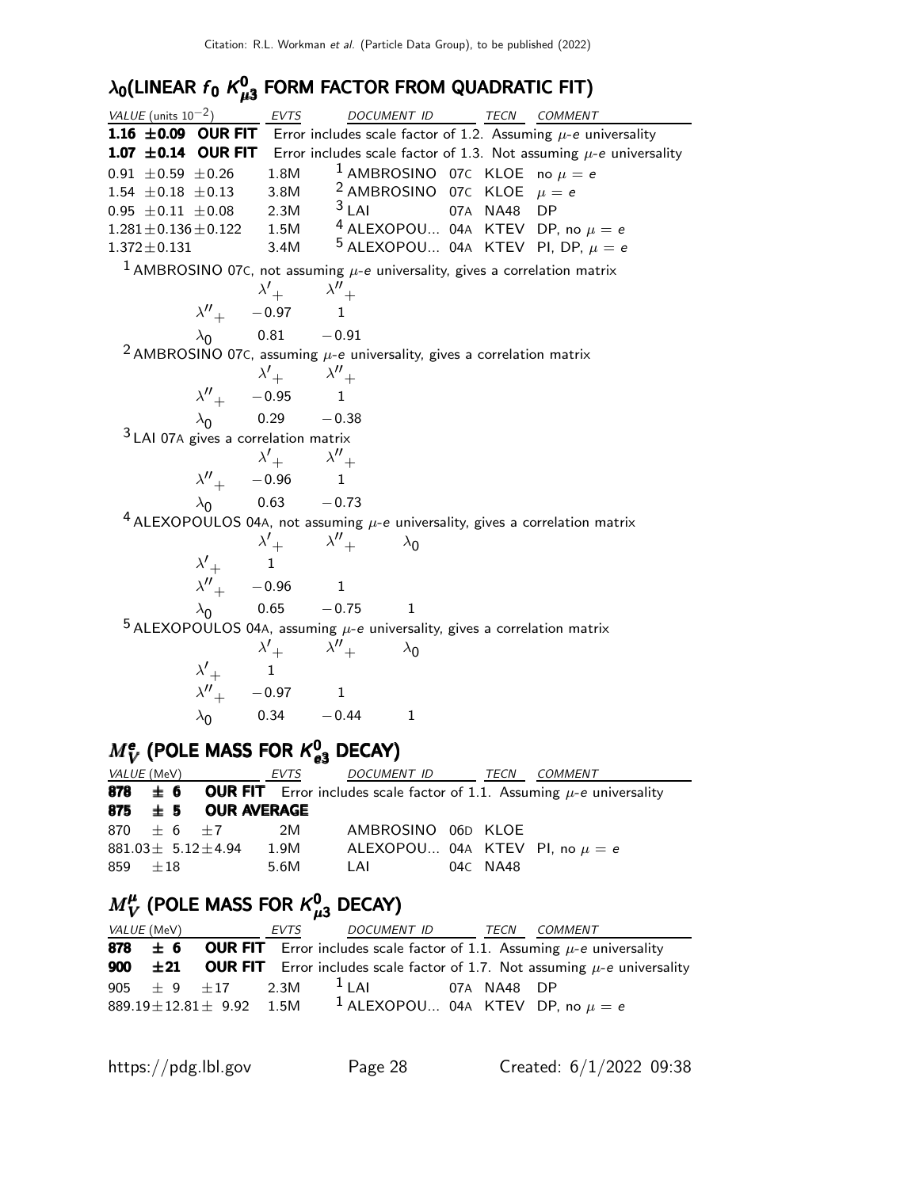## $\lambda_0$(LINEAR $f_0$ $K^0_{\mu 3}$ FORM FACTOR FROM QUADRATIC FIT)

| VALUE (units $10^{-2}$) | EVTS | DOCUMENT ID | TECN | COMMENT |
|---|---|---|---|---|
| **1.16 ±0.09 OUR FIT** | Error includes scale factor of 1.2. Assuming $\mu$-$e$ universality | | | |
| **1.07 ±0.14 OUR FIT** | Error includes scale factor of 1.3. Not assuming $\mu$-$e$ universality | | | |
| 0.91 ±0.59 ±0.26 | 1.8M | [1] AMBROSINO 07C | KLOE | no $\mu = e$ |
| 1.54 ±0.18 ±0.13 | 3.8M | [2] AMBROSINO 07C | KLOE | $\mu = e$ |
| 0.95 ±0.11 ±0.08 | 2.3M | [3] LAI 07A | NA48 | DP |
| 1.281±0.136±0.122 | 1.5M | [4] ALEXOPOU... 04A | KTEV | DP, no $\mu = e$ |
| 1.372±0.131 | 3.4M | [5] ALEXOPOU... 04A | KTEV | PI, DP, $\mu = e$ |

[1] AMBROSINO 07C, not assuming $\mu$-$e$ universality, gives a correlation matrix

| | $\lambda'_+$ | $\lambda''_+$ |
|---|---|---|
| $\lambda''_+$ | −0.97 | 1 |
| $\lambda_0$ | 0.81 | −0.91 |

[2] AMBROSINO 07C, assuming $\mu$-$e$ universality, gives a correlation matrix

| | $\lambda'_+$ | $\lambda''_+$ |
|---|---|---|
| $\lambda''_+$ | −0.95 | 1 |
| $\lambda_0$ | 0.29 | −0.38 |

[3] LAI 07A gives a correlation matrix

| | $\lambda'_+$ | $\lambda''_+$ |
|---|---|---|
| $\lambda''_+$ | −0.96 | 1 |
| $\lambda_0$ | 0.63 | −0.73 |

[4] ALEXOPOULOS 04A, not assuming $\mu$-$e$ universality, gives a correlation matrix

| | $\lambda'_+$ | $\lambda''_+$ | $\lambda_0$ |
|---|---|---|---|
| $\lambda'_+$ | 1 | | |
| $\lambda''_+$ | −0.96 | 1 | |
| $\lambda_0$ | 0.65 | −0.75 | 1 |

[5] ALEXOPOULOS 04A, assuming $\mu$-$e$ universality, gives a correlation matrix

| | $\lambda'_+$ | $\lambda''_+$ | $\lambda_0$ |
|---|---|---|---|
| $\lambda'_+$ | 1 | | |
| $\lambda''_+$ | −0.97 | 1 | |
| $\lambda_0$ | 0.34 | −0.44 | 1 |

## $M^e_V$ (POLE MASS FOR $K^0_{e3}$ DECAY)

| VALUE (MeV) | EVTS | DOCUMENT ID | TECN | COMMENT |
|---|---|---|---|---|
| **878 ± 6 OUR FIT** | Error includes scale factor of 1.1. Assuming $\mu$-$e$ universality | | | |
| **875 ± 5 OUR AVERAGE** | | | | |
| 870 ± 6 ±7 | 2M | AMBROSINO 06D | KLOE | |
| 881.03± 5.12±4.94 | 1.9M | ALEXOPOU... 04A | KTEV | PI, no $\mu = e$ |
| 859 ±18 | 5.6M | LAI 04C | NA48 | |

## $M^\mu_V$ (POLE MASS FOR $K^0_{\mu 3}$ DECAY)

| VALUE (MeV) | EVTS | DOCUMENT ID | TECN | COMMENT |
|---|---|---|---|---|
| **878 ± 6 OUR FIT** | Error includes scale factor of 1.1. Assuming $\mu$-$e$ universality | | | |
| **900 ±21 OUR FIT** | Error includes scale factor of 1.7. Not assuming $\mu$-$e$ universality | | | |
| 905 ± 9 ±17 | 2.3M | [1] LAI 07A | NA48 | DP |
| 889.19±12.81± 9.92 | 1.5M | [1] ALEXOPOU... 04A | KTEV | DP, no $\mu = e$ |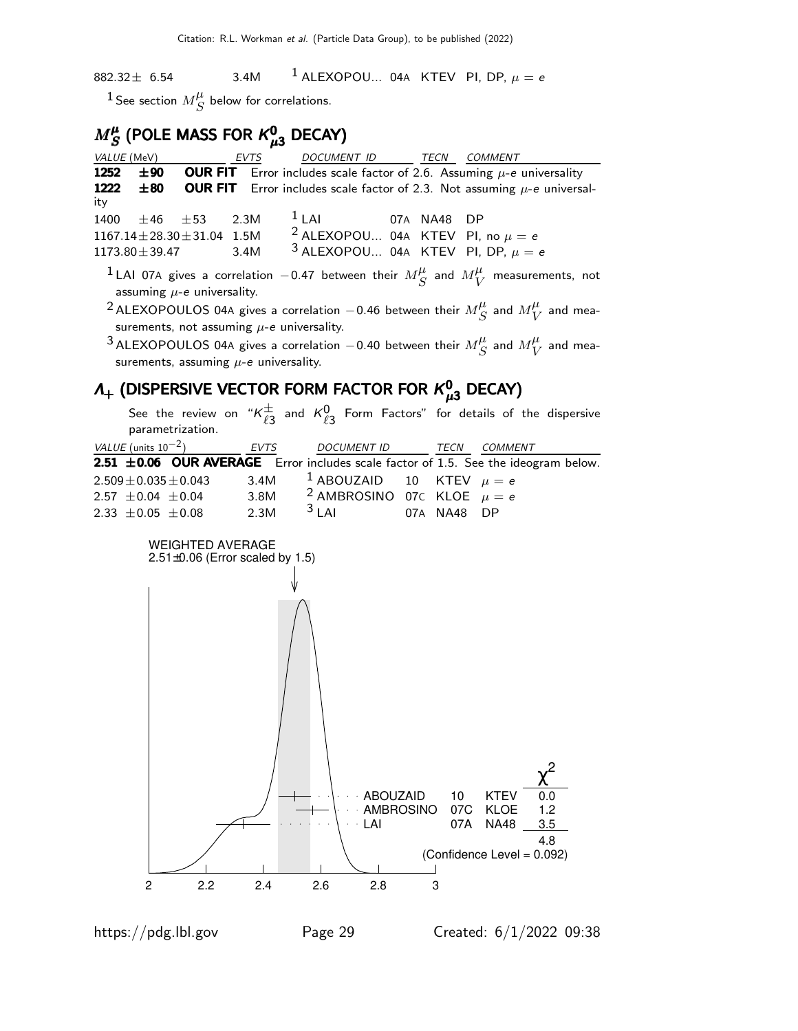| | | | | |
|---|---|---|---|---|
| 882.32± 6.54 | 3.4M | [1] ALEXOPOU... 04A | KTEV | PI, DP, $\mu = e$ |

[1] See section $M_S^\mu$ below for correlations.

## $M_S^\mu$ (POLE MASS FOR $K^0_{\mu 3}$ DECAY)

| VALUE (MeV) | EVTS | DOCUMENT ID | TECN | COMMENT |
|---|---|---|---|---|
| **1252 ±90 OUR FIT** Error includes scale factor of 2.6. Assuming $\mu$-$e$ universality | | | | |
| **1222 ±80 OUR FIT** Error includes scale factor of 2.3. Not assuming $\mu$-$e$ universality | | | | |
| 1400 ±46 ±53 | 2.3M | [1] LAI 07A | NA48 | DP |
| 1167.14±28.30±31.04 | 1.5M | [2] ALEXOPOU... 04A | KTEV | PI, no $\mu = e$ |
| 1173.80±39.47 | 3.4M | [3] ALEXOPOU... 04A | KTEV | PI, DP, $\mu = e$ |

[1] LAI 07A gives a correlation −0.47 between their $M_S^\mu$ and $M_V^\mu$ measurements, not assuming $\mu$-$e$ universality.

[2] ALEXOPOULOS 04A gives a correlation −0.46 between their $M_S^\mu$ and $M_V^\mu$ and measurements, not assuming $\mu$-$e$ universality.

[3] ALEXOPOULOS 04A gives a correlation −0.40 between their $M_S^\mu$ and $M_V^\mu$ and measurements, assuming $\mu$-$e$ universality.

## $\Lambda_+$ (DISPERSIVE VECTOR FORM FACTOR FOR $K^0_{\mu 3}$ DECAY)

See the review on "$K^\pm_{\ell 3}$ and $K^0_{\ell 3}$ Form Factors" for details of the dispersive parametrization.

| VALUE (units $10^{-2}$) | EVTS | DOCUMENT ID | TECN | COMMENT |
|---|---|---|---|---|
| **2.51 ±0.06 OUR AVERAGE** Error includes scale factor of 1.5. See the ideogram below. | | | | |
| 2.509±0.035±0.043 | 3.4M | [1] ABOUZAID 10 | KTEV | $\mu = e$ |
| 2.57 ±0.04 ±0.04 | 3.8M | [2] AMBROSINO 07C | KLOE | $\mu = e$ |
| 2.33 ±0.05 ±0.08 | 2.3M | [3] LAI 07A | NA48 | DP |

WEIGHTED AVERAGE
2.51±0.06 (Error scaled by 1.5)

| | | | $\chi^2$ |
|---|---|---|---|
| ABOUZAID | 10 | KTEV | 0.0 |
| AMBROSINO | 07C | KLOE | 1.2 |
| LAI | 07A | NA48 | 3.5 |
| | | | 4.8 |

(Confidence Level = 0.092)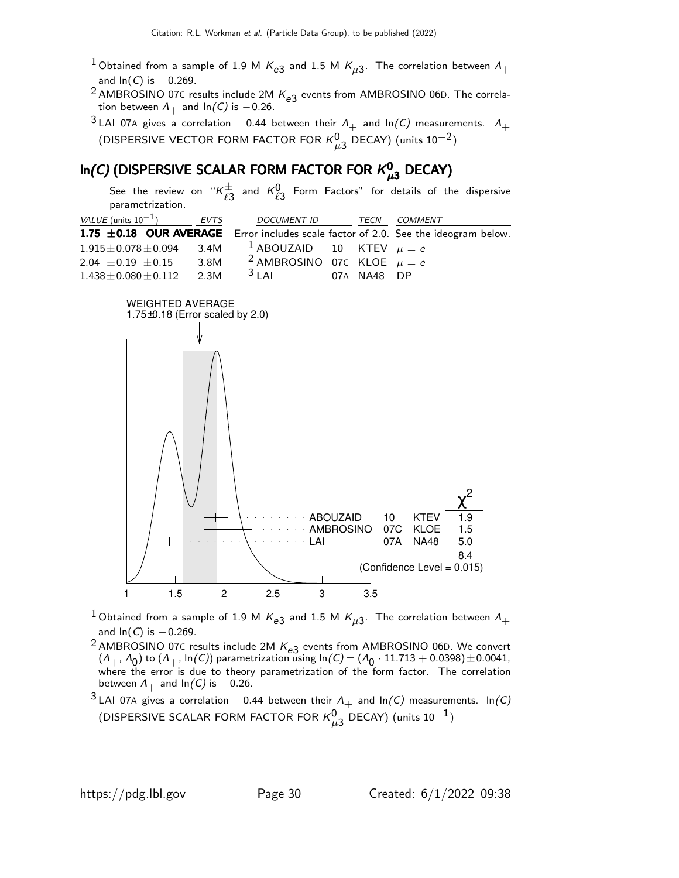[1] Obtained from a sample of 1.9 M $K_{e3}$ and 1.5 M $K_{\mu3}$. The correlation between $\Lambda_+$ and $\ln(C)$ is $-0.269$.

[2] AMBROSINO 07C results include 2M $K_{e3}$ events from AMBROSINO 06D. The correlation between $\Lambda_+$ and $\ln(C)$ is $-0.26$.

[3] LAI 07A gives a correlation $-0.44$ between their $\Lambda_+$ and $\ln(C)$ measurements. $\Lambda_+$ (DISPERSIVE VECTOR FORM FACTOR FOR $K^0_{\mu3}$ DECAY) (units $10^{-2}$)

## ln(C) (DISPERSIVE SCALAR FORM FACTOR FOR $K^0_{\mu3}$ DECAY)

See the review on "$K^\pm_{\ell3}$ and $K^0_{\ell3}$ Form Factors" for details of the dispersive parametrization.

| VALUE (units $10^{-1}$) | EVTS | DOCUMENT ID | | TECN | COMMENT |
|---|---|---|---|---|---|
| **1.75 ±0.18 OUR AVERAGE** | | Error includes scale factor of 2.0. See the ideogram below. | | | |
| $1.915 \pm 0.078 \pm 0.094$ | 3.4M | [1] ABOUZAID | 10 | KTEV | $\mu = e$ |
| $2.04 \pm 0.19 \pm 0.15$ | 3.8M | [2] AMBROSINO | 07C | KLOE | $\mu = e$ |
| $1.438 \pm 0.080 \pm 0.112$ | 2.3M | [3] LAI | 07A | NA48 | DP |

WEIGHTED AVERAGE
1.75±0.18 (Error scaled by 2.0)

| | | | $\chi^2$ |
|---|---|---|---|
| ABOUZAID | 10 | KTEV | 1.9 |
| AMBROSINO | 07C | KLOE | 1.5 |
| LAI | 07A | NA48 | 5.0 |
| | | | 8.4 |

(Confidence Level = 0.015)

[1] Obtained from a sample of 1.9 M $K_{e3}$ and 1.5 M $K_{\mu3}$. The correlation between $\Lambda_+$ and $\ln(C)$ is $-0.269$.

[2] AMBROSINO 07C results include 2M $K_{e3}$ events from AMBROSINO 06D. We convert $(\Lambda_+, \Lambda_0)$ to $(\Lambda_+, \ln(C))$ parametrization using $\ln(C) = (\Lambda_0 \cdot 11.713 + 0.0398) \pm 0.0041$, where the error is due to theory parametrization of the form factor. The correlation between $\Lambda_+$ and $\ln(C)$ is $-0.26$.

[3] LAI 07A gives a correlation $-0.44$ between their $\Lambda_+$ and $\ln(C)$ measurements. $\ln(C)$ (DISPERSIVE SCALAR FORM FACTOR FOR $K^0_{\mu3}$ DECAY) (units $10^{-1}$)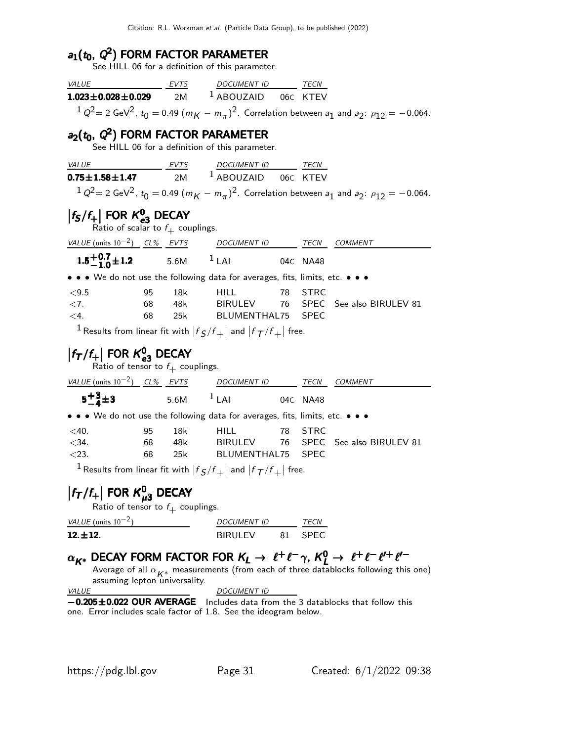## $a_1(t_0, Q^2)$ FORM FACTOR PARAMETER

See HILL 06 for a definition of this parameter.

| VALUE | EVTS | DOCUMENT ID | | TECN |
|---|---|---|---|---|
| **1.023±0.028±0.029** | 2M | [1] ABOUZAID | 06C | KTEV |

[1] $Q^2 = 2$ GeV$^2$, $t_0 = 0.49$ $(m_K - m_\pi)^2$. Correlation between $a_1$ and $a_2$: $\rho_{12} = -0.064$.

## $a_2(t_0, Q^2)$ FORM FACTOR PARAMETER

See HILL 06 for a definition of this parameter.

| VALUE | EVTS | DOCUMENT ID | | TECN |
|---|---|---|---|---|
| **0.75±1.58±1.47** | 2M | [1] ABOUZAID | 06C | KTEV |

[1] $Q^2 = 2$ GeV$^2$, $t_0 = 0.49$ $(m_K - m_\pi)^2$. Correlation between $a_1$ and $a_2$: $\rho_{12} = -0.064$.

## $|f_S/f_+|$ FOR $K^0_{e3}$ DECAY

Ratio of scalar to $f_+$ couplings.

| VALUE (units $10^{-2}$) | CL% | EVTS | DOCUMENT ID | | TECN | COMMENT |
|---|---|---|---|---|---|---|
| $\mathbf{1.5^{+0.7}_{-1.0}\pm1.2}$ | | 5.6M | [1] LAI | 04C | NA48 | |
| • • • We do not use the following data for averages, fits, limits, etc. • • • | | | | | | |
| <9.5 | 95 | 18k | HILL | 78 | STRC | |
| <7. | 68 | 48k | BIRULEV | 76 | SPEC | See also BIRULEV 81 |
| <4. | 68 | 25k | BLUMENTHAL | 75 | SPEC | |

[1] Results from linear fit with $|f_S/f_+|$ and $|f_T/f_+|$ free.

## $|f_T/f_+|$ FOR $K^0_{e3}$ DECAY

Ratio of tensor to $f_+$ couplings.

| VALUE (units $10^{-2}$) | CL% | EVTS | DOCUMENT ID | | TECN | COMMENT |
|---|---|---|---|---|---|---|
| $\mathbf{5^{+3}_{-4}\pm3}$ | | 5.6M | [1] LAI | 04C | NA48 | |
| • • • We do not use the following data for averages, fits, limits, etc. • • • | | | | | | |
| <40. | 95 | 18k | HILL | 78 | STRC | |
| <34. | 68 | 48k | BIRULEV | 76 | SPEC | See also BIRULEV 81 |
| <23. | 68 | 25k | BLUMENTHAL | 75 | SPEC | |

[1] Results from linear fit with $|f_S/f_+|$ and $|f_T/f_+|$ free.

## $|f_T/f_+|$ FOR $K^0_{\mu3}$ DECAY

Ratio of tensor to $f_+$ couplings.

| VALUE (units $10^{-2}$) | DOCUMENT ID | | TECN |
|---|---|---|---|
| **12.±12.** | BIRULEV | 81 | SPEC |

## $\alpha_{K^*}$ DECAY FORM FACTOR FOR $K_L \to \ell^+\ell^-\gamma$, $K^0_L \to \ell^+\ell^-\ell'^+\ell'^-$

Average of all $\alpha_{K^*}$ measurements (from each of three datablocks following this one) assuming lepton universality.

| VALUE | DOCUMENT ID |
|---|---|
| **−0.205±0.022 OUR AVERAGE** | Includes data from the 3 datablocks that follow this one. Error includes scale factor of 1.8. See the ideogram below. |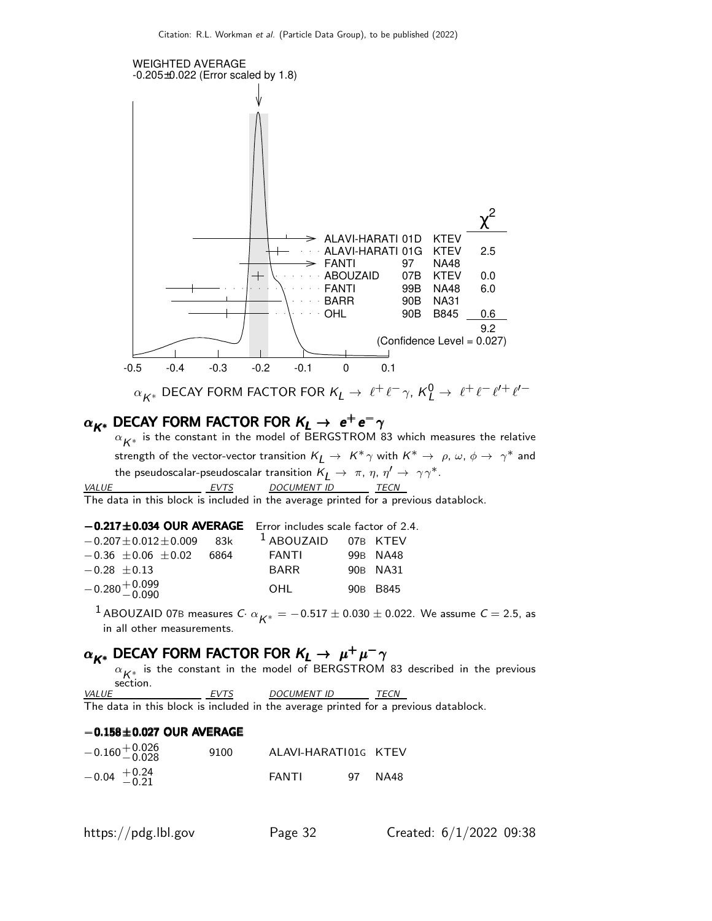WEIGHTED AVERAGE
-0.205±0.022 (Error scaled by 1.8)

| | | | $\chi^2$ |
|---|---|---|---|
| ALAVI-HARATI | 01D | KTEV | |
| ALAVI-HARATI | 01G | KTEV | 2.5 |
| FANTI | 97 | NA48 | |
| ABOUZAID | 07B | KTEV | 0.0 |
| FANTI | 99B | NA48 | 6.0 |
| BARR | 90B | NA31 | |
| OHL | 90B | B845 | 0.6 |
| | | | 9.2 |

(Confidence Level = 0.027)

-0.5 -0.4 -0.3 -0.2 -0.1 0 0.1

$\alpha_{K^*}$ DECAY FORM FACTOR FOR $K_L \to \ell^+\ell^-\gamma$, $K_L^0 \to \ell^+\ell^-\ell'^+\ell'^-$

## $\alpha_{K^*}$ DECAY FORM FACTOR FOR $K_L \to e^+e^-\gamma$

$\alpha_{K^*}$ is the constant in the model of BERGSTROM 83 which measures the relative strength of the vector-vector transition $K_L \to K^*\gamma$ with $K^* \to \rho, \omega, \phi \to \gamma^*$ and the pseudoscalar-pseudoscalar transition $K_L \to \pi, \eta, \eta' \to \gamma\gamma^*$.

| VALUE | EVTS | DOCUMENT ID | TECN |
|---|---|---|---|

The data in this block is included in the average printed for a previous datablock.

**−0.217±0.034 OUR AVERAGE** Error includes scale factor of 2.4.

| VALUE | EVTS | DOCUMENT ID | | TECN |
|---|---|---|---|---|
| $-0.207\pm0.012\pm0.009$ | 83k | [1] ABOUZAID | 07B | KTEV |
| $-0.36\ \pm0.06\ \pm0.02$ | 6864 | FANTI | 99B | NA48 |
| $-0.28\ \pm0.13$ | | BARR | 90B | NA31 |
| $-0.280^{+0.099}_{-0.090}$ | | OHL | 90B | B845 |

[1] ABOUZAID 07B measures $C\cdot\alpha_{K^*} = -0.517 \pm 0.030 \pm 0.022$. We assume $C = 2.5$, as in all other measurements.

## $\alpha_{K^*}$ DECAY FORM FACTOR FOR $K_L \to \mu^+\mu^-\gamma$

$\alpha_{K^*}$ is the constant in the model of BERGSTROM 83 described in the previous section.

| VALUE | EVTS | DOCUMENT ID | TECN |
|---|---|---|---|

The data in this block is included in the average printed for a previous datablock.

**−0.158±0.027 OUR AVERAGE**

| VALUE | EVTS | DOCUMENT ID | | TECN |
|---|---|---|---|---|
| $-0.160^{+0.026}_{-0.028}$ | 9100 | ALAVI-HARATI | 01G | KTEV |
| $-0.04\ ^{+0.24}_{-0.21}$ | | FANTI | 97 | NA48 |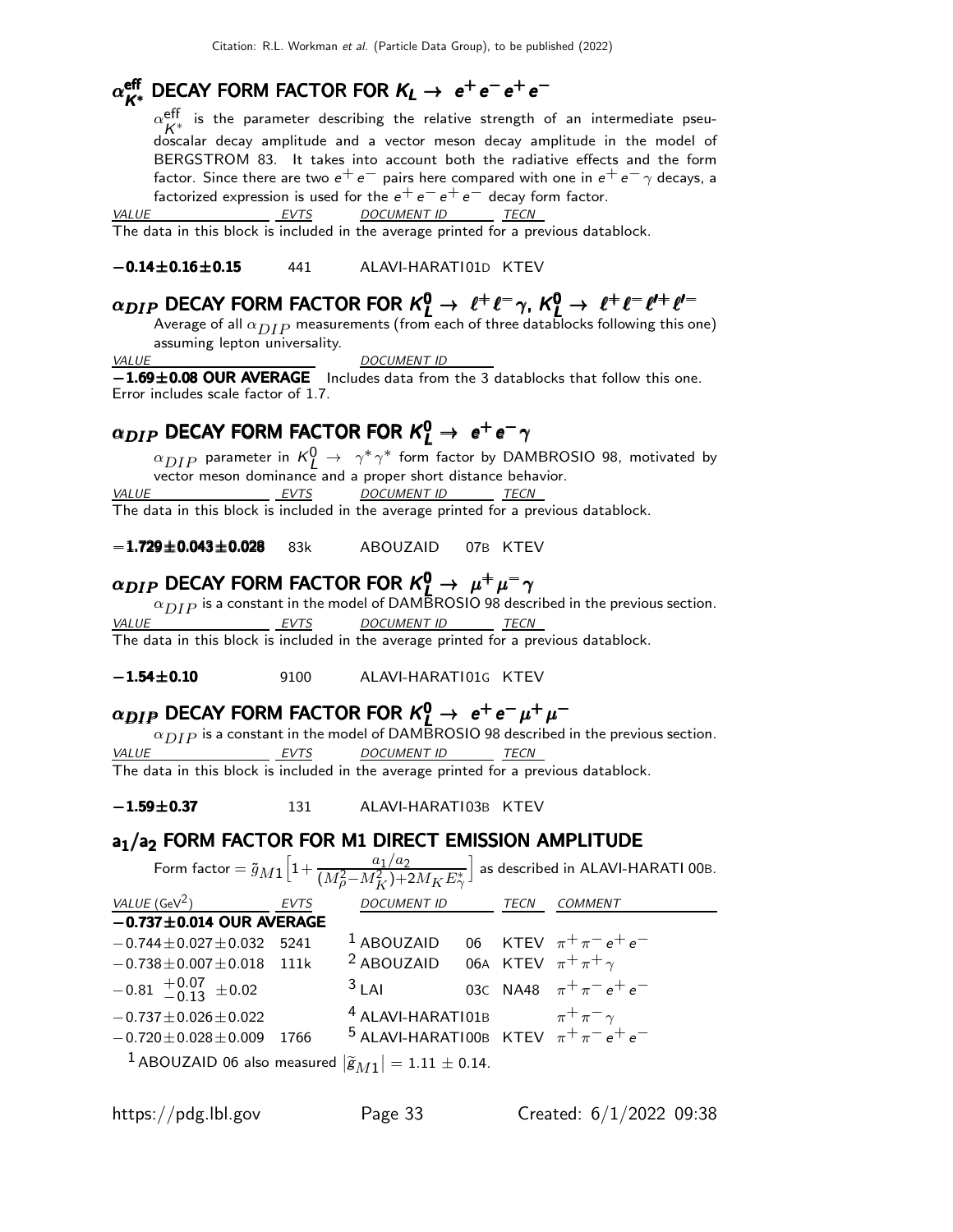## $\alpha_{K^*}^{\text{eff}}$ DECAY FORM FACTOR FOR $K_L \to e^+ e^- e^+ e^-$

$\alpha_{K^*}^{\text{eff}}$ is the parameter describing the relative strength of an intermediate pseudoscalar decay amplitude and a vector meson decay amplitude in the model of BERGSTROM 83. It takes into account both the radiative effects and the form factor. Since there are two $e^+ e^-$ pairs here compared with one in $e^+ e^- \gamma$ decays, a factorized expression is used for the $e^+ e^- e^+ e^-$ decay form factor.

| VALUE | EVTS | DOCUMENT ID | TECN |
|---|---|---|---|

The data in this block is included in the average printed for a previous datablock.

| | | | |
|---|---|---|---|
| **−0.14±0.16±0.15** | 441 | ALAVI-HARATI 01D | KTEV |

## $\alpha_{DIP}$ DECAY FORM FACTOR FOR $K_L^0 \to \ell^+ \ell^- \gamma$, $K_L^0 \to \ell^+ \ell^- \ell'^+ \ell'^-$

Average of all $\alpha_{DIP}$ measurements (from each of three datablocks following this one) assuming lepton universality.

| VALUE | DOCUMENT ID |
|---|---|
| **−1.69±0.08 OUR AVERAGE** | Includes data from the 3 datablocks that follow this one. Error includes scale factor of 1.7. |

## $\alpha_{DIP}$ DECAY FORM FACTOR FOR $K_L^0 \to e^+ e^- \gamma$

$\alpha_{DIP}$ parameter in $K_L^0 \to \gamma^* \gamma^*$ form factor by DAMBROSIO 98, motivated by vector meson dominance and a proper short distance behavior.

| VALUE | EVTS | DOCUMENT ID | TECN |
|---|---|---|---|

The data in this block is included in the average printed for a previous datablock.

| | | | |
|---|---|---|---|
| **−1.729±0.043±0.028** | 83k | ABOUZAID 07B | KTEV |

## $\alpha_{DIP}$ DECAY FORM FACTOR FOR $K_L^0 \to \mu^+ \mu^- \gamma$

$\alpha_{DIP}$ is a constant in the model of DAMBROSIO 98 described in the previous section.

| VALUE | EVTS | DOCUMENT ID | TECN |
|---|---|---|---|

The data in this block is included in the average printed for a previous datablock.

| | | | |
|---|---|---|---|
| **−1.54±0.10** | 9100 | ALAVI-HARATI 01G | KTEV |

## $\alpha_{DIP}$ DECAY FORM FACTOR FOR $K_L^0 \to e^+ e^- \mu^+ \mu^-$

$\alpha_{DIP}$ is a constant in the model of DAMBROSIO 98 described in the previous section.

| VALUE | EVTS | DOCUMENT ID | TECN |
|---|---|---|---|

The data in this block is included in the average printed for a previous datablock.

| | | | |
|---|---|---|---|
| **−1.59±0.37** | 131 | ALAVI-HARATI 03B | KTEV |

## $a_1/a_2$ FORM FACTOR FOR M1 DIRECT EMISSION AMPLITUDE

Form factor $= \tilde{g}_{M1}\left[1 + \frac{a_1/a_2}{(M_\rho^2 - M_K^2) + 2M_K E_\gamma^*}\right]$ as described in ALAVI-HARATI 00B.

| VALUE (GeV$^2$) | EVTS | DOCUMENT ID | TECN | COMMENT |
|---|---|---|---|---|
| **−0.737±0.014 OUR AVERAGE** | | | | |
| $-0.744\pm0.027\pm0.032$ | 5241 | [1] ABOUZAID 06 | KTEV | $\pi^+\pi^- e^+ e^-$ |
| $-0.738\pm0.007\pm0.018$ | 111k | [2] ABOUZAID 06A | KTEV | $\pi^+\pi^+\gamma$ |
| $-0.81\ ^{+0.07}_{-0.13}\pm0.02$ | | [3] LAI 03C | NA48 | $\pi^+\pi^- e^+ e^-$ |
| $-0.737\pm0.026\pm0.022$ | | [4] ALAVI-HARATI 01B | | $\pi^+\pi^-\gamma$ |
| $-0.720\pm0.028\pm0.009$ | 1766 | [5] ALAVI-HARATI 00B | KTEV | $\pi^+\pi^- e^+ e^-$ |

[1] ABOUZAID 06 also measured $|\widetilde{g}_{M1}| = 1.11 \pm 0.14$.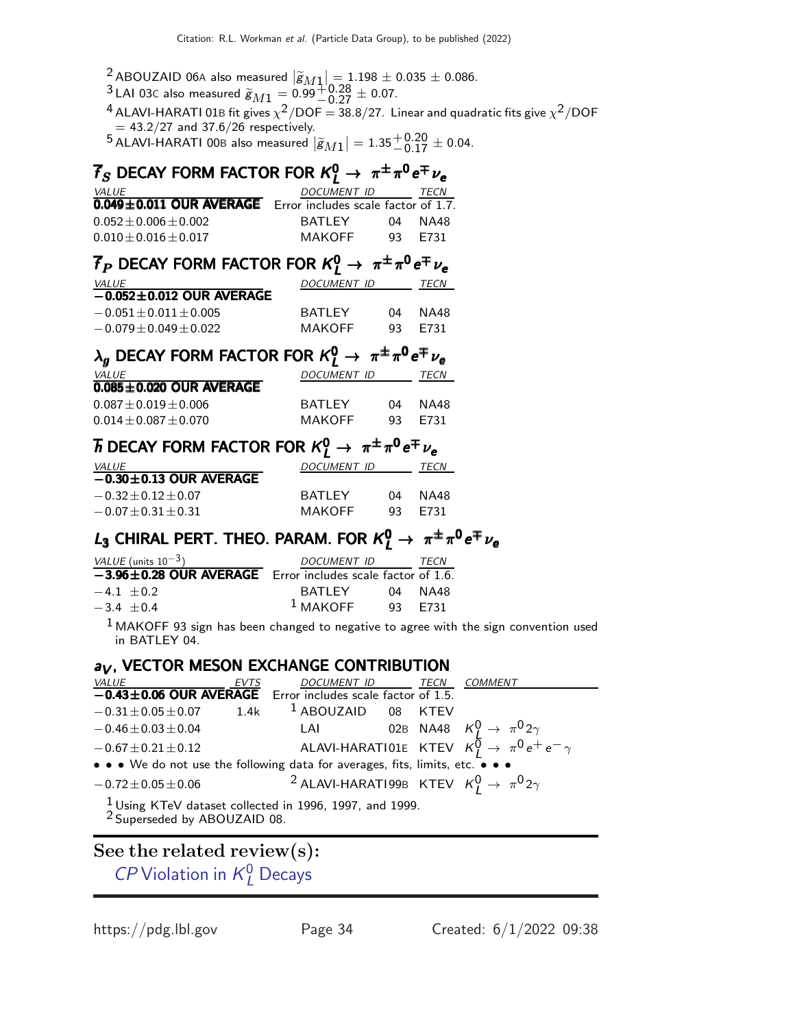[2] ABOUZAID 06A also measured $|\tilde{g}_{M1}| = 1.198 \pm 0.035 \pm 0.086$.
[3] LAI 03C also measured $\tilde{g}_{M1} = 0.99^{+0.28}_{-0.27} \pm 0.07$.
[4] ALAVI-HARATI 01B fit gives $\chi^2$/DOF = 38.8/27. Linear and quadratic fits give $\chi^2$/DOF = 43.2/27 and 37.6/26 respectively.
[5] ALAVI-HARATI 00B also measured $|\tilde{g}_{M1}| = 1.35^{+0.20}_{-0.17} \pm 0.04$.

## $\overline{f}_S$ DECAY FORM FACTOR FOR $K^0_L \to \pi^{\pm}\pi^0 e^{\mp}\nu_e$

| VALUE | DOCUMENT ID | | TECN |
|---|---|---|---|
| **0.049±0.011 OUR AVERAGE** | Error includes scale factor of 1.7. | | |
| 0.052±0.006±0.002 | BATLEY | 04 | NA48 |
| 0.010±0.016±0.017 | MAKOFF | 93 | E731 |

## $\overline{f}_P$ DECAY FORM FACTOR FOR $K^0_L \to \pi^{\pm}\pi^0 e^{\mp}\nu_e$

| VALUE | DOCUMENT ID | | TECN |
|---|---|---|---|
| **−0.052±0.012 OUR AVERAGE** | | | |
| −0.051±0.011±0.005 | BATLEY | 04 | NA48 |
| −0.079±0.049±0.022 | MAKOFF | 93 | E731 |

## $\lambda_g$ DECAY FORM FACTOR FOR $K^0_L \to \pi^{\pm}\pi^0 e^{\mp}\nu_e$

| VALUE | DOCUMENT ID | | TECN |
|---|---|---|---|
| **0.085±0.020 OUR AVERAGE** | | | |
| 0.087±0.019±0.006 | BATLEY | 04 | NA48 |
| 0.014±0.087±0.070 | MAKOFF | 93 | E731 |

## $\overline{h}$ DECAY FORM FACTOR FOR $K^0_L \to \pi^{\pm}\pi^0 e^{\mp}\nu_e$

| VALUE | DOCUMENT ID | | TECN |
|---|---|---|---|
| **−0.30±0.13 OUR AVERAGE** | | | |
| −0.32±0.12±0.07 | BATLEY | 04 | NA48 |
| −0.07±0.31±0.31 | MAKOFF | 93 | E731 |

## $L_3$ CHIRAL PERT. THEO. PARAM. FOR $K^0_L \to \pi^{\pm}\pi^0 e^{\mp}\nu_e$

| VALUE (units $10^{-3}$) | DOCUMENT ID | | TECN |
|---|---|---|---|
| **−3.96±0.28 OUR AVERAGE** | Error includes scale factor of 1.6. | | |
| −4.1 ±0.2 | BATLEY | 04 | NA48 |
| −3.4 ±0.4 | [1] MAKOFF | 93 | E731 |

[1] MAKOFF 93 sign has been changed to negative to agree with the sign convention used in BATLEY 04.

## $a_V$, VECTOR MESON EXCHANGE CONTRIBUTION

| VALUE | EVTS | DOCUMENT ID | | TECN | COMMENT |
|---|---|---|---|---|---|
| **−0.43±0.06 OUR AVERAGE** | | Error includes scale factor of 1.5. | | | |
| −0.31±0.05±0.07 | 1.4k | [1] ABOUZAID | 08 | KTEV | |
| −0.46±0.03±0.04 | | LAI | 02B | NA48 | $K^0_L \to \pi^0 2\gamma$ |
| −0.67±0.21±0.12 | | ALAVI-HARATI | 01E | KTEV | $K^0_L \to \pi^0 e^+ e^- \gamma$ |
| • • • We do not use the following data for averages, fits, limits, etc. • • • | | | | | |
| −0.72±0.05±0.06 | | [2] ALAVI-HARATI | 99B | KTEV | $K^0_L \to \pi^0 2\gamma$ |

[1] Using KTeV dataset collected in 1996, 1997, and 1999.
[2] Superseded by ABOUZAID 08.

## See the related review(s):

*CP* Violation in $K^0_L$ Decays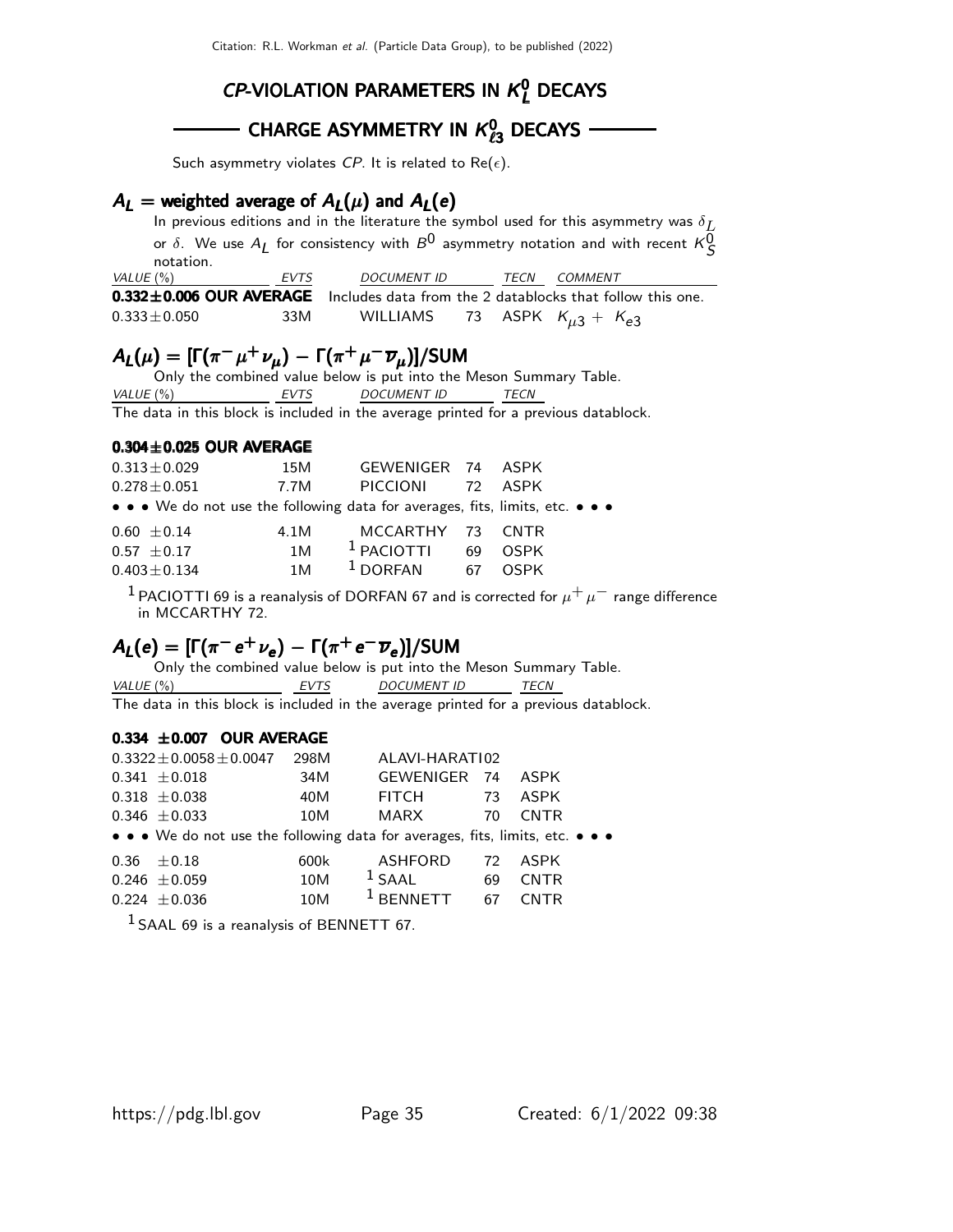# *CP*-VIOLATION PARAMETERS IN $K^0_L$ DECAYS

## CHARGE ASYMMETRY IN $K^0_{\ell 3}$ DECAYS

Such asymmetry violates *CP*. It is related to $\text{Re}(\epsilon)$.

### $A_L$ = weighted average of $A_L(\mu)$ and $A_L(e)$

In previous editions and in the literature the symbol used for this asymmetry was $\delta_L$ or $\delta$. We use $A_L$ for consistency with $B^0$ asymmetry notation and with recent $K^0_S$ notation.

| VALUE (%) | EVTS | DOCUMENT ID | | TECN | COMMENT |
|---|---|---|---|---|---|
| **0.332±0.006 OUR AVERAGE** | Includes data from the 2 datablocks that follow this one. | | | | |
| 0.333±0.050 | 33M | WILLIAMS | 73 | ASPK | $K_{\mu 3}$ + $K_{e3}$ |

### $A_L(\mu) = [\Gamma(\pi^- \mu^+ \nu_\mu) - \Gamma(\pi^+ \mu^- \overline{\nu}_\mu)]/\text{SUM}$

Only the combined value below is put into the Meson Summary Table.

The data in this block is included in the average printed for a previous datablock.

| VALUE (%) | EVTS | DOCUMENT ID | | TECN |
|---|---|---|---|---|
| **0.304±0.025 OUR AVERAGE** | | | | |
| 0.313±0.029 | 15M | GEWENIGER | 74 | ASPK |
| 0.278±0.051 | 7.7M | PICCIONI | 72 | ASPK |
| • • • We do not use the following data for averages, fits, limits, etc. • • • | | | | |
| 0.60 ±0.14 | 4.1M | MCCARTHY | 73 | CNTR |
| 0.57 ±0.17 | 1M | [1] PACIOTTI | 69 | OSPK |
| 0.403±0.134 | 1M | [1] DORFAN | 67 | OSPK |

[1] PACIOTTI 69 is a reanalysis of DORFAN 67 and is corrected for $\mu^+ \mu^-$ range difference in MCCARTHY 72.

### $A_L(e) = [\Gamma(\pi^- e^+ \nu_e) - \Gamma(\pi^+ e^- \overline{\nu}_e)]/\text{SUM}$

Only the combined value below is put into the Meson Summary Table.

The data in this block is included in the average printed for a previous datablock.

| VALUE (%) | EVTS | DOCUMENT ID | | TECN |
|---|---|---|---|---|
| **0.334 ±0.007 OUR AVERAGE** | | | | |
| 0.3322±0.0058±0.0047 | 298M | ALAVI-HARATI | 02 | |
| 0.341 ±0.018 | 34M | GEWENIGER | 74 | ASPK |
| 0.318 ±0.038 | 40M | FITCH | 73 | ASPK |
| 0.346 ±0.033 | 10M | MARX | 70 | CNTR |
| • • • We do not use the following data for averages, fits, limits, etc. • • • | | | | |
| 0.36 ±0.18 | 600k | ASHFORD | 72 | ASPK |
| 0.246 ±0.059 | 10M | [1] SAAL | 69 | CNTR |
| 0.224 ±0.036 | 10M | [1] BENNETT | 67 | CNTR |

[1] SAAL 69 is a reanalysis of BENNETT 67.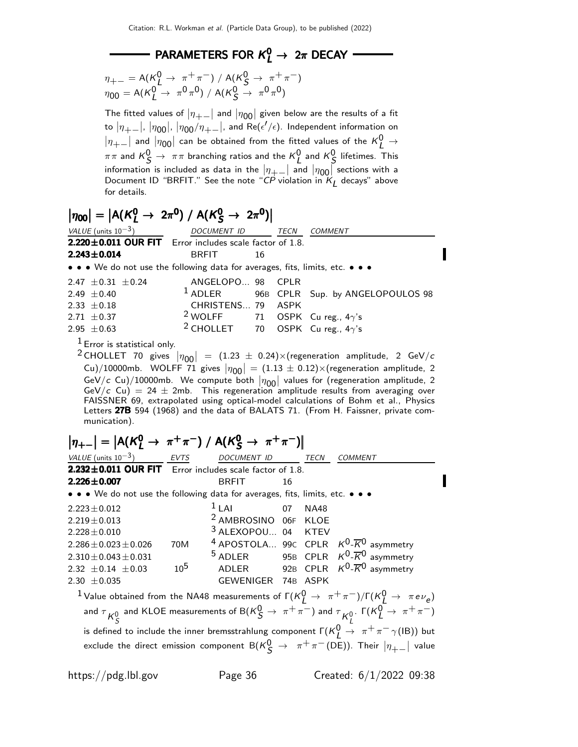## PARAMETERS FOR $K^0_L \to 2\pi$ DECAY

$\eta_{+-} = \mathrm{A}(K^0_L \to \pi^+\pi^-)$ / $\mathrm{A}(K^0_S \to \pi^+\pi^-)$
$\eta_{00} = \mathrm{A}(K^0_L \to \pi^0\pi^0)$ / $\mathrm{A}(K^0_S \to \pi^0\pi^0)$

The fitted values of $|\eta_{+-}|$ and $|\eta_{00}|$ given below are the results of a fit to $|\eta_{+-}|$, $|\eta_{00}|$, $|\eta_{00}/\eta_{+-}|$, and Re($\epsilon'/\epsilon$). Independent information on $|\eta_{+-}|$ and $|\eta_{00}|$ can be obtained from the fitted values of the $K^0_L \to \pi\pi$ and $K^0_S \to \pi\pi$ branching ratios and the $K^0_L$ and $K^0_S$ lifetimes. This information is included as data in the $|\eta_{+-}|$ and $|\eta_{00}|$ sections with a Document ID "BRFIT." See the note "*CP* violation in $K_L$ decays" above for details.

### $|\eta_{00}| = |\mathrm{A}(K^0_L \to 2\pi^0)$ / $\mathrm{A}(K^0_S \to 2\pi^0)|$

| VALUE (units $10^{-3}$) | DOCUMENT ID | | TECN | COMMENT |
|---|---|---|---|---|
| **2.220±0.011 OUR FIT** | Error includes scale factor of 1.8. | | | |
| **2.243±0.014** | BRFIT | 16 | | |
| • • • We do not use the following data for averages, fits, limits, etc. • • • | | | | |
| 2.47 ±0.31 ±0.24 | ANGELOPO... | 98 | CPLR | |
| 2.49 ±0.40 | [1] ADLER | 96B | CPLR | Sup. by ANGELOPOULOS 98 |
| 2.33 ±0.18 | CHRISTENS... | 79 | ASPK | |
| 2.71 ±0.37 | [2] WOLFF | 71 | OSPK | Cu reg., $4\gamma$'s |
| 2.95 ±0.63 | [2] CHOLLET | 70 | OSPK | Cu reg., $4\gamma$'s |

[1] Error is statistical only.

[2] CHOLLET 70 gives $|\eta_{00}| = (1.23 \pm 0.24)\times$(regeneration amplitude, 2 GeV/$c$ Cu)/10000mb. WOLFF 71 gives $|\eta_{00}| = (1.13 \pm 0.12)\times$(regeneration amplitude, 2 GeV/$c$ Cu)/10000mb. We compute both $|\eta_{00}|$ values for (regeneration amplitude, 2 GeV/$c$ Cu) = 24 ± 2mb. This regeneration amplitude results from averaging over FAISSNER 69, extrapolated using optical-model calculations of Bohm et al., Physics Letters **27B** 594 (1968) and the data of BALATS 71. (From H. Faissner, private communication).

### $|\eta_{+-}| = |\mathrm{A}(K^0_L \to \pi^+\pi^-)$ / $\mathrm{A}(K^0_S \to \pi^+\pi^-)|$

| VALUE (units $10^{-3}$) | EVTS | DOCUMENT ID | | TECN | COMMENT |
|---|---|---|---|---|---|
| **2.232±0.011 OUR FIT** | | Error includes scale factor of 1.8. | | | |
| **2.226±0.007** | | BRFIT | 16 | | |
| • • • We do not use the following data for averages, fits, limits, etc. • • • | | | | | |
| 2.223±0.012 | | [1] LAI | 07 | NA48 | |
| 2.219±0.013 | | [2] AMBROSINO | 06F | KLOE | |
| 2.228±0.010 | | [3] ALEXOPOU... | 04 | KTEV | |
| 2.286±0.023±0.026 | 70M | [4] APOSTOLA... | 99C | CPLR | $K^0$-$\overline{K}^0$ asymmetry |
| 2.310±0.043±0.031 | | [5] ADLER | 95B | CPLR | $K^0$-$\overline{K}^0$ asymmetry |
| 2.32 ±0.14 ±0.03 | $10^5$ | ADLER | 92B | CPLR | $K^0$-$\overline{K}^0$ asymmetry |
| 2.30 ±0.035 | | GEWENIGER | 74B | ASPK | |

[1] Value obtained from the NA48 measurements of $\Gamma(K^0_L \to \pi^+\pi^-)/\Gamma(K^0_L \to \pi e \nu_e)$ and $\tau_{K^0_S}$ and KLOE measurements of $\mathrm{B}(K^0_S \to \pi^+\pi^-)$ and $\tau_{K^0_L}$. $\Gamma(K^0_L \to \pi^+\pi^-)$ is defined to include the inner bremsstrahlung component $\Gamma(K^0_L \to \pi^+\pi^-\gamma(\mathrm{IB}))$ but exclude the direct emission component $\mathrm{B}(K^0_S \to \pi^+\pi^-(\mathrm{DE}))$. Their $|\eta_{+-}|$ value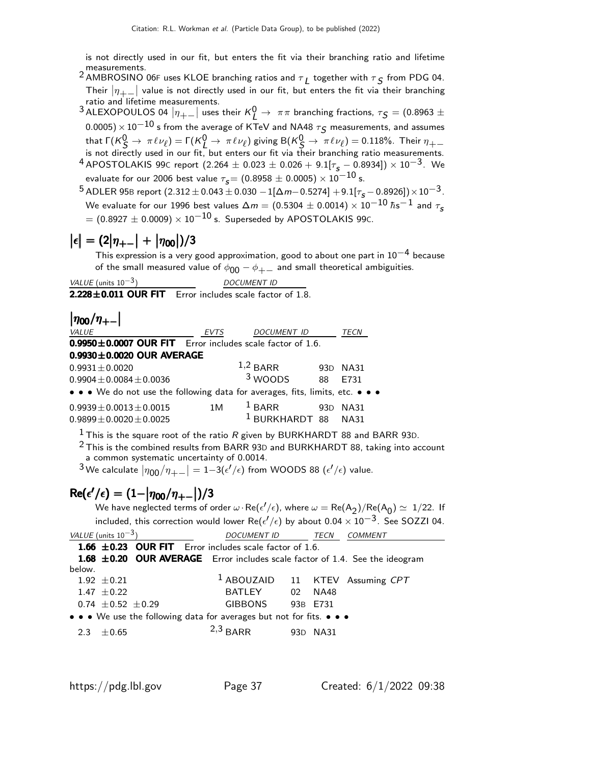is not directly used in our fit, but enters the fit via their branching ratio and lifetime measurements.

[2] AMBROSINO 06F uses KLOE branching ratios and $\tau_L$ together with $\tau_S$ from PDG 04. Their $|\eta_{+-}|$ value is not directly used in our fit, but enters the fit via their branching ratio and lifetime measurements.

[3] ALEXOPOULOS 04 $|\eta_{+-}|$ uses their $K^0_L \to \pi\pi$ branching fractions, $\tau_S = (0.8963 \pm 0.0005) \times 10^{-10}$ s from the average of KTeV and NA48 $\tau_S$ measurements, and assumes that $\Gamma(K^0_S \to \pi\ell\nu_\ell) = \Gamma(K^0_L \to \pi\ell\nu_\ell)$ giving $B(K^0_S \to \pi\ell\nu_\ell) = 0.118\%$. Their $\eta_{+-}$ is not directly used in our fit, but enters our fit via their branching ratio measurements.

[4] APOSTOLAKIS 99C report $(2.264 \pm 0.023 \pm 0.026 + 9.1[\tau_s - 0.8934]) \times 10^{-3}$. We evaluate for our 2006 best value $\tau_s = (0.8958 \pm 0.0005) \times 10^{-10}$ s.

[5] ADLER 95B report $(2.312 \pm 0.043 \pm 0.030 - 1[\Delta m - 0.5274] + 9.1[\tau_s - 0.8926]) \times 10^{-3}$. We evaluate for our 1996 best values $\Delta m = (0.5304 \pm 0.0014) \times 10^{-10}\ \hbar\text{s}^{-1}$ and $\tau_s = (0.8927 \pm 0.0009) \times 10^{-10}$ s. Superseded by APOSTOLAKIS 99C.

## $|\epsilon| = (2|\eta_{+-}| + |\eta_{00}|)/3$

This expression is a very good approximation, good to about one part in $10^{-4}$ because of the small measured value of $\phi_{00} - \phi_{+-}$ and small theoretical ambiguities.

| *VALUE* (units $10^{-3}$) | *DOCUMENT ID* |
|---|---|
| **2.228±0.011 OUR FIT** Error includes scale factor of 1.8. | |

## $|\eta_{00}/\eta_{+-}|$

| *VALUE* | *EVTS* | *DOCUMENT ID* | | *TECN* |
|---|---|---|---|---|
| **0.9950±0.0007 OUR FIT** Error includes scale factor of 1.6. | | | | |
| **0.9930±0.0020 OUR AVERAGE** | | | | |
| 0.9931±0.0020 | | [1,2] BARR | 93D | NA31 |
| 0.9904±0.0084±0.0036 | | [3] WOODS | 88 | E731 |
| • • • We do not use the following data for averages, fits, limits, etc. • • • | | | | |
| 0.9939±0.0013±0.0015 | 1M | [1] BARR | 93D | NA31 |
| 0.9899±0.0020±0.0025 | | [1] BURKHARDT | 88 | NA31 |

[1] This is the square root of the ratio $R$ given by BURKHARDT 88 and BARR 93D.

[2] This is the combined results from BARR 93D and BURKHARDT 88, taking into account a common systematic uncertainty of 0.0014.

[3] We calculate $|\eta_{00}/\eta_{+-}| = 1-3(\epsilon'/\epsilon)$ from WOODS 88 $(\epsilon'/\epsilon)$ value.

## $\text{Re}(\epsilon'/\epsilon) = (1-|\eta_{00}/\eta_{+-}|)/3$

We have neglected terms of order $\omega \cdot \text{Re}(\epsilon'/\epsilon)$, where $\omega = \text{Re}(A_2)/\text{Re}(A_0) \simeq 1/22$. If included, this correction would lower $\text{Re}(\epsilon'/\epsilon)$ by about $0.04 \times 10^{-3}$. See SOZZI 04.

| *VALUE* (units $10^{-3}$) | *DOCUMENT ID* | | *TECN* | *COMMENT* |
|---|---|---|---|---|
| **1.66 ±0.23 OUR FIT** Error includes scale factor of 1.6. | | | | |
| **1.68 ±0.20 OUR AVERAGE** Error includes scale factor of 1.4. See the ideogram below. | | | | |
| 1.92 ±0.21 | [1] ABOUZAID | 11 | KTEV | Assuming *CPT* |
| 1.47 ±0.22 | BATLEY | 02 | NA48 | |
| 0.74 ±0.52 ±0.29 | GIBBONS | 93B | E731 | |
| • • • We use the following data for averages but not for fits. • • • | | | | |
| 2.3 ±0.65 | [2,3] BARR | 93D | NA31 | |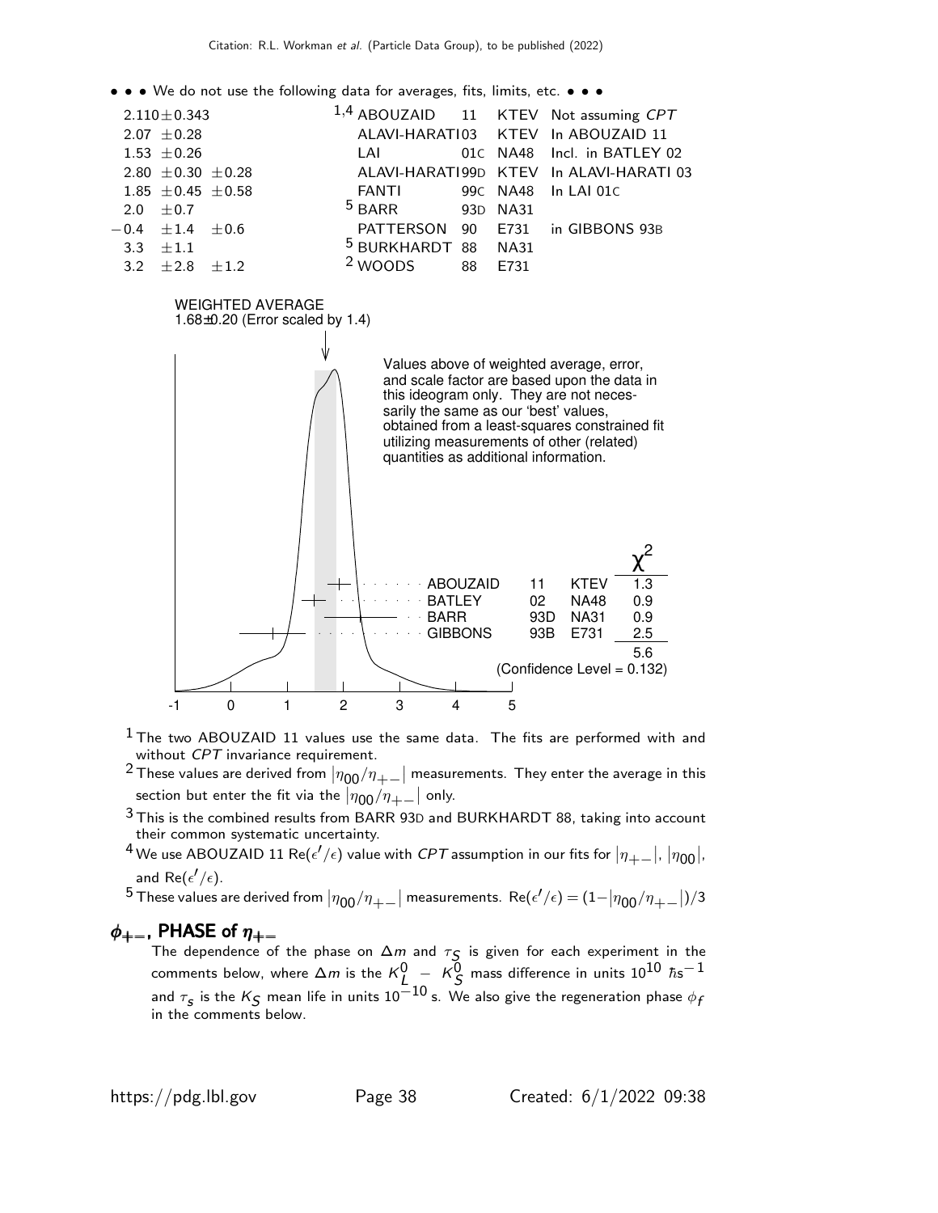• • • We do not use the following data for averages, fits, limits, etc. • • •

| | | | | |
|---|---|---|---|---|
| $2.110 \pm 0.343$ | [1,4] ABOUZAID | 11 | KTEV | Not assuming *CPT* |
| $2.07 \pm 0.28$ | ALAVI-HARATI | 03 | KTEV | In ABOUZAID 11 |
| $1.53 \pm 0.26$ | LAI | 01C | NA48 | Incl. in BATLEY 02 |
| $2.80 \pm 0.30 \pm 0.28$ | ALAVI-HARATI | 99D | KTEV | In ALAVI-HARATI 03 |
| $1.85 \pm 0.45 \pm 0.58$ | FANTI | 99C | NA48 | In LAI 01C |
| $2.0 \pm 0.7$ | [5] BARR | 93D | NA31 | |
| $-0.4 \pm 1.4 \pm 0.6$ | PATTERSON | 90 | E731 | in GIBBONS 93B |
| $3.3 \pm 1.1$ | [5] BURKHARDT | 88 | NA31 | |
| $3.2 \pm 2.8 \pm 1.2$ | [2] WOODS | 88 | E731 | |

WEIGHTED AVERAGE
1.68±0.20 (Error scaled by 1.4)

Values above of weighted average, error, and scale factor are based upon the data in this ideogram only. They are not necessarily the same as our 'best' values, obtained from a least-squares constrained fit utilizing measurements of other (related) quantities as additional information.

| | | | $\chi^2$ |
|---|---|---|---|
| ABOUZAID | 11 | KTEV | 1.3 |
| BATLEY | 02 | NA48 | 0.9 |
| BARR | 93D | NA31 | 0.9 |
| GIBBONS | 93B | E731 | 2.5 |
| | | | 5.6 |

(Confidence Level = 0.132)

[1] The two ABOUZAID 11 values use the same data. The fits are performed with and without *CPT* invariance requirement.

[2] These values are derived from $|\eta_{00}/\eta_{+-}|$ measurements. They enter the average in this section but enter the fit via the $|\eta_{00}/\eta_{+-}|$ only.

[3] This is the combined results from BARR 93D and BURKHARDT 88, taking into account their common systematic uncertainty.

[4] We use ABOUZAID 11 $\mathrm{Re}(\epsilon'/\epsilon)$ value with *CPT* assumption in our fits for $|\eta_{+-}|$, $|\eta_{00}|$, and $\mathrm{Re}(\epsilon'/\epsilon)$.

[5] These values are derived from $|\eta_{00}/\eta_{+-}|$ measurements. $\mathrm{Re}(\epsilon'/\epsilon) = (1-|\eta_{00}/\eta_{+-}|)/3$

## $\phi_{+-}$, PHASE of $\eta_{+-}$

The dependence of the phase on $\Delta m$ and $\tau_S$ is given for each experiment in the comments below, where $\Delta m$ is the $K^0_L - K^0_S$ mass difference in units $10^{10}\ \hbar\mathrm{s}^{-1}$ and $\tau_s$ is the $K_S$ mean life in units $10^{-10}$ s. We also give the regeneration phase $\phi_f$ in the comments below.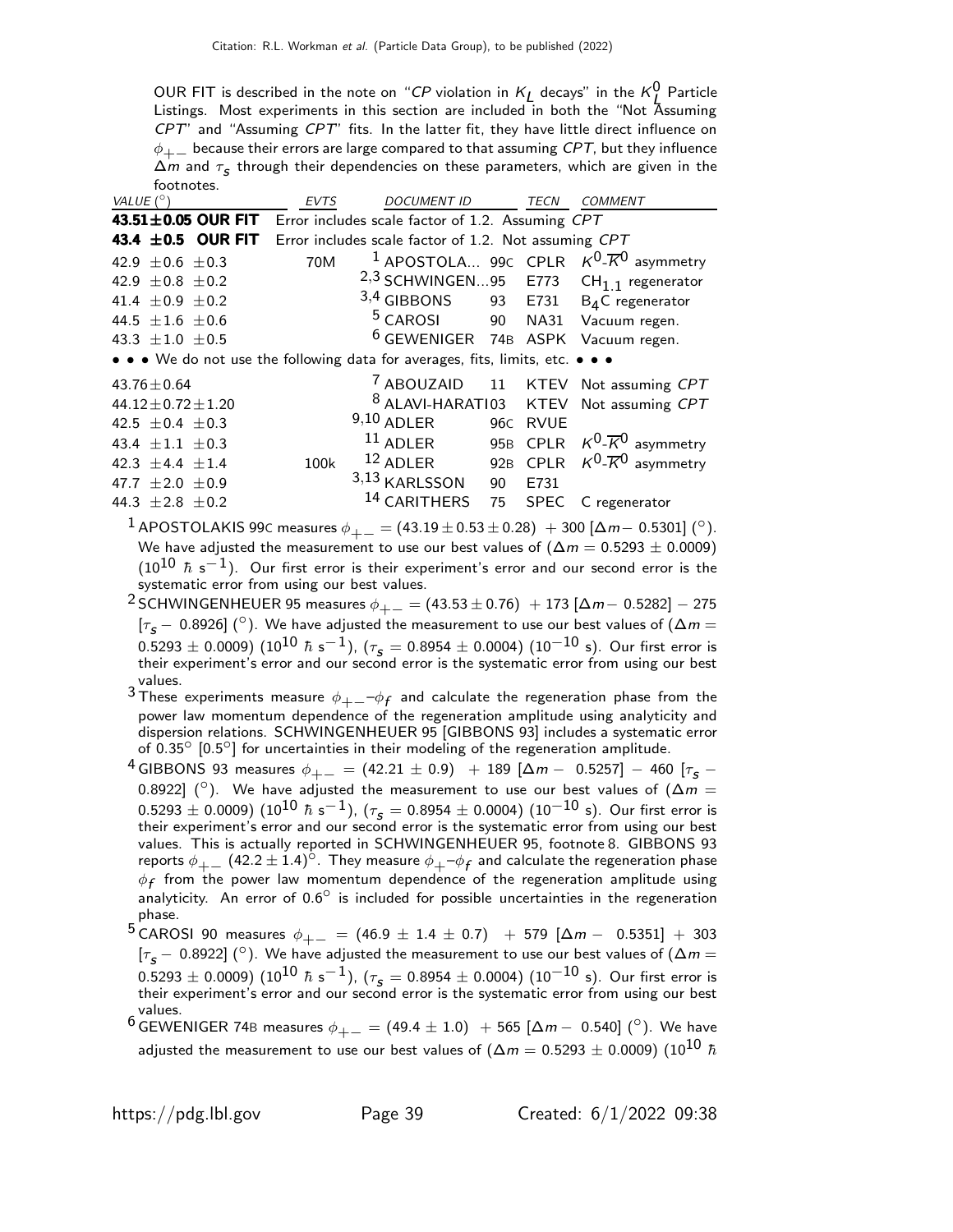OUR FIT is described in the note on "*CP* violation in $K_L$ decays" in the $K^0_L$ Particle Listings. Most experiments in this section are included in both the "Not Assuming *CPT*" and "Assuming *CPT*" fits. In the latter fit, they have little direct influence on $\phi_{+-}$ because their errors are large compared to that assuming *CPT*, but they influence $\Delta m$ and $\tau_s$ through their dependencies on these parameters, which are given in the footnotes.

| VALUE (°) | EVTS | DOCUMENT ID | | TECN | COMMENT |
|---|---|---|---|---|---|
| **43.51±0.05 OUR FIT** | Error includes scale factor of 1.2. Assuming *CPT* | | | | |
| **43.4 ±0.5 OUR FIT** | Error includes scale factor of 1.2. Not assuming *CPT* | | | | |
| 42.9 ±0.6 ±0.3 | 70M | [1] APOSTOLA... | 99C | CPLR | $K^0$-$\overline{K}^0$ asymmetry |
| 42.9 ±0.8 ±0.2 | | [2,3] SCHWINGEN...95 | | E773 | $CH_{1.1}$ regenerator |
| 41.4 ±0.9 ±0.2 | | [3,4] GIBBONS | 93 | E731 | $B_4C$ regenerator |
| 44.5 ±1.6 ±0.6 | | [5] CAROSI | 90 | NA31 | Vacuum regen. |
| 43.3 ±1.0 ±0.5 | | [6] GEWENIGER | 74B | ASPK | Vacuum regen. |
| • • • We do not use the following data for averages, fits, limits, etc. • • • | | | | | |
| 43.76±0.64 | | [7] ABOUZAID | 11 | KTEV | Not assuming *CPT* |
| 44.12±0.72±1.20 | | [8] ALAVI-HARATI | 03 | KTEV | Not assuming *CPT* |
| 42.5 ±0.4 ±0.3 | | [9,10] ADLER | 96C | RVUE | |
| 43.4 ±1.1 ±0.3 | | [11] ADLER | 95B | CPLR | $K^0$-$\overline{K}^0$ asymmetry |
| 42.3 ±4.4 ±1.4 | 100k | [12] ADLER | 92B | CPLR | $K^0$-$\overline{K}^0$ asymmetry |
| 47.7 ±2.0 ±0.9 | | [3,13] KARLSSON | 90 | E731 | |
| 44.3 ±2.8 ±0.2 | | [14] CARITHERS | 75 | SPEC | C regenerator |

[1] APOSTOLAKIS 99C measures $\phi_{+-} = (43.19 \pm 0.53 \pm 0.28) + 300\,[\Delta m - 0.5301]$ (°). We have adjusted the measurement to use our best values of ($\Delta m = 0.5293 \pm 0.0009$) ($10^{10}\ \hbar\ s^{-1}$). Our first error is their experiment's error and our second error is the systematic error from using our best values.

[2] SCHWINGENHEUER 95 measures $\phi_{+-} = (43.53 \pm 0.76) + 173\,[\Delta m - 0.5282] - 275\,[\tau_s - 0.8926]$ (°). We have adjusted the measurement to use our best values of ($\Delta m = 0.5293 \pm 0.0009$) ($10^{10}\ \hbar\ s^{-1}$), ($\tau_s = 0.8954 \pm 0.0004$) ($10^{-10}$ s). Our first error is their experiment's error and our second error is the systematic error from using our best values.

[3] These experiments measure $\phi_{+-}-\phi_f$ and calculate the regeneration phase from the power law momentum dependence of the regeneration amplitude using analyticity and dispersion relations. SCHWINGENHEUER 95 [GIBBONS 93] includes a systematic error of 0.35° [0.5°] for uncertainties in their modeling of the regeneration amplitude.

[4] GIBBONS 93 measures $\phi_{+-} = (42.21 \pm 0.9) + 189\,[\Delta m - 0.5257] - 460\,[\tau_s - 0.8922]$ (°). We have adjusted the measurement to use our best values of ($\Delta m = 0.5293 \pm 0.0009$) ($10^{10}\ \hbar\ s^{-1}$), ($\tau_s = 0.8954 \pm 0.0004$) ($10^{-10}$ s). Our first error is their experiment's error and our second error is the systematic error from using our best values. This is actually reported in SCHWINGENHEUER 95, footnote 8. GIBBONS 93 reports $\phi_{+-}$ $(42.2 \pm 1.4)°$. They measure $\phi_{+}-\phi_f$ and calculate the regeneration phase $\phi_f$ from the power law momentum dependence of the regeneration amplitude using analyticity. An error of 0.6° is included for possible uncertainties in the regeneration phase.

[5] CAROSI 90 measures $\phi_{+-} = (46.9 \pm 1.4 \pm 0.7) + 579\,[\Delta m - 0.5351] + 303\,[\tau_s - 0.8922]$ (°). We have adjusted the measurement to use our best values of ($\Delta m = 0.5293 \pm 0.0009$) ($10^{10}\ \hbar\ s^{-1}$), ($\tau_s = 0.8954 \pm 0.0004$) ($10^{-10}$ s). Our first error is their experiment's error and our second error is the systematic error from using our best values.

[6] GEWENIGER 74B measures $\phi_{+-} = (49.4 \pm 1.0) + 565\,[\Delta m - 0.540]$ (°). We have adjusted the measurement to use our best values of ($\Delta m = 0.5293 \pm 0.0009$) ($10^{10}\ \hbar$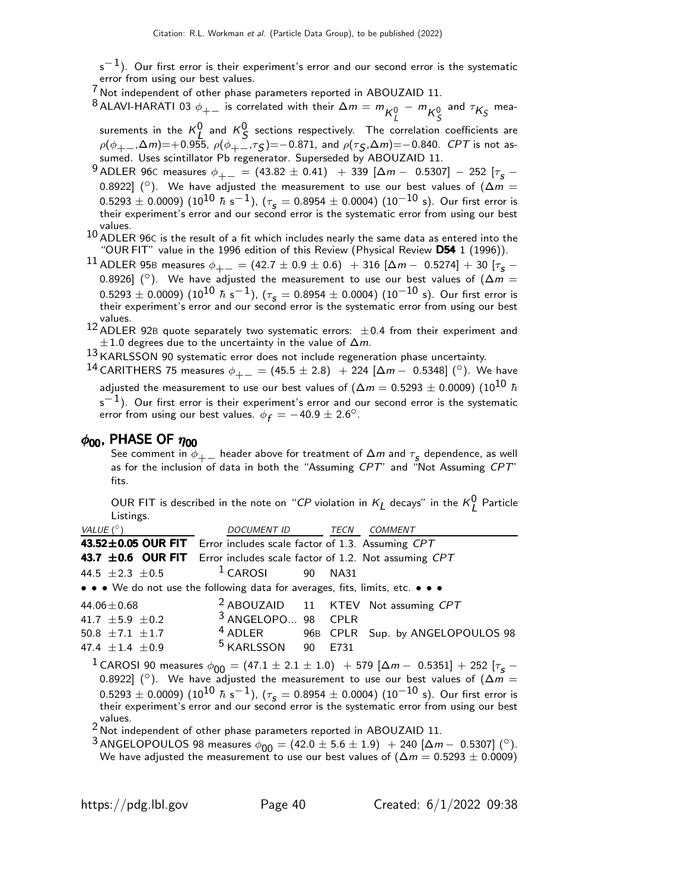$s^{-1}$). Our first error is their experiment's error and our second error is the systematic error from using our best values.

[7] Not independent of other phase parameters reported in ABOUZAID 11.

[8] ALAVI-HARATI 03 $\phi_{+-}$ is correlated with their $\Delta m = m_{K_L^0} - m_{K_S^0}$ and $\tau_{K_S}$ measurements in the $K_L^0$ and $K_S^0$ sections respectively. The correlation coefficients are $\rho(\phi_{+-},\Delta m)=+0.955$, $\rho(\phi_{+-},\tau_S)=-0.871$, and $\rho(\tau_S,\Delta m)=-0.840$. *CPT* is not assumed. Uses scintillator Pb regenerator. Superseded by ABOUZAID 11.

[9] ADLER 96C measures $\phi_{+-} = (43.82 \pm 0.41) + 339\ [\Delta m - 0.5307] - 252\ [\tau_s - 0.8922]$ (°). We have adjusted the measurement to use our best values of ($\Delta m = 0.5293 \pm 0.0009$) ($10^{10}\ \hbar\ s^{-1}$), ($\tau_s = 0.8954 \pm 0.0004$) ($10^{-10}$ s). Our first error is their experiment's error and our second error is the systematic error from using our best values.

[10] ADLER 96C is the result of a fit which includes nearly the same data as entered into the "OUR FIT" value in the 1996 edition of this Review (Physical Review **D54** 1 (1996)).

[11] ADLER 95B measures $\phi_{+-} = (42.7 \pm 0.9 \pm 0.6) + 316\ [\Delta m - 0.5274] + 30\ [\tau_s - 0.8926]$ (°). We have adjusted the measurement to use our best values of ($\Delta m = 0.5293 \pm 0.0009$) ($10^{10}\ \hbar\ s^{-1}$), ($\tau_s = 0.8954 \pm 0.0004$) ($10^{-10}$ s). Our first error is their experiment's error and our second error is the systematic error from using our best values.

[12] ADLER 92B quote separately two systematic errors: $\pm 0.4$ from their experiment and $\pm 1.0$ degrees due to the uncertainty in the value of $\Delta m$.

[13] KARLSSON 90 systematic error does not include regeneration phase uncertainty.

[14] CARITHERS 75 measures $\phi_{+-} = (45.5 \pm 2.8) + 224\ [\Delta m - 0.5348]$ (°). We have adjusted the measurement to use our best values of ($\Delta m = 0.5293 \pm 0.0009$) ($10^{10}\ \hbar\ s^{-1}$). Our first error is their experiment's error and our second error is the systematic error from using our best values. $\phi_f = -40.9 \pm 2.6°$.

## $\phi_{00}$, PHASE OF $\eta_{00}$

See comment in $\phi_{+-}$ header above for treatment of $\Delta m$ and $\tau_s$ dependence, as well as for the inclusion of data in both the "Assuming *CPT*" and "Not Assuming *CPT*" fits.

OUR FIT is described in the note on "*CP* violation in $K_L$ decays" in the $K_L^0$ Particle Listings.

| VALUE (°) | DOCUMENT ID | | TECN | COMMENT |
|---|---|---|---|---|
| **43.52±0.05 OUR FIT** | Error includes scale factor of 1.3. Assuming *CPT* | | | |
| **43.7 ±0.6 OUR FIT** | Error includes scale factor of 1.2. Not assuming *CPT* | | | |
| 44.5 ±2.3 ±0.5 | [1] CAROSI | 90 | NA31 | |
| • • • We do not use the following data for averages, fits, limits, etc. • • • | | | | |
| 44.06±0.68 | [2] ABOUZAID | 11 | KTEV | Not assuming *CPT* |
| 41.7 ±5.9 ±0.2 | [3] ANGELOPO... | 98 | CPLR | |
| 50.8 ±7.1 ±1.7 | [4] ADLER | 96B | CPLR | Sup. by ANGELOPOULOS 98 |
| 47.4 ±1.4 ±0.9 | [5] KARLSSON | 90 | E731 | |

[1] CAROSI 90 measures $\phi_{00} = (47.1 \pm 2.1 \pm 1.0) + 579\ [\Delta m - 0.5351] + 252\ [\tau_s - 0.8922]$ (°). We have adjusted the measurement to use our best values of ($\Delta m = 0.5293 \pm 0.0009$) ($10^{10}\ \hbar\ s^{-1}$), ($\tau_s = 0.8954 \pm 0.0004$) ($10^{-10}$ s). Our first error is their experiment's error and our second error is the systematic error from using our best values.

[2] Not independent of other phase parameters reported in ABOUZAID 11.

[3] ANGELOPOULOS 98 measures $\phi_{00} = (42.0 \pm 5.6 \pm 1.9) + 240\ [\Delta m - 0.5307]$ (°). We have adjusted the measurement to use our best values of ($\Delta m = 0.5293 \pm 0.0009$)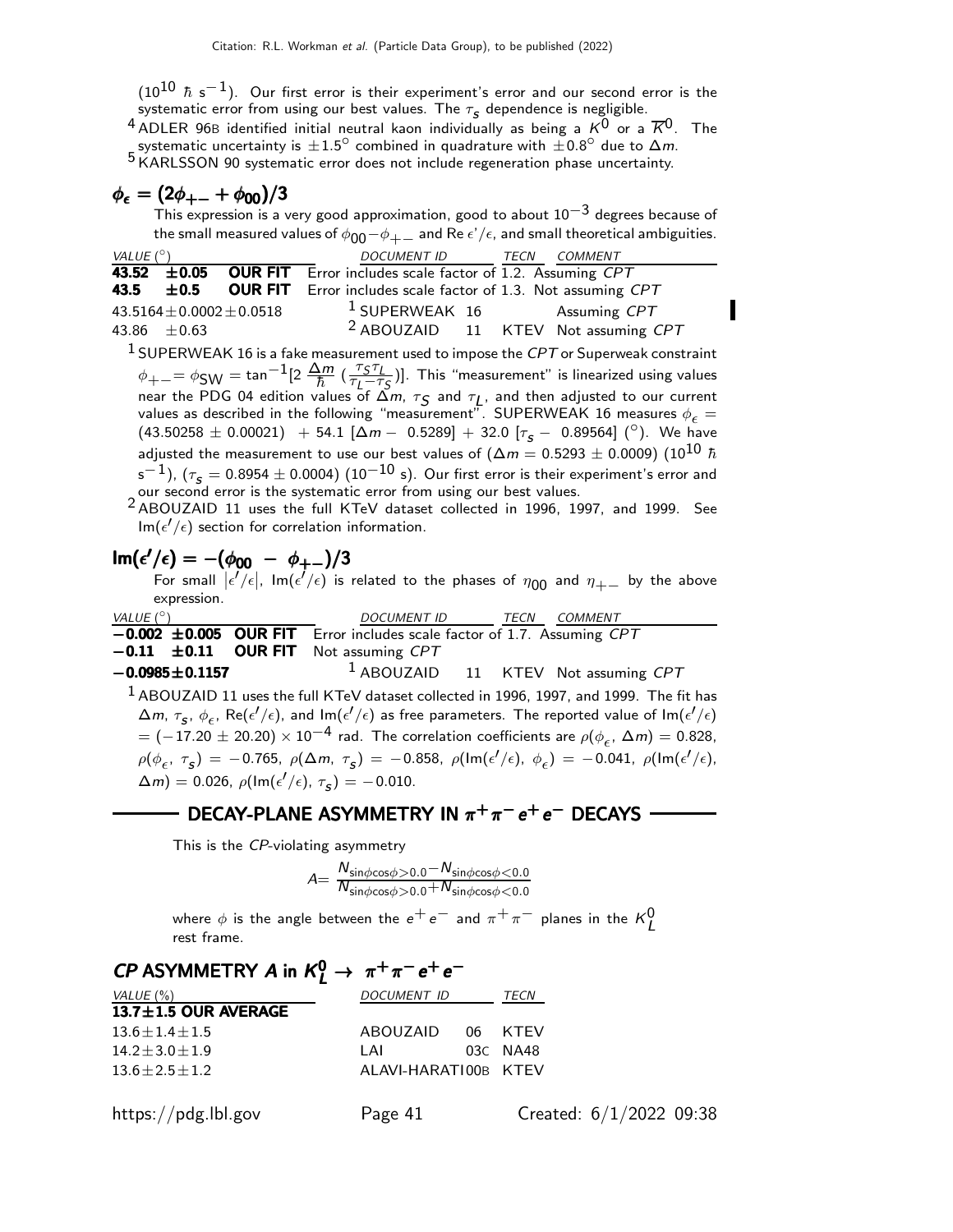($10^{10}$ $\hbar$ s$^{-1}$). Our first error is their experiment's error and our second error is the systematic error from using our best values. The $\tau_s$ dependence is negligible.

[4] ADLER 96B identified initial neutral kaon individually as being a $K^0$ or a $\overline{K}^0$. The systematic uncertainty is $\pm 1.5°$ combined in quadrature with $\pm 0.8°$ due to $\Delta m$.

[5] KARLSSON 90 systematic error does not include regeneration phase uncertainty.

## $\phi_\epsilon = (2\phi_{+-} + \phi_{00})/3$

This expression is a very good approximation, good to about $10^{-3}$ degrees because of the small measured values of $\phi_{00} - \phi_{+-}$ and Re $\epsilon'/\epsilon$, and small theoretical ambiguities.

| VALUE (°) | DOCUMENT ID | TECN | COMMENT |
|---|---|---|---|
| **43.52 ±0.05 OUR FIT** | Error includes scale factor of 1.2. Assuming *CPT* | | |
| **43.5 ±0.5 OUR FIT** | Error includes scale factor of 1.3. Not assuming *CPT* | | |
| 43.5164±0.0002±0.0518 | [1] SUPERWEAK 16 | | Assuming *CPT* |
| 43.86 ±0.63 | [2] ABOUZAID 11 | KTEV | Not assuming *CPT* |

[1] SUPERWEAK 16 is a fake measurement used to impose the *CPT* or Superweak constraint $\phi_{+-} = \phi_{SW} = \tan^{-1}[2\,\frac{\Delta m}{\hbar}\,(\frac{\tau_S \tau_L}{\tau_L - \tau_S})]$. This "measurement" is linearized using values near the PDG 04 edition values of $\Delta m$, $\tau_S$ and $\tau_L$, and then adjusted to our current values as described in the following "measurement". SUPERWEAK 16 measures $\phi_\epsilon$ = $(43.50258 \pm 0.00021)$ $+ 54.1$ $[\Delta m - 0.5289] + 32.0$ $[\tau_s - 0.89564]$ (°). We have adjusted the measurement to use our best values of ($\Delta m = 0.5293 \pm 0.0009$) ($10^{10}$ $\hbar$ s$^{-1}$), ($\tau_s = 0.8954 \pm 0.0004$) ($10^{-10}$ s). Our first error is their experiment's error and our second error is the systematic error from using our best values.

[2] ABOUZAID 11 uses the full KTeV dataset collected in 1996, 1997, and 1999. See Im($\epsilon'/\epsilon$) section for correlation information.

## Im($\epsilon'/\epsilon$) = $-(\phi_{00} - \phi_{+-})/3$

For small $|\epsilon'/\epsilon|$, Im($\epsilon'/\epsilon$) is related to the phases of $\eta_{00}$ and $\eta_{+-}$ by the above expression.

| VALUE (°) | DOCUMENT ID | TECN | COMMENT |
|---|---|---|---|
| **−0.002 ±0.005 OUR FIT** | Error includes scale factor of 1.7. Assuming *CPT* | | |
| **−0.11 ±0.11 OUR FIT** | Not assuming *CPT* | | |
| **−0.0985±0.1157** | [1] ABOUZAID 11 | KTEV | Not assuming *CPT* |

[1] ABOUZAID 11 uses the full KTeV dataset collected in 1996, 1997, and 1999. The fit has $\Delta m$, $\tau_s$, $\phi_\epsilon$, Re($\epsilon'/\epsilon$), and Im($\epsilon'/\epsilon$) as free parameters. The reported value of Im($\epsilon'/\epsilon$) $= (-17.20 \pm 20.20) \times 10^{-4}$ rad. The correlation coefficients are $\rho(\phi_\epsilon, \Delta m) = 0.828$, $\rho(\phi_\epsilon, \tau_s) = -0.765$, $\rho(\Delta m, \tau_s) = -0.858$, $\rho(\mathrm{Im}(\epsilon'/\epsilon), \phi_\epsilon) = -0.041$, $\rho(\mathrm{Im}(\epsilon'/\epsilon), \Delta m) = 0.026$, $\rho(\mathrm{Im}(\epsilon'/\epsilon), \tau_s) = -0.010$.

# DECAY-PLANE ASYMMETRY IN $\pi^+\pi^-e^+e^-$ DECAYS

This is the *CP*-violating asymmetry

$$A = \frac{N_{\sin\phi\cos\phi>0.0} - N_{\sin\phi\cos\phi<0.0}}{N_{\sin\phi\cos\phi>0.0} + N_{\sin\phi\cos\phi<0.0}}$$

where $\phi$ is the angle between the $e^+e^-$ and $\pi^+\pi^-$ planes in the $K_L^0$ rest frame.

## *CP* ASYMMETRY *A* in $K_L^0 \to \pi^+\pi^-e^+e^-$

| VALUE (%) | DOCUMENT ID | TECN |
|---|---|---|
| **13.7±1.5 OUR AVERAGE** | | |
| 13.6±1.4±1.5 | ABOUZAID 06 | KTEV |
| 14.2±3.0±1.9 | LAI 03C | NA48 |
| 13.6±2.5±1.2 | ALAVI-HARATI 00B | KTEV |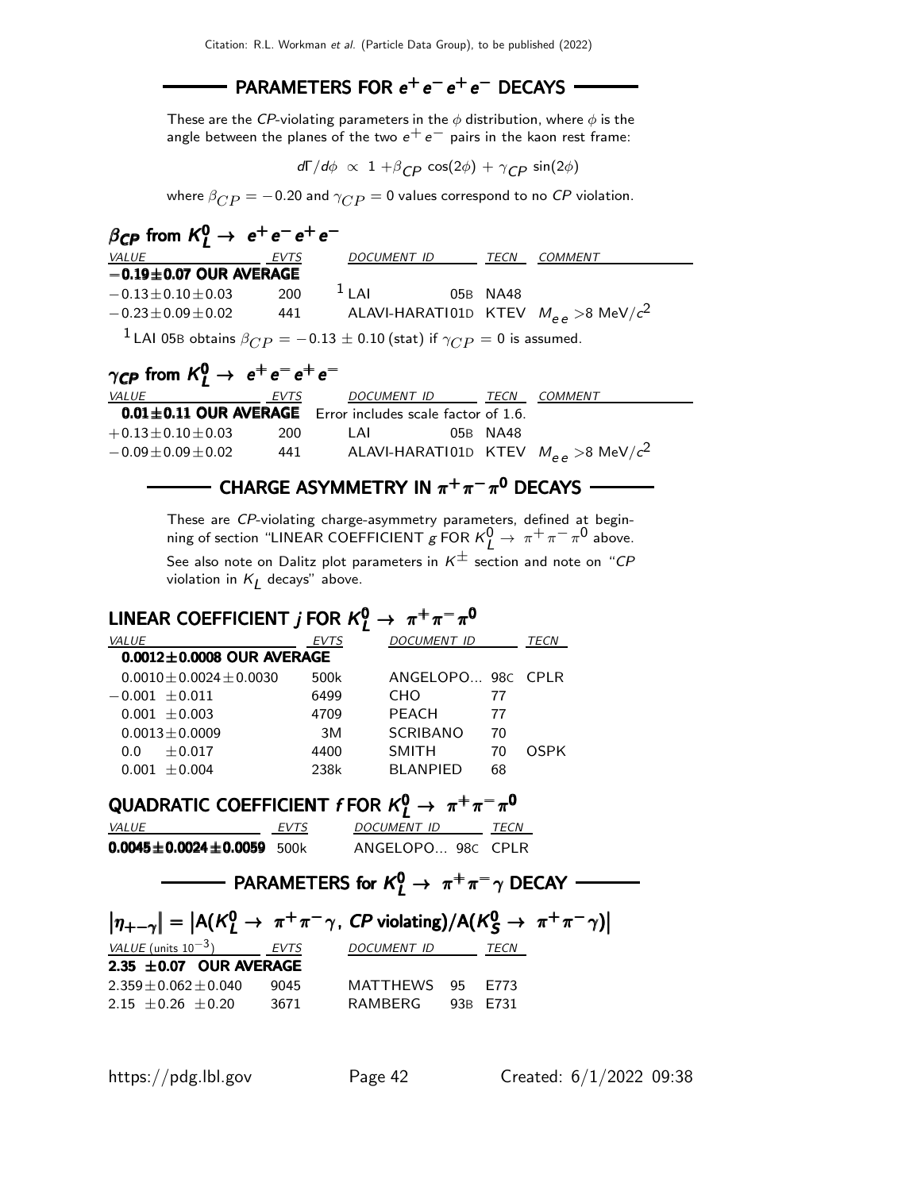## PARAMETERS FOR $e^+e^-e^+e^-$ DECAYS

These are the *CP*-violating parameters in the $\phi$ distribution, where $\phi$ is the angle between the planes of the two $e^+e^-$ pairs in the kaon rest frame:

$$d\Gamma/d\phi \propto 1 + \beta_{CP}\cos(2\phi) + \gamma_{CP}\sin(2\phi)$$

where $\beta_{CP} = -0.20$ and $\gamma_{CP} = 0$ values correspond to no *CP* violation.

### $\beta_{CP}$ from $K^0_L \rightarrow e^+e^-e^+e^-$

| VALUE | EVTS | DOCUMENT ID | | TECN | COMMENT |
|---|---|---|---|---|---|
| **$-0.19 \pm 0.07$ OUR AVERAGE** | | | | | |
| $-0.13 \pm 0.10 \pm 0.03$ | 200 | [1] LAI | 05B | NA48 | |
| $-0.23 \pm 0.09 \pm 0.02$ | 441 | ALAVI-HARATI | 01D | KTEV | $M_{ee} > 8$ MeV/$c^2$ |

[1] LAI 05B obtains $\beta_{CP} = -0.13 \pm 0.10$ (stat) if $\gamma_{CP} = 0$ is assumed.

### $\gamma_{CP}$ from $K^0_L \rightarrow e^+e^-e^+e^-$

| VALUE | EVTS | DOCUMENT ID | | TECN | COMMENT |
|---|---|---|---|---|---|
| **$0.01 \pm 0.11$ OUR AVERAGE** | Error includes scale factor of 1.6. | | | | |
| $+0.13 \pm 0.10 \pm 0.03$ | 200 | LAI | 05B | NA48 | |
| $-0.09 \pm 0.09 \pm 0.02$ | 441 | ALAVI-HARATI | 01D | KTEV | $M_{ee} > 8$ MeV/$c^2$ |

## CHARGE ASYMMETRY IN $\pi^+\pi^-\pi^0$ DECAYS

These are *CP*-violating charge-asymmetry parameters, defined at beginning of section "LINEAR COEFFICIENT $g$ FOR $K^0_L \rightarrow \pi^+\pi^-\pi^0$ above. See also note on Dalitz plot parameters in $K^\pm$ section and note on "*CP* violation in $K_L$ decays" above.

### LINEAR COEFFICIENT $j$ FOR $K^0_L \rightarrow \pi^+\pi^-\pi^0$

| VALUE | EVTS | DOCUMENT ID | | TECN |
|---|---|---|---|---|
| **$0.0012 \pm 0.0008$ OUR AVERAGE** | | | | |
| $0.0010 \pm 0.0024 \pm 0.0030$ | 500k | ANGELOPO... | 98C | CPLR |
| $-0.001 \pm 0.011$ | 6499 | CHO | 77 | |
| $0.001 \pm 0.003$ | 4709 | PEACH | 77 | |
| $0.0013 \pm 0.0009$ | 3M | SCRIBANO | 70 | |
| $0.0 \pm 0.017$ | 4400 | SMITH | 70 | OSPK |
| $0.001 \pm 0.004$ | 238k | BLANPIED | 68 | |

### QUADRATIC COEFFICIENT $f$ FOR $K^0_L \rightarrow \pi^+\pi^-\pi^0$

| VALUE | EVTS | DOCUMENT ID | | TECN |
|---|---|---|---|---|
| **$0.0045 \pm 0.0024 \pm 0.0059$** | 500k | ANGELOPO... | 98C | CPLR |

## PARAMETERS for $K^0_L \rightarrow \pi^+\pi^-\gamma$ DECAY

### $|\eta_{+-\gamma}| = |A(K^0_L \rightarrow \pi^+\pi^-\gamma$, *CP* violating$)/A(K^0_S \rightarrow \pi^+\pi^-\gamma)|$

| VALUE (units $10^{-3}$) | EVTS | DOCUMENT ID | | TECN |
|---|---|---|---|---|
| **$2.35 \pm 0.07$ OUR AVERAGE** | | | | |
| $2.359 \pm 0.062 \pm 0.040$ | 9045 | MATTHEWS | 95 | E773 |
| $2.15 \pm 0.26 \pm 0.20$ | 3671 | RAMBERG | 93B | E731 |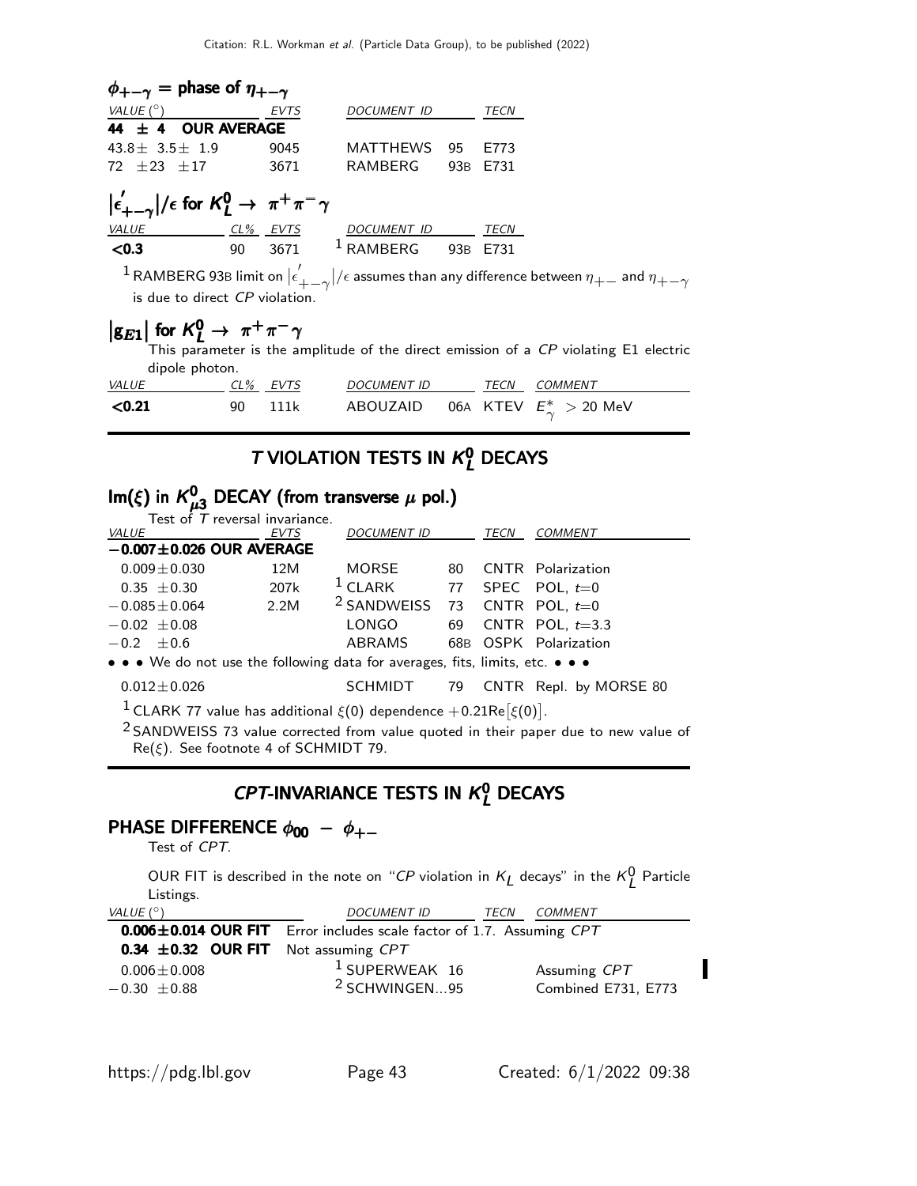### $\phi_{+-\gamma}$ = phase of $\eta_{+-\gamma}$

| VALUE (°) | EVTS | DOCUMENT ID | | TECN |
|---|---|---|---|---|
| **44 ± 4 OUR AVERAGE** | | | | |
| 43.8 ± 3.5 ± 1.9 | 9045 | MATTHEWS | 95 | E773 |
| 72 ± 23 ± 17 | 3671 | RAMBERG | 93B | E731 |

### $\left|\epsilon'_{+-\gamma}\right|/\epsilon$ for $K^0_L \to \pi^+\pi^-\gamma$

| VALUE | CL% | EVTS | DOCUMENT ID | | TECN |
|---|---|---|---|---|---|
| **<0.3** | 90 | 3671 | [1] RAMBERG | 93B | E731 |

[1] RAMBERG 93B limit on $\left|\epsilon'_{+-\gamma}\right|/\epsilon$ assumes than any difference between $\eta_{+-}$ and $\eta_{+-\gamma}$ is due to direct *CP* violation.

### $\left|g_{E1}\right|$ for $K^0_L \to \pi^+\pi^-\gamma$

This parameter is the amplitude of the direct emission of a *CP* violating E1 electric dipole photon.

| VALUE | CL% | EVTS | DOCUMENT ID | | TECN | COMMENT |
|---|---|---|---|---|---|---|
| **<0.21** | 90 | 111k | ABOUZAID | 06A | KTEV | $E^*_\gamma > 20$ MeV |

## *T* VIOLATION TESTS IN $K^0_L$ DECAYS

### Im($\xi$) in $K^0_{\mu3}$ DECAY (from transverse $\mu$ pol.)

Test of *T* reversal invariance.

| VALUE | EVTS | DOCUMENT ID | | TECN | COMMENT |
|---|---|---|---|---|---|
| **−0.007 ± 0.026 OUR AVERAGE** | | | | | |
| 0.009 ± 0.030 | 12M | MORSE | 80 | CNTR | Polarization |
| 0.35 ± 0.30 | 207k | [1] CLARK | 77 | SPEC | POL, $t$=0 |
| −0.085 ± 0.064 | 2.2M | [2] SANDWEISS | 73 | CNTR | POL, $t$=0 |
| −0.02 ± 0.08 | | LONGO | 69 | CNTR | POL, $t$=3.3 |
| −0.2 ± 0.6 | | ABRAMS | 68B | OSPK | Polarization |
| • • • We do not use the following data for averages, fits, limits, etc. • • • | | | | | |
| 0.012 ± 0.026 | | SCHMIDT | 79 | CNTR | Repl. by MORSE 80 |

[1] CLARK 77 value has additional $\xi(0)$ dependence $+0.21\mathrm{Re}\left[\xi(0)\right]$.

[2] SANDWEISS 73 value corrected from value quoted in their paper due to new value of Re($\xi$). See footnote 4 of SCHMIDT 79.

## *CPT*-INVARIANCE TESTS IN $K^0_L$ DECAYS

### PHASE DIFFERENCE $\phi_{00} - \phi_{+-}$

Test of *CPT*.

OUR FIT is described in the note on "*CP* violation in $K_L$ decays" in the $K^0_L$ Particle Listings.

| VALUE (°) | DOCUMENT ID | TECN | COMMENT |
|---|---|---|---|
| **0.006 ± 0.014 OUR FIT** | Error includes scale factor of 1.7. Assuming *CPT* | | |
| **0.34 ± 0.32 OUR FIT** | Not assuming *CPT* | | |
| 0.006 ± 0.008 | [1] SUPERWEAK 16 | | Assuming *CPT* |
| −0.30 ± 0.88 | [2] SCHWINGEN...95 | | Combined E731, E773 |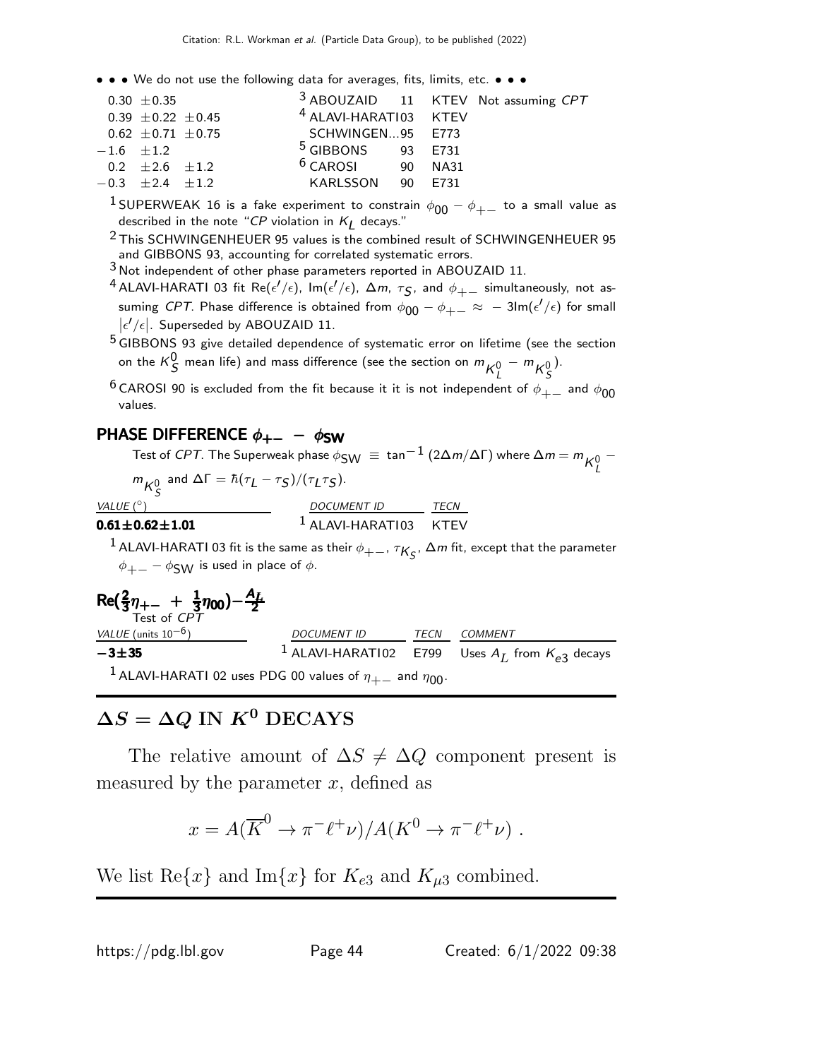• • • We do not use the following data for averages, fits, limits, etc. • • •

| | | | | |
|---|---|---|---|---|
| $0.30 \pm 0.35$ | [3] ABOUZAID | 11 | KTEV | Not assuming $CPT$ |
| $0.39 \pm 0.22 \pm 0.45$ | [4] ALAVI-HARATI | 03 | KTEV | |
| $0.62 \pm 0.71 \pm 0.75$ | SCHWINGEN... | 95 | E773 | |
| $-1.6 \pm 1.2$ | [5] GIBBONS | 93 | E731 | |
| $0.2 \pm 2.6 \pm 1.2$ | [6] CAROSI | 90 | NA31 | |
| $-0.3 \pm 2.4 \pm 1.2$ | KARLSSON | 90 | E731 | |

[1] SUPERWEAK 16 is a fake experiment to constrain $\phi_{00} - \phi_{+-}$ to a small value as described in the note "$CP$ violation in $K_L$ decays."

[2] This SCHWINGENHEUER 95 values is the combined result of SCHWINGENHEUER 95 and GIBBONS 93, accounting for correlated systematic errors.

[3] Not independent of other phase parameters reported in ABOUZAID 11.

[4] ALAVI-HARATI 03 fit $\mathrm{Re}(\epsilon'/\epsilon)$, $\mathrm{Im}(\epsilon'/\epsilon)$, $\Delta m$, $\tau_S$, and $\phi_{+-}$ simultaneously, not assuming $CPT$. Phase difference is obtained from $\phi_{00} - \phi_{+-} \approx -3\mathrm{Im}(\epsilon'/\epsilon)$ for small $|\epsilon'/\epsilon|$. Superseded by ABOUZAID 11.

[5] GIBBONS 93 give detailed dependence of systematic error on lifetime (see the section on the $K^0_S$ mean life) and mass difference (see the section on $m_{K^0_L} - m_{K^0_S}$).

[6] CAROSI 90 is excluded from the fit because it it is not independent of $\phi_{+-}$ and $\phi_{00}$ values.

## PHASE DIFFERENCE $\phi_{+-} - \phi_{SW}$

Test of $CPT$. The Superweak phase $\phi_{SW} \equiv \tan^{-1}(2\Delta m/\Delta\Gamma)$ where $\Delta m = m_{K^0_L} - m_{K^0_S}$ and $\Delta\Gamma = \hbar(\tau_L - \tau_S)/(\tau_L \tau_S)$.

| VALUE (°) | DOCUMENT ID | TECN |
|---|---|---|
| **$0.61 \pm 0.62 \pm 1.01$** | [1] ALAVI-HARATI03 | KTEV |

[1] ALAVI-HARATI 03 fit is the same as their $\phi_{+-}$, $\tau_{K_S}$, $\Delta m$ fit, except that the parameter $\phi_{+-} - \phi_{SW}$ is used in place of $\phi$.

## $\mathrm{Re}(\frac{2}{3}\eta_{+-} + \frac{1}{3}\eta_{00}) - \frac{A_L}{2}$

Test of $CPT$

| VALUE (units $10^{-6}$) | DOCUMENT ID | TECN | COMMENT |
|---|---|---|---|
| **$-3 \pm 35$** | [1] ALAVI-HARATI02 | E799 | Uses $A_L$ from $K_{e3}$ decays |

[1] ALAVI-HARATI 02 uses PDG 00 values of $\eta_{+-}$ and $\eta_{00}$.

# $\Delta S = \Delta Q$ IN $K^0$ DECAYS

The relative amount of $\Delta S \neq \Delta Q$ component present is measured by the parameter $x$, defined as

$$x = A(\overline{K}^0 \to \pi^- \ell^+ \nu)/A(K^0 \to \pi^- \ell^+ \nu) \, .$$

We list $\mathrm{Re}\{x\}$ and $\mathrm{Im}\{x\}$ for $K_{e3}$ and $K_{\mu 3}$ combined.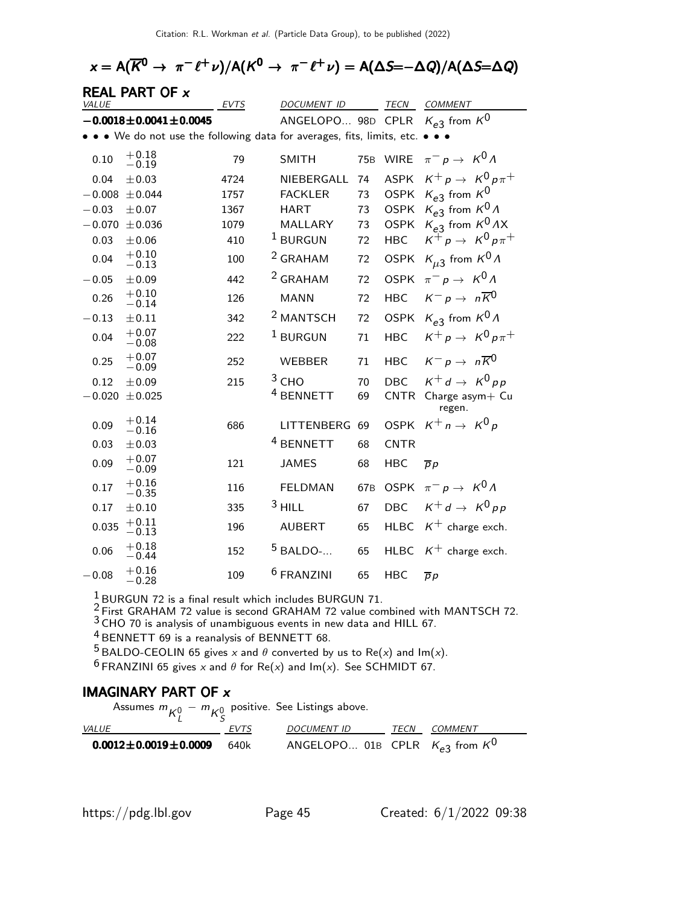## $x = \mathrm{A}(\overline{K}^0 \to \pi^- \ell^+ \nu)/\mathrm{A}(K^0 \to \pi^- \ell^+ \nu) = \mathrm{A}(\Delta S{=}{-}\Delta Q)/\mathrm{A}(\Delta S{=}\Delta Q)$

### REAL PART OF $x$

| VALUE | EVTS | DOCUMENT ID | | TECN | COMMENT |
|---|---|---|---|---|---|
| $\mathbf{-0.0018 \pm 0.0041 \pm 0.0045}$ | | ANGELOPO... | 98D | CPLR | $K_{e3}$ from $K^0$ |
| • • • We do not use the following data for averages, fits, limits, etc. • • • | | | | | |
| $0.10\ {}^{+0.18}_{-0.19}$ | 79 | SMITH | 75B | WIRE | $\pi^- p \to K^0 \Lambda$ |
| $0.04\ \pm 0.03$ | 4724 | NIEBERGALL | 74 | ASPK | $K^+ p \to K^0 p \pi^+$ |
| $-0.008\ \pm 0.044$ | 1757 | FACKLER | 73 | OSPK | $K_{e3}$ from $K^0$ |
| $-0.03\ \pm 0.07$ | 1367 | HART | 73 | OSPK | $K_{e3}$ from $K^0 \Lambda$ |
| $-0.070\ \pm 0.036$ | 1079 | MALLARY | 73 | OSPK | $K_{e3}$ from $K^0 \Lambda X$ |
| $0.03\ \pm 0.06$ | 410 | [1] BURGUN | 72 | HBC | $K^+ p \to K^0 p \pi^+$ |
| $0.04\ {}^{+0.10}_{-0.13}$ | 100 | [2] GRAHAM | 72 | OSPK | $K_{\mu 3}$ from $K^0 \Lambda$ |
| $-0.05\ \pm 0.09$ | 442 | [2] GRAHAM | 72 | OSPK | $\pi^- p \to K^0 \Lambda$ |
| $0.26\ {}^{+0.10}_{-0.14}$ | 126 | MANN | 72 | HBC | $K^- p \to n \overline{K}^0$ |
| $-0.13\ \pm 0.11$ | 342 | [2] MANTSCH | 72 | OSPK | $K_{e3}$ from $K^0 \Lambda$ |
| $0.04\ {}^{+0.07}_{-0.08}$ | 222 | [1] BURGUN | 71 | HBC | $K^+ p \to K^0 p \pi^+$ |
| $0.25\ {}^{+0.07}_{-0.09}$ | 252 | WEBBER | 71 | HBC | $K^- p \to n \overline{K}^0$ |
| $0.12\ \pm 0.09$ | 215 | [3] CHO | 70 | DBC | $K^+ d \to K^0 p p$ |
| $-0.020\ \pm 0.025$ | | [4] BENNETT | 69 | CNTR | Charge asym+ Cu regen. |
| $0.09\ {}^{+0.14}_{-0.16}$ | 686 | LITTENBERG | 69 | OSPK | $K^+ n \to K^0 p$ |
| $0.03\ \pm 0.03$ | | [4] BENNETT | 68 | CNTR | |
| $0.09\ {}^{+0.07}_{-0.09}$ | 121 | JAMES | 68 | HBC | $\overline{p} p$ |
| $0.17\ {}^{+0.16}_{-0.35}$ | 116 | FELDMAN | 67B | OSPK | $\pi^- p \to K^0 \Lambda$ |
| $0.17\ \pm 0.10$ | 335 | [3] HILL | 67 | DBC | $K^+ d \to K^0 p p$ |
| $0.035\ {}^{+0.11}_{-0.13}$ | 196 | AUBERT | 65 | HLBC | $K^+$ charge exch. |
| $0.06\ {}^{+0.18}_{-0.44}$ | 152 | [5] BALDO-... | 65 | HLBC | $K^+$ charge exch. |
| $-0.08\ {}^{+0.16}_{-0.28}$ | 109 | [6] FRANZINI | 65 | HBC | $\overline{p} p$ |

[1] BURGUN 72 is a final result which includes BURGUN 71.
[2] First GRAHAM 72 value is second GRAHAM 72 value combined with MANTSCH 72.
[3] CHO 70 is analysis of unambiguous events in new data and HILL 67.
[4] BENNETT 69 is a reanalysis of BENNETT 68.
[5] BALDO-CEOLIN 65 gives $x$ and $\theta$ converted by us to Re($x$) and Im($x$).
[6] FRANZINI 65 gives $x$ and $\theta$ for Re($x$) and Im($x$). See SCHMIDT 67.

### IMAGINARY PART OF $x$

Assumes $m_{K^0_L} - m_{K^0_S}$ positive. See Listings above.

| VALUE | EVTS | DOCUMENT ID | | TECN | COMMENT |
|---|---|---|---|---|---|
| $\mathbf{0.0012 \pm 0.0019 \pm 0.0009}$ | 640k | ANGELOPO... | 01B | CPLR | $K_{e3}$ from $K^0$ |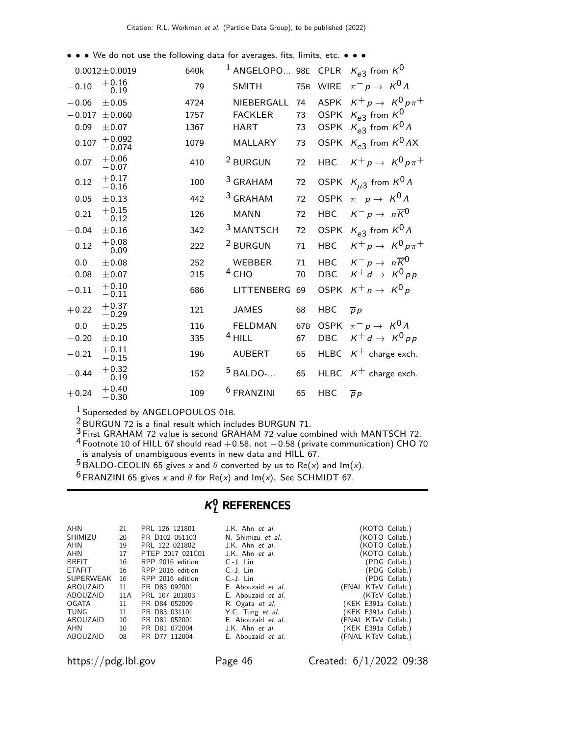• • • We do not use the following data for averages, fits, limits, etc. • • •

| VALUE | EVTS | DOCUMENT ID | | TECN | COMMENT |
|---|---|---|---|---|---|
| $0.0012 \pm 0.0019$ | 640k | [1] ANGELOPO... | 98E | CPLR | $K_{e3}$ from $K^0$ |
| $-0.10\ ^{+0.16}_{-0.19}$ | 79 | SMITH | 75B | WIRE | $\pi^- p \to K^0 \Lambda$ |
| $-0.06 \pm 0.05$ | 4724 | NIEBERGALL | 74 | ASPK | $K^+ p \to K^0 p \pi^+$ |
| $-0.017 \pm 0.060$ | 1757 | FACKLER | 73 | OSPK | $K_{e3}$ from $K^0$ |
| $0.09 \pm 0.07$ | 1367 | HART | 73 | OSPK | $K_{e3}$ from $K^0 \Lambda$ |
| $0.107\ ^{+0.092}_{-0.074}$ | 1079 | MALLARY | 73 | OSPK | $K_{e3}$ from $K^0 \Lambda X$ |
| $0.07\ ^{+0.06}_{-0.07}$ | 410 | [2] BURGUN | 72 | HBC | $K^+ p \to K^0 p \pi^+$ |
| $0.12\ ^{+0.17}_{-0.16}$ | 100 | [3] GRAHAM | 72 | OSPK | $K_{\mu 3}$ from $K^0 \Lambda$ |
| $0.05 \pm 0.13$ | 442 | [3] GRAHAM | 72 | OSPK | $\pi^- p \to K^0 \Lambda$ |
| $0.21\ ^{+0.15}_{-0.12}$ | 126 | MANN | 72 | HBC | $K^- p \to n \overline{K}{}^0$ |
| $-0.04 \pm 0.16$ | 342 | [3] MANTSCH | 72 | OSPK | $K_{e3}$ from $K^0 \Lambda$ |
| $0.12\ ^{+0.08}_{-0.09}$ | 222 | [2] BURGUN | 71 | HBC | $K^+ p \to K^0 p \pi^+$ |
| $0.0 \pm 0.08$ | 252 | WEBBER | 71 | HBC | $K^- p \to n \overline{K}{}^0$ |
| $-0.08 \pm 0.07$ | 215 | [4] CHO | 70 | DBC | $K^+ d \to K^0 p p$ |
| $-0.11\ ^{+0.10}_{-0.11}$ | 686 | LITTENBERG | 69 | OSPK | $K^+ n \to K^0 p$ |
| $+0.22\ ^{+0.37}_{-0.29}$ | 121 | JAMES | 68 | HBC | $\overline{p} p$ |
| $0.0 \pm 0.25$ | 116 | FELDMAN | 67B | OSPK | $\pi^- p \to K^0 \Lambda$ |
| $-0.20 \pm 0.10$ | 335 | [4] HILL | 67 | DBC | $K^+ d \to K^0 p p$ |
| $-0.21\ ^{+0.11}_{-0.15}$ | 196 | AUBERT | 65 | HLBC | $K^+$ charge exch. |
| $-0.44\ ^{+0.32}_{-0.19}$ | 152 | [5] BALDO-... | 65 | HLBC | $K^+$ charge exch. |
| $+0.24\ ^{+0.40}_{-0.30}$ | 109 | [6] FRANZINI | 65 | HBC | $\overline{p} p$ |

[1] Superseded by ANGELOPOULOS 01B.

[2] BURGUN 72 is a final result which includes BURGUN 71.

[3] First GRAHAM 72 value is second GRAHAM 72 value combined with MANTSCH 72.

[4] Footnote 10 of HILL 67 should read $+0.58$, not $-0.58$ (private communication) CHO 70 is analysis of unambiguous events in new data and HILL 67.

[5] BALDO-CEOLIN 65 gives $x$ and $\theta$ converted by us to Re($x$) and Im($x$).

[6] FRANZINI 65 gives $x$ and $\theta$ for Re($x$) and Im($x$). See SCHMIDT 67.

## $K^0_L$ REFERENCES

| | | | | |
|---|---|---|---|---|
| AHN | 21 | PRL 126 121801 | J.K. Ahn *et al.* | (KOTO Collab.) |
| SHIMIZU | 20 | PR D102 051103 | N. Shimizu *et al.* | (KOTO Collab.) |
| AHN | 19 | PRL 122 021802 | J.K. Ahn *et al.* | (KOTO Collab.) |
| AHN | 17 | PTEP 2017 021C01 | J.K. Ahn *et al.* | (KOTO Collab.) |
| BRFIT | 16 | RPP 2016 edition | C.-J. Lin | (PDG Collab.) |
| ETAFIT | 16 | RPP 2016 edition | C.-J. Lin | (PDG Collab.) |
| SUPERWEAK | 16 | RPP 2016 edition | C.-J. Lin | (PDG Collab.) |
| ABOUZAID | 11 | PR D83 092001 | E. Abouzaid *et al.* | (FNAL KTeV Collab.) |
| ABOUZAID | 11A | PRL 107 201803 | E. Abouzaid *et al.* | (KTeV Collab.) |
| OGATA | 11 | PR D84 052009 | R. Ogata *et al.* | (KEK E391a Collab.) |
| TUNG | 11 | PR D83 031101 | Y.C. Tung *et al.* | (KEK E391a Collab.) |
| ABOUZAID | 10 | PR D81 052001 | E. Abouzaid *et al.* | (FNAL KTeV Collab.) |
| AHN | 10 | PR D81 072004 | J.K. Ahn *et al.* | (KEK E391a Collab.) |
| ABOUZAID | 08 | PR D77 112004 | E. Abouzaid *et al.* | (FNAL KTeV Collab.) |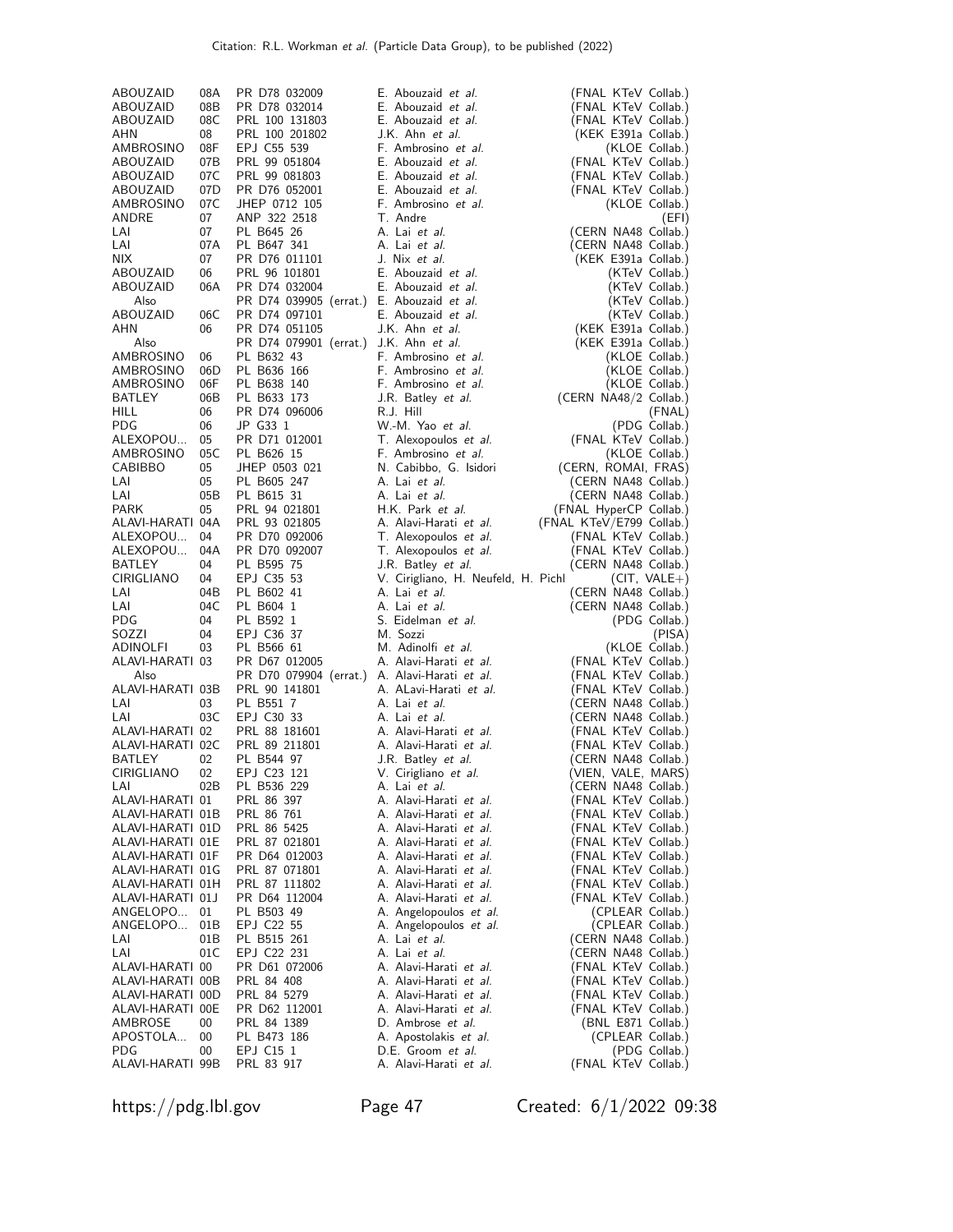| | | | | |
|---|---|---|---|---|
| ABOUZAID | 08A | PR D78 032009 | E. Abouzaid *et al.* | (FNAL KTeV Collab.) |
| ABOUZAID | 08B | PR D78 032014 | E. Abouzaid *et al.* | (FNAL KTeV Collab.) |
| ABOUZAID | 08C | PRL 100 131803 | E. Abouzaid *et al.* | (FNAL KTeV Collab.) |
| AHN | 08 | PRL 100 201802 | J.K. Ahn *et al.* | (KEK E391a Collab.) |
| AMBROSINO | 08F | EPJ C55 539 | F. Ambrosino *et al.* | (KLOE Collab.) |
| ABOUZAID | 07B | PRL 99 051804 | E. Abouzaid *et al.* | (FNAL KTeV Collab.) |
| ABOUZAID | 07C | PRL 99 081803 | E. Abouzaid *et al.* | (FNAL KTeV Collab.) |
| ABOUZAID | 07D | PR D76 052001 | E. Abouzaid *et al.* | (FNAL KTeV Collab.) |
| AMBROSINO | 07C | JHEP 0712 105 | F. Ambrosino *et al.* | (KLOE Collab.) |
| ANDRE | 07 | ANP 322 2518 | T. Andre | (EFI) |
| LAI | 07 | PL B645 26 | A. Lai *et al.* | (CERN NA48 Collab.) |
| LAI | 07A | PL B647 341 | A. Lai *et al.* | (CERN NA48 Collab.) |
| NIX | 07 | PR D76 011101 | J. Nix *et al.* | (KEK E391a Collab.) |
| ABOUZAID | 06 | PRL 96 101801 | E. Abouzaid *et al.* | (KTeV Collab.) |
| ABOUZAID | 06A | PR D74 032004 | E. Abouzaid *et al.* | (KTeV Collab.) |
| Also | | PR D74 039905 (errat.) | E. Abouzaid *et al.* | (KTeV Collab.) |
| ABOUZAID | 06C | PR D74 097101 | E. Abouzaid *et al.* | (KTeV Collab.) |
| AHN | 06 | PR D74 051105 | J.K. Ahn *et al.* | (KEK E391a Collab.) |
| Also | | PR D74 079901 (errat.) | J.K. Ahn *et al.* | (KEK E391a Collab.) |
| AMBROSINO | 06 | PL B632 43 | F. Ambrosino *et al.* | (KLOE Collab.) |
| AMBROSINO | 06D | PL B636 166 | F. Ambrosino *et al.* | (KLOE Collab.) |
| AMBROSINO | 06F | PL B638 140 | F. Ambrosino *et al.* | (KLOE Collab.) |
| BATLEY | 06B | PL B633 173 | J.R. Batley *et al.* | (CERN NA48/2 Collab.) |
| HILL | 06 | PR D74 096006 | R.J. Hill | (FNAL) |
| PDG | 06 | JP G33 1 | W.-M. Yao *et al.* | (PDG Collab.) |
| ALEXOPOU... | 05 | PR D71 012001 | T. Alexopoulos *et al.* | (FNAL KTeV Collab.) |
| AMBROSINO | 05C | PL B626 15 | F. Ambrosino *et al.* | (KLOE Collab.) |
| CABIBBO | 05 | JHEP 0503 021 | N. Cabibbo, G. Isidori | (CERN, ROMAI, FRAS) |
| LAI | 05 | PL B605 247 | A. Lai *et al.* | (CERN NA48 Collab.) |
| LAI | 05B | PL B615 31 | A. Lai *et al.* | (CERN NA48 Collab.) |
| PARK | 05 | PRL 94 021801 | H.K. Park *et al.* | (FNAL HyperCP Collab.) |
| ALAVI-HARATI | 04A | PRL 93 021805 | A. Alavi-Harati *et al.* | (FNAL KTeV/E799 Collab.) |
| ALEXOPOU... | 04 | PR D70 092006 | T. Alexopoulos *et al.* | (FNAL KTeV Collab.) |
| ALEXOPOU... | 04A | PR D70 092007 | T. Alexopoulos *et al.* | (FNAL KTeV Collab.) |
| BATLEY | 04 | PL B595 75 | J.R. Batley *et al.* | (CERN NA48 Collab.) |
| CIRIGLIANO | 04 | EPJ C35 53 | V. Cirigliano, H. Neufeld, H. Pichl | (CIT, VALE+) |
| LAI | 04B | PL B602 41 | A. Lai *et al.* | (CERN NA48 Collab.) |
| LAI | 04C | PL B604 1 | A. Lai *et al.* | (CERN NA48 Collab.) |
| PDG | 04 | PL B592 1 | S. Eidelman *et al.* | (PDG Collab.) |
| SOZZI | 04 | EPJ C36 37 | M. Sozzi | (PISA) |
| ADINOLFI | 03 | PL B566 61 | M. Adinolfi *et al.* | (KLOE Collab.) |
| ALAVI-HARATI | 03 | PR D67 012005 | A. Alavi-Harati *et al.* | (FNAL KTeV Collab.) |
| Also | | PR D70 079904 (errat.) | A. Alavi-Harati *et al.* | (FNAL KTeV Collab.) |
| ALAVI-HARATI | 03B | PRL 90 141801 | A. ALavi-Harati *et al.* | (FNAL KTeV Collab.) |
| LAI | 03 | PL B551 7 | A. Lai *et al.* | (CERN NA48 Collab.) |
| LAI | 03C | EPJ C30 33 | A. Lai *et al.* | (CERN NA48 Collab.) |
| ALAVI-HARATI | 02 | PRL 88 181601 | A. Alavi-Harati *et al.* | (FNAL KTeV Collab.) |
| ALAVI-HARATI | 02C | PRL 89 211801 | A. Alavi-Harati *et al.* | (FNAL KTeV Collab.) |
| BATLEY | 02 | PL B544 97 | J.R. Batley *et al.* | (CERN NA48 Collab.) |
| CIRIGLIANO | 02 | EPJ C23 121 | V. Cirigliano *et al.* | (VIEN, VALE, MARS) |
| LAI | 02B | PL B536 229 | A. Lai *et al.* | (CERN NA48 Collab.) |
| ALAVI-HARATI | 01 | PRL 86 397 | A. Alavi-Harati *et al.* | (FNAL KTeV Collab.) |
| ALAVI-HARATI | 01B | PRL 86 761 | A. Alavi-Harati *et al.* | (FNAL KTeV Collab.) |
| ALAVI-HARATI | 01D | PRL 86 5425 | A. Alavi-Harati *et al.* | (FNAL KTeV Collab.) |
| ALAVI-HARATI | 01E | PRL 87 021801 | A. Alavi-Harati *et al.* | (FNAL KTeV Collab.) |
| ALAVI-HARATI | 01F | PR D64 012003 | A. Alavi-Harati *et al.* | (FNAL KTeV Collab.) |
| ALAVI-HARATI | 01G | PRL 87 071801 | A. Alavi-Harati *et al.* | (FNAL KTeV Collab.) |
| ALAVI-HARATI | 01H | PRL 87 111802 | A. Alavi-Harati *et al.* | (FNAL KTeV Collab.) |
| ALAVI-HARATI | 01J | PR D64 112004 | A. Alavi-Harati *et al.* | (FNAL KTeV Collab.) |
| ANGELOPO... | 01 | PL B503 49 | A. Angelopoulos *et al.* | (CPLEAR Collab.) |
| ANGELOPO... | 01B | EPJ C22 55 | A. Angelopoulos *et al.* | (CPLEAR Collab.) |
| LAI | 01B | PL B515 261 | A. Lai *et al.* | (CERN NA48 Collab.) |
| LAI | 01C | EPJ C22 231 | A. Lai *et al.* | (CERN NA48 Collab.) |
| ALAVI-HARATI | 00 | PR D61 072006 | A. Alavi-Harati *et al.* | (FNAL KTeV Collab.) |
| ALAVI-HARATI | 00B | PRL 84 408 | A. Alavi-Harati *et al.* | (FNAL KTeV Collab.) |
| ALAVI-HARATI | 00D | PRL 84 5279 | A. Alavi-Harati *et al.* | (FNAL KTeV Collab.) |
| ALAVI-HARATI | 00E | PR D62 112001 | A. Alavi-Harati *et al.* | (FNAL KTeV Collab.) |
| AMBROSE | 00 | PRL 84 1389 | D. Ambrose *et al.* | (BNL E871 Collab.) |
| APOSTOLA... | 00 | PL B473 186 | A. Apostolakis *et al.* | (CPLEAR Collab.) |
| PDG | 00 | EPJ C15 1 | D.E. Groom *et al.* | (PDG Collab.) |
| ALAVI-HARATI | 99B | PRL 83 917 | A. Alavi-Harati *et al.* | (FNAL KTeV Collab.) |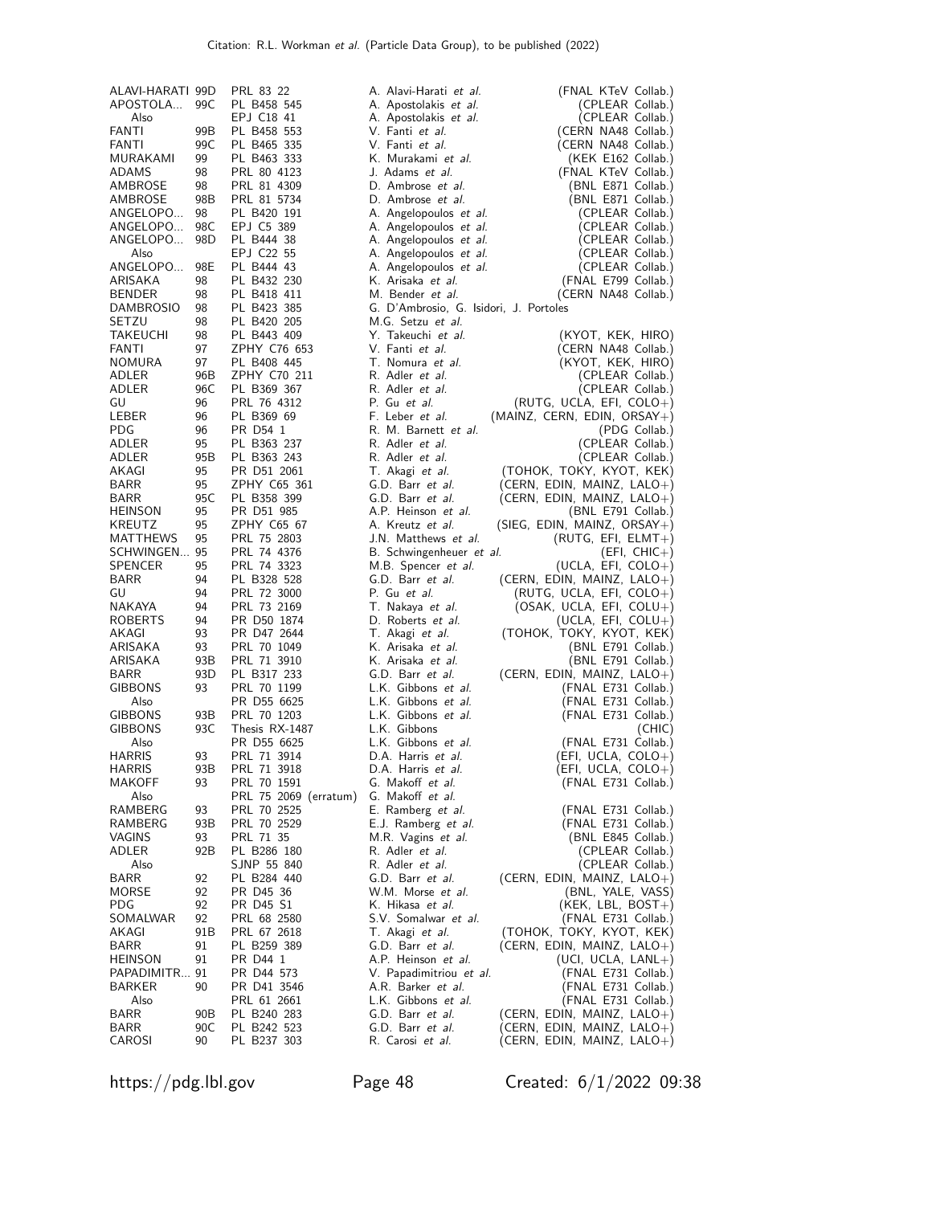| | | | | |
|---|---|---|---|---|
| ALAVI-HARATI | 99D | PRL 83 22 | A. Alavi-Harati *et al.* | (FNAL KTeV Collab.) |
| APOSTOLA... | 99C | PL B458 545 | A. Apostolakis *et al.* | (CPLEAR Collab.) |
| Also | | EPJ C18 41 | A. Apostolakis *et al.* | (CPLEAR Collab.) |
| FANTI | 99B | PL B458 553 | V. Fanti *et al.* | (CERN NA48 Collab.) |
| FANTI | 99C | PL B465 335 | V. Fanti *et al.* | (CERN NA48 Collab.) |
| MURAKAMI | 99 | PL B463 333 | K. Murakami *et al.* | (KEK E162 Collab.) |
| ADAMS | 98 | PRL 80 4123 | J. Adams *et al.* | (FNAL KTeV Collab.) |
| AMBROSE | 98 | PRL 81 4309 | D. Ambrose *et al.* | (BNL E871 Collab.) |
| AMBROSE | 98B | PRL 81 5734 | D. Ambrose *et al.* | (BNL E871 Collab.) |
| ANGELOPO... | 98 | PL B420 191 | A. Angelopoulos *et al.* | (CPLEAR Collab.) |
| ANGELOPO... | 98C | EPJ C5 389 | A. Angelopoulos *et al.* | (CPLEAR Collab.) |
| ANGELOPO... | 98D | PL B444 38 | A. Angelopoulos *et al.* | (CPLEAR Collab.) |
| Also | | EPJ C22 55 | A. Angelopoulos *et al.* | (CPLEAR Collab.) |
| ANGELOPO... | 98E | PL B444 43 | A. Angelopoulos *et al.* | (CPLEAR Collab.) |
| ARISAKA | 98 | PL B432 230 | K. Arisaka *et al.* | (FNAL E799 Collab.) |
| BENDER | 98 | PL B418 411 | M. Bender *et al.* | (CERN NA48 Collab.) |
| DAMBROSIO | 98 | PL B423 385 | G. D'Ambrosio, G. Isidori, J. Portoles | |
| SETZU | 98 | PL B420 205 | M.G. Setzu *et al.* | |
| TAKEUCHI | 98 | PL B443 409 | Y. Takeuchi *et al.* | (KYOT, KEK, HIRO) |
| FANTI | 97 | ZPHY C76 653 | V. Fanti *et al.* | (CERN NA48 Collab.) |
| NOMURA | 97 | PL B408 445 | T. Nomura *et al.* | (KYOT, KEK, HIRO) |
| ADLER | 96B | ZPHY C70 211 | R. Adler *et al.* | (CPLEAR Collab.) |
| ADLER | 96C | PL B369 367 | R. Adler *et al.* | (CPLEAR Collab.) |
| GU | 96 | PRL 76 4312 | P. Gu *et al.* | (RUTG, UCLA, EFI, COLO+) |
| LEBER | 96 | PL B369 69 | F. Leber *et al.* | (MAINZ, CERN, EDIN, ORSAY+) |
| PDG | 96 | PR D54 1 | R. M. Barnett *et al.* | (PDG Collab.) |
| ADLER | 95 | PL B363 237 | R. Adler *et al.* | (CPLEAR Collab.) |
| ADLER | 95B | PL B363 243 | R. Adler *et al.* | (CPLEAR Collab.) |
| AKAGI | 95 | PR D51 2061 | T. Akagi *et al.* | (TOHOK, TOKY, KYOT, KEK) |
| BARR | 95 | ZPHY C65 361 | G.D. Barr *et al.* | (CERN, EDIN, MAINZ, LALO+) |
| BARR | 95C | PL B358 399 | G.D. Barr *et al.* | (CERN, EDIN, MAINZ, LALO+) |
| HEINSON | 95 | PR D51 985 | A.P. Heinson *et al.* | (BNL E791 Collab.) |
| KREUTZ | 95 | ZPHY C65 67 | A. Kreutz *et al.* | (SIEG, EDIN, MAINZ, ORSAY+) |
| MATTHEWS | 95 | PRL 75 2803 | J.N. Matthews *et al.* | (RUTG, EFI, ELMT+) |
| SCHWINGEN... | 95 | PRL 74 4376 | B. Schwingenheuer *et al.* | (EFI, CHIC+) |
| SPENCER | 95 | PRL 74 3323 | M.B. Spencer *et al.* | (UCLA, EFI, COLO+) |
| BARR | 94 | PL B328 528 | G.D. Barr *et al.* | (CERN, EDIN, MAINZ, LALO+) |
| GU | 94 | PRL 72 3000 | P. Gu *et al.* | (RUTG, UCLA, EFI, COLO+) |
| NAKAYA | 94 | PRL 73 2169 | T. Nakaya *et al.* | (OSAK, UCLA, EFI, COLU+) |
| ROBERTS | 94 | PR D50 1874 | D. Roberts *et al.* | (UCLA, EFI, COLU+) |
| AKAGI | 93 | PR D47 2644 | T. Akagi *et al.* | (TOHOK, TOKY, KYOT, KEK) |
| ARISAKA | 93 | PRL 70 1049 | K. Arisaka *et al.* | (BNL E791 Collab.) |
| ARISAKA | 93B | PRL 71 3910 | K. Arisaka *et al.* | (BNL E791 Collab.) |
| BARR | 93D | PL B317 233 | G.D. Barr *et al.* | (CERN, EDIN, MAINZ, LALO+) |
| GIBBONS | 93 | PRL 70 1199 | L.K. Gibbons *et al.* | (FNAL E731 Collab.) |
| Also | | PR D55 6625 | L.K. Gibbons *et al.* | (FNAL E731 Collab.) |
| GIBBONS | 93B | PRL 70 1203 | L.K. Gibbons *et al.* | (FNAL E731 Collab.) |
| GIBBONS | 93C | Thesis RX-1487 | L.K. Gibbons | (CHIC) |
| Also | | PR D55 6625 | L.K. Gibbons *et al.* | (FNAL E731 Collab.) |
| HARRIS | 93 | PRL 71 3914 | D.A. Harris *et al.* | (EFI, UCLA, COLO+) |
| HARRIS | 93B | PRL 71 3918 | D.A. Harris *et al.* | (EFI, UCLA, COLO+) |
| MAKOFF | 93 | PRL 70 1591 | G. Makoff *et al.* | (FNAL E731 Collab.) |
| Also | | PRL 75 2069 (erratum) | G. Makoff *et al.* | |
| RAMBERG | 93 | PRL 70 2525 | E. Ramberg *et al.* | (FNAL E731 Collab.) |
| RAMBERG | 93B | PRL 70 2529 | E.J. Ramberg *et al.* | (FNAL E731 Collab.) |
| VAGINS | 93 | PRL 71 35 | M.R. Vagins *et al.* | (BNL E845 Collab.) |
| ADLER | 92B | PL B286 180 | R. Adler *et al.* | (CPLEAR Collab.) |
| Also | | SJNP 55 840 | R. Adler *et al.* | (CPLEAR Collab.) |
| BARR | 92 | PL B284 440 | G.D. Barr *et al.* | (CERN, EDIN, MAINZ, LALO+) |
| MORSE | 92 | PR D45 36 | W.M. Morse *et al.* | (BNL, YALE, VASS) |
| PDG | 92 | PR D45 S1 | K. Hikasa *et al.* | (KEK, LBL, BOST+) |
| SOMALWAR | 92 | PRL 68 2580 | S.V. Somalwar *et al.* | (FNAL E731 Collab.) |
| AKAGI | 91B | PRL 67 2618 | T. Akagi *et al.* | (TOHOK, TOKY, KYOT, KEK) |
| BARR | 91 | PL B259 389 | G.D. Barr *et al.* | (CERN, EDIN, MAINZ, LALO+) |
| HEINSON | 91 | PR D44 1 | A.P. Heinson *et al.* | (UCI, UCLA, LANL+) |
| PAPADIMITR... | 91 | PR D44 573 | V. Papadimitriou *et al.* | (FNAL E731 Collab.) |
| BARKER | 90 | PR D41 3546 | A.R. Barker *et al.* | (FNAL E731 Collab.) |
| Also | | PRL 61 2661 | L.K. Gibbons *et al.* | (FNAL E731 Collab.) |
| BARR | 90B | PL B240 283 | G.D. Barr *et al.* | (CERN, EDIN, MAINZ, LALO+) |
| BARR | 90C | PL B242 523 | G.D. Barr *et al.* | (CERN, EDIN, MAINZ, LALO+) |
| CAROSI | 90 | PL B237 303 | R. Carosi *et al.* | (CERN, EDIN, MAINZ, LALO+) |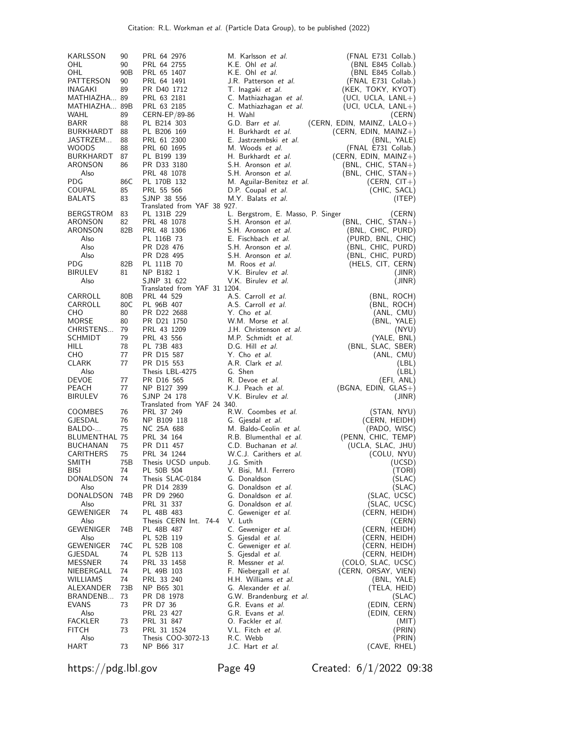| | | | | |
|---|---|---|---|---|
| KARLSSON | 90 | PRL 64 2976 | M. Karlsson *et al.* | (FNAL E731 Collab.) |
| OHL | 90 | PRL 64 2755 | K.E. Ohl *et al.* | (BNL E845 Collab.) |
| OHL | 90B | PRL 65 1407 | K.E. Ohl *et al.* | (BNL E845 Collab.) |
| PATTERSON | 90 | PRL 64 1491 | J.R. Patterson *et al.* | (FNAL E731 Collab.) |
| INAGAKI | 89 | PR D40 1712 | T. Inagaki *et al.* | (KEK, TOKY, KYOT) |
| MATHIAZHA... | 89 | PRL 63 2181 | C. Mathiazhagan *et al.* | (UCI, UCLA, LANL+) |
| MATHIAZHA... | 89B | PRL 63 2185 | C. Mathiazhagan *et al.* | (UCI, UCLA, LANL+) |
| WAHL | 89 | CERN-EP/89-86 | H. Wahl | (CERN) |
| BARR | 88 | PL B214 303 | G.D. Barr *et al.* | (CERN, EDIN, MAINZ, LALO+) |
| BURKHARDT | 88 | PL B206 169 | H. Burkhardt *et al.* | (CERN, EDIN, MAINZ+) |
| JASTRZEM... | 88 | PRL 61 2300 | E. Jastrzembski *et al.* | (BNL, YALE) |
| WOODS | 88 | PRL 60 1695 | M. Woods *et al.* | (FNAL E731 Collab.) |
| BURKHARDT | 87 | PL B199 139 | H. Burkhardt *et al.* | (CERN, EDIN, MAINZ+) |
| ARONSON | 86 | PR D33 3180 | S.H. Aronson *et al.* | (BNL, CHIC, STAN+) |
| Also | | PRL 48 1078 | S.H. Aronson *et al.* | (BNL, CHIC, STAN+) |
| PDG | 86C | PL 170B 132 | M. Aguilar-Benitez *et al.* | (CERN, CIT+) |
| COUPAL | 85 | PRL 55 566 | D.P. Coupal *et al.* | (CHIC, SACL) |
| BALATS | 83 | SJNP 38 556 | M.Y. Balats *et al.* | (ITEP) |
| | | Translated from YAF 38 927. | | |
| BERGSTROM | 83 | PL 131B 229 | L. Bergstrom, E. Masso, P. Singer | (CERN) |
| ARONSON | 82 | PRL 48 1078 | S.H. Aronson *et al.* | (BNL, CHIC, STAN+) |
| ARONSON | 82B | PRL 48 1306 | S.H. Aronson *et al.* | (BNL, CHIC, PURD) |
| Also | | PL 116B 73 | E. Fischbach *et al.* | (PURD, BNL, CHIC) |
| Also | | PR D28 476 | S.H. Aronson *et al.* | (BNL, CHIC, PURD) |
| Also | | PR D28 495 | S.H. Aronson *et al.* | (BNL, CHIC, PURD) |
| PDG | 82B | PL 111B 70 | M. Roos *et al.* | (HELS, CIT, CERN) |
| BIRULEV | 81 | NP B182 1 | V.K. Birulev *et al.* | (JINR) |
| Also | | SJNP 31 622 | V.K. Birulev *et al.* | (JINR) |
| | | Translated from YAF 31 1204. | | |
| CARROLL | 80B | PRL 44 529 | A.S. Carroll *et al.* | (BNL, ROCH) |
| CARROLL | 80C | PL 96B 407 | A.S. Carroll *et al.* | (BNL, ROCH) |
| CHO | 80 | PR D22 2688 | Y. Cho *et al.* | (ANL, CMU) |
| MORSE | 80 | PR D21 1750 | W.M. Morse *et al.* | (BNL, YALE) |
| CHRISTENS... | 79 | PRL 43 1209 | J.H. Christenson *et al.* | (NYU) |
| SCHMIDT | 79 | PRL 43 556 | M.P. Schmidt *et al.* | (YALE, BNL) |
| HILL | 78 | PL 73B 483 | D.G. Hill *et al.* | (BNL, SLAC, SBER) |
| CHO | 77 | PR D15 587 | Y. Cho *et al.* | (ANL, CMU) |
| CLARK | 77 | PR D15 553 | A.R. Clark *et al.* | (LBL) |
| Also | | Thesis LBL-4275 | G. Shen | (LBL) |
| DEVOE | 77 | PR D16 565 | R. Devoe *et al.* | (EFI, ANL) |
| PEACH | 77 | NP B127 399 | K.J. Peach *et al.* | (BGNA, EDIN, GLAS+) |
| BIRULEV | 76 | SJNP 24 178 | V.K. Birulev *et al.* | (JINR) |
| | | Translated from YAF 24 340. | | |
| COOMBES | 76 | PRL 37 249 | R.W. Coombes *et al.* | (STAN, NYU) |
| GJESDAL | 76 | NP B109 118 | G. Gjesdal *et al.* | (CERN, HEIDH) |
| BALDO-... | 75 | NC 25A 688 | M. Baldo-Ceolin *et al.* | (PADO, WISC) |
| BLUMENTHAL | 75 | PRL 34 164 | R.B. Blumenthal *et al.* | (PENN, CHIC, TEMP) |
| BUCHANAN | 75 | PR D11 457 | C.D. Buchanan *et al.* | (UCLA, SLAC, JHU) |
| CARITHERS | 75 | PRL 34 1244 | W.C.J. Carithers *et al.* | (COLU, NYU) |
| SMITH | 75B | Thesis UCSD unpub. | J.G. Smith | (UCSD) |
| BISI | 74 | PL 50B 504 | V. Bisi, M.I. Ferrero | (TORI) |
| DONALDSON | 74 | Thesis SLAC-0184 | G. Donaldson | (SLAC) |
| Also | | PR D14 2839 | G. Donaldson *et al.* | (SLAC) |
| DONALDSON | 74B | PR D9 2960 | G. Donaldson *et al.* | (SLAC, UCSC) |
| Also | | PRL 31 337 | G. Donaldson *et al.* | (SLAC, UCSC) |
| GEWENIGER | 74 | PL 48B 483 | C. Geweniger *et al.* | (CERN, HEIDH) |
| Also | | Thesis CERN Int. 74-4 | V. Luth | (CERN) |
| GEWENIGER | 74B | PL 48B 487 | C. Geweniger *et al.* | (CERN, HEIDH) |
| Also | | PL 52B 119 | S. Gjesdal *et al.* | (CERN, HEIDH) |
| GEWENIGER | 74C | PL 52B 108 | C. Geweniger *et al.* | (CERN, HEIDH) |
| GJESDAL | 74 | PL 52B 113 | S. Gjesdal *et al.* | (CERN, HEIDH) |
| MESSNER | 74 | PRL 33 1458 | R. Messner *et al.* | (COLO, SLAC, UCSC) |
| NIEBERGALL | 74 | PL 49B 103 | F. Niebergall *et al.* | (CERN, ORSAY, VIEN) |
| WILLIAMS | 74 | PRL 33 240 | H.H. Williams *et al.* | (BNL, YALE) |
| ALEXANDER | 73B | NP B65 301 | G. Alexander *et al.* | (TELA, HEID) |
| BRANDENB... | 73 | PR D8 1978 | G.W. Brandenburg *et al.* | (SLAC) |
| EVANS | 73 | PR D7 36 | G.R. Evans *et al.* | (EDIN, CERN) |
| Also | | PRL 23 427 | G.R. Evans *et al.* | (EDIN, CERN) |
| FACKLER | 73 | PRL 31 847 | O. Fackler *et al.* | (MIT) |
| FITCH | 73 | PRL 31 1524 | V.L. Fitch *et al.* | (PRIN) |
| Also | | Thesis COO-3072-13 | R.C. Webb | (PRIN) |
| HART | 73 | NP B66 317 | J.C. Hart *et al.* | (CAVE, RHEL) |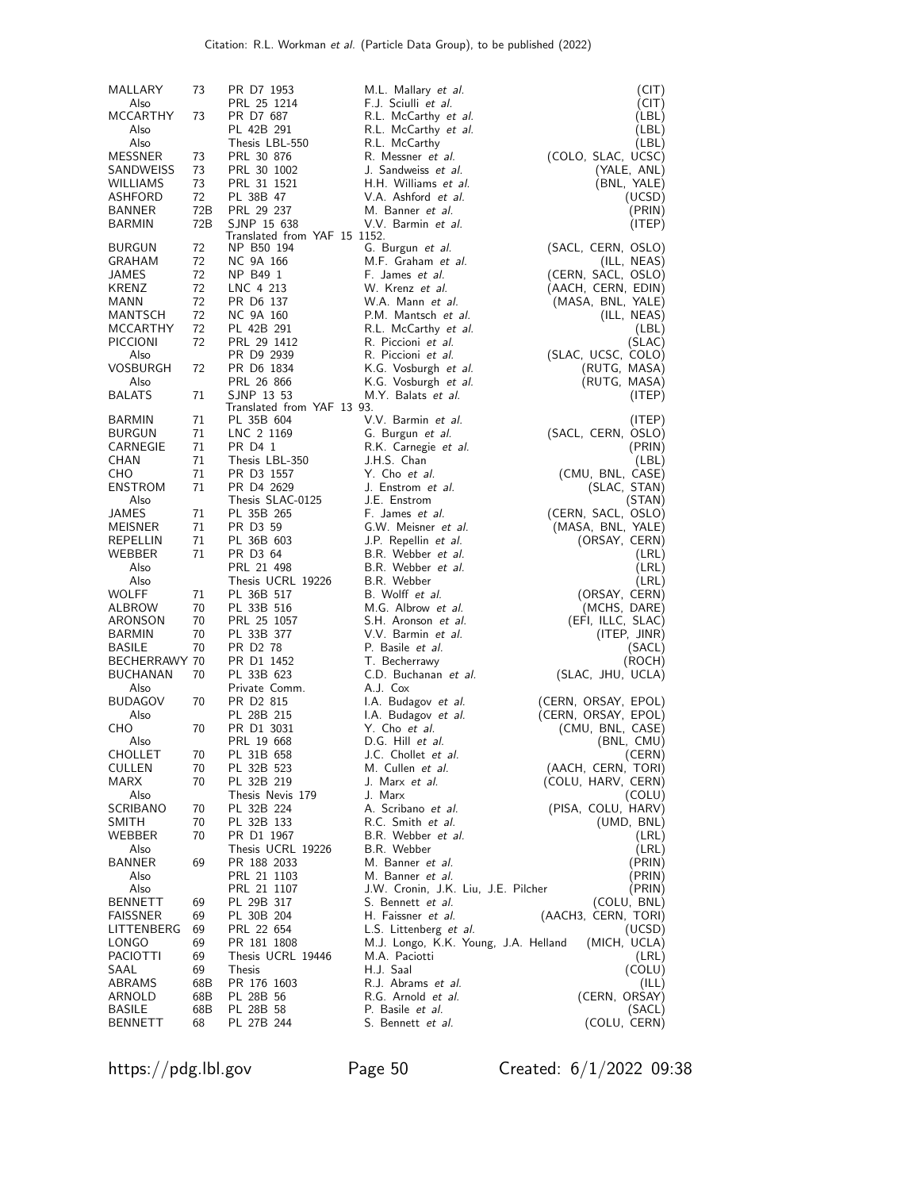| | | | | |
|---|---|---|---|---|
| MALLARY | 73 | PR D7 1953 | M.L. Mallary *et al.* | (CIT) |
| Also | | PRL 25 1214 | F.J. Sciulli *et al.* | (CIT) |
| MCCARTHY | 73 | PR D7 687 | R.L. McCarthy *et al.* | (LBL) |
| Also | | PL 42B 291 | R.L. McCarthy *et al.* | (LBL) |
| Also | | Thesis LBL-550 | R.L. McCarthy | (LBL) |
| MESSNER | 73 | PRL 30 876 | R. Messner *et al.* | (COLO, SLAC, UCSC) |
| SANDWEISS | 73 | PRL 30 1002 | J. Sandweiss *et al.* | (YALE, ANL) |
| WILLIAMS | 73 | PRL 31 1521 | H.H. Williams *et al.* | (BNL, YALE) |
| ASHFORD | 72 | PL 38B 47 | V.A. Ashford *et al.* | (UCSD) |
| BANNER | 72B | PRL 29 237 | M. Banner *et al.* | (PRIN) |
| BARMIN | 72B | SJNP 15 638 | V.V. Barmin *et al.* | (ITEP) |
| | | Translated from YAF 15 1152. | | |
| BURGUN | 72 | NP B50 194 | G. Burgun *et al.* | (SACL, CERN, OSLO) |
| GRAHAM | 72 | NC 9A 166 | M.F. Graham *et al.* | (ILL, NEAS) |
| JAMES | 72 | NP B49 1 | F. James *et al.* | (CERN, SACL, OSLO) |
| KRENZ | 72 | LNC 4 213 | W. Krenz *et al.* | (AACH, CERN, EDIN) |
| MANN | 72 | PR D6 137 | W.A. Mann *et al.* | (MASA, BNL, YALE) |
| MANTSCH | 72 | NC 9A 160 | P.M. Mantsch *et al.* | (ILL, NEAS) |
| MCCARTHY | 72 | PL 42B 291 | R.L. McCarthy *et al.* | (LBL) |
| PICCIONI | 72 | PRL 29 1412 | R. Piccioni *et al.* | (SLAC) |
| Also | | PR D9 2939 | R. Piccioni *et al.* | (SLAC, UCSC, COLO) |
| VOSBURGH | 72 | PR D6 1834 | K.G. Vosburgh *et al.* | (RUTG, MASA) |
| Also | | PRL 26 866 | K.G. Vosburgh *et al.* | (RUTG, MASA) |
| BALATS | 71 | SJNP 13 53 | M.Y. Balats *et al.* | (ITEP) |
| | | Translated from YAF 13 93. | | |
| BARMIN | 71 | PL 35B 604 | V.V. Barmin *et al.* | (ITEP) |
| BURGUN | 71 | LNC 2 1169 | G. Burgun *et al.* | (SACL, CERN, OSLO) |
| CARNEGIE | 71 | PR D4 1 | R.K. Carnegie *et al.* | (PRIN) |
| CHAN | 71 | Thesis LBL-350 | J.H.S. Chan | (LBL) |
| CHO | 71 | PR D3 1557 | Y. Cho *et al.* | (CMU, BNL, CASE) |
| ENSTROM | 71 | PR D4 2629 | J. Enstrom *et al.* | (SLAC, STAN) |
| Also | | Thesis SLAC-0125 | J.E. Enstrom | (STAN) |
| JAMES | 71 | PL 35B 265 | F. James *et al.* | (CERN, SACL, OSLO) |
| MEISNER | 71 | PR D3 59 | G.W. Meisner *et al.* | (MASA, BNL, YALE) |
| REPELLIN | 71 | PL 36B 603 | J.P. Repellin *et al.* | (ORSAY, CERN) |
| WEBBER | 71 | PR D3 64 | B.R. Webber *et al.* | (LRL) |
| Also | | PRL 21 498 | B.R. Webber *et al.* | (LRL) |
| Also | | Thesis UCRL 19226 | B.R. Webber | (LRL) |
| WOLFF | 71 | PL 36B 517 | B. Wolff *et al.* | (ORSAY, CERN) |
| ALBROW | 70 | PL 33B 516 | M.G. Albrow *et al.* | (MCHS, DARE) |
| ARONSON | 70 | PRL 25 1057 | S.H. Aronson *et al.* | (EFI, ILLC, SLAC) |
| BARMIN | 70 | PL 33B 377 | V.V. Barmin *et al.* | (ITEP, JINR) |
| BASILE | 70 | PR D2 78 | P. Basile *et al.* | (SACL) |
| BECHERRAWY | 70 | PR D1 1452 | T. Becherrawy | (ROCH) |
| BUCHANAN | 70 | PL 33B 623 | C.D. Buchanan *et al.* | (SLAC, JHU, UCLA) |
| Also | | Private Comm. | A.J. Cox | |
| BUDAGOV | 70 | PR D2 815 | I.A. Budagov *et al.* | (CERN, ORSAY, EPOL) |
| Also | | PL 28B 215 | I.A. Budagov *et al.* | (CERN, ORSAY, EPOL) |
| CHO | 70 | PR D1 3031 | Y. Cho *et al.* | (CMU, BNL, CASE) |
| Also | | PRL 19 668 | D.G. Hill *et al.* | (BNL, CMU) |
| CHOLLET | 70 | PL 31B 658 | J.C. Chollet *et al.* | (CERN) |
| CULLEN | 70 | PL 32B 523 | M. Cullen *et al.* | (AACH, CERN, TORI) |
| MARX | 70 | PL 32B 219 | J. Marx *et al.* | (COLU, HARV, CERN) |
| Also | | Thesis Nevis 179 | J. Marx | (COLU) |
| SCRIBANO | 70 | PL 32B 224 | A. Scribano *et al.* | (PISA, COLU, HARV) |
| SMITH | 70 | PL 32B 133 | R.C. Smith *et al.* | (UMD, BNL) |
| WEBBER | 70 | PR D1 1967 | B.R. Webber *et al.* | (LRL) |
| Also | | Thesis UCRL 19226 | B.R. Webber | (LRL) |
| BANNER | 69 | PR 188 2033 | M. Banner *et al.* | (PRIN) |
| Also | | PRL 21 1103 | M. Banner *et al.* | (PRIN) |
| Also | | PRL 21 1107 | J.W. Cronin, J.K. Liu, J.E. Pilcher | (PRIN) |
| BENNETT | 69 | PL 29B 317 | S. Bennett *et al.* | (COLU, BNL) |
| FAISSNER | 69 | PL 30B 204 | H. Faissner *et al.* | (AACH3, CERN, TORI) |
| LITTENBERG | 69 | PRL 22 654 | L.S. Littenberg *et al.* | (UCSD) |
| LONGO | 69 | PR 181 1808 | M.J. Longo, K.K. Young, J.A. Helland | (MICH, UCLA) |
| PACIOTTI | 69 | Thesis UCRL 19446 | M.A. Paciotti | (LRL) |
| SAAL | 69 | Thesis | H.J. Saal | (COLU) |
| ABRAMS | 68B | PR 176 1603 | R.J. Abrams *et al.* | (ILL) |
| ARNOLD | 68B | PL 28B 56 | R.G. Arnold *et al.* | (CERN, ORSAY) |
| BASILE | 68B | PL 28B 58 | P. Basile *et al.* | (SACL) |
| BENNETT | 68 | PL 27B 244 | S. Bennett *et al.* | (COLU, CERN) |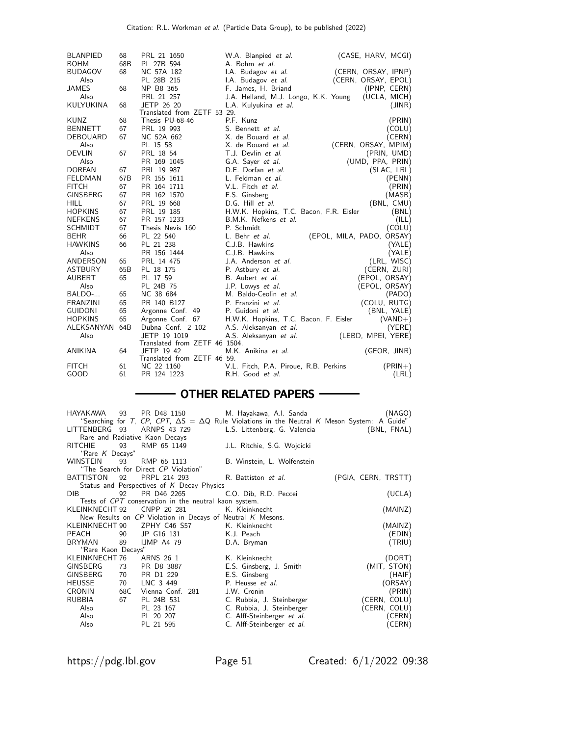| | | | | |
|---|---|---|---|---|
| BLANPIED | 68 | PRL 21 1650 | W.A. Blanpied *et al.* | (CASE, HARV, MCGI) |
| BOHM | 68B | PL 27B 594 | A. Bohm *et al.* | |
| BUDAGOV | 68 | NC 57A 182 | I.A. Budagov *et al.* | (CERN, ORSAY, IPNP) |
| Also | | PL 28B 215 | I.A. Budagov *et al.* | (CERN, ORSAY, EPOL) |
| JAMES | 68 | NP B8 365 | F. James, H. Briand | (IPNP, CERN) |
| Also | | PRL 21 257 | J.A. Helland, M.J. Longo, K.K. Young | (UCLA, MICH) |
| KULYUKINA | 68 | JETP 26 20 | L.A. Kulyukina *et al.* | (JINR) |
| | | Translated from ZETF 53 29. | | |
| KUNZ | 68 | Thesis PU-68-46 | P.F. Kunz | (PRIN) |
| BENNETT | 67 | PRL 19 993 | S. Bennett *et al.* | (COLU) |
| DEBOUARD | 67 | NC 52A 662 | X. de Bouard *et al.* | (CERN) |
| Also | | PL 15 58 | X. de Bouard *et al.* | (CERN, ORSAY, MPIM) |
| DEVLIN | 67 | PRL 18 54 | T.J. Devlin *et al.* | (PRIN, UMD) |
| Also | | PR 169 1045 | G.A. Sayer *et al.* | (UMD, PPA, PRIN) |
| DORFAN | 67 | PRL 19 987 | D.E. Dorfan *et al.* | (SLAC, LRL) |
| FELDMAN | 67B | PR 155 1611 | L. Feldman *et al.* | (PENN) |
| FITCH | 67 | PR 164 1711 | V.L. Fitch *et al.* | (PRIN) |
| GINSBERG | 67 | PR 162 1570 | E.S. Ginsberg | (MASB) |
| HILL | 67 | PRL 19 668 | D.G. Hill *et al.* | (BNL, CMU) |
| HOPKINS | 67 | PRL 19 185 | H.W.K. Hopkins, T.C. Bacon, F.R. Eisler | (BNL) |
| NEFKENS | 67 | PR 157 1233 | B.M.K. Nefkens *et al.* | (ILL) |
| SCHMIDT | 67 | Thesis Nevis 160 | P. Schmidt | (COLU) |
| BEHR | 66 | PL 22 540 | L. Behr *et al.* | (EPOL, MILA, PADO, ORSAY) |
| HAWKINS | 66 | PL 21 238 | C.J.B. Hawkins | (YALE) |
| Also | | PR 156 1444 | C.J.B. Hawkins | (YALE) |
| ANDERSON | 65 | PRL 14 475 | J.A. Anderson *et al.* | (LRL, WISC) |
| ASTBURY | 65B | PL 18 175 | P. Astbury *et al.* | (CERN, ZURI) |
| AUBERT | 65 | PL 17 59 | B. Aubert *et al.* | (EPOL, ORSAY) |
| Also | | PL 24B 75 | J.P. Lowys *et al.* | (EPOL, ORSAY) |
| BALDO-... | 65 | NC 38 684 | M. Baldo-Ceolin *et al.* | (PADO) |
| FRANZINI | 65 | PR 140 B127 | P. Franzini *et al.* | (COLU, RUTG) |
| GUIDONI | 65 | Argonne Conf. 49 | P. Guidoni *et al.* | (BNL, YALE) |
| HOPKINS | 65 | Argonne Conf. 67 | H.W.K. Hopkins, T.C. Bacon, F. Eisler | (VAND+) |
| ALEKSANYAN | 64B | Dubna Conf. 2 102 | A.S. Aleksanyan *et al.* | (YERE) |
| Also | | JETP 19 1019 | A.S. Aleksanyan *et al.* | (LEBD, MPEI, YERE) |
| | | Translated from ZETF 46 1504. | | |
| ANIKINA | 64 | JETP 19 42 | M.K. Anikina *et al.* | (GEOR, JINR) |
| | | Translated from ZETF 46 59. | | |
| FITCH | 61 | NC 22 1160 | V.L. Fitch, P.A. Piroue, R.B. Perkins | (PRIN+) |
| GOOD | 61 | PR 124 1223 | R.H. Good *et al.* | (LRL) |

## OTHER RELATED PAPERS

| | | | | |
|---|---|---|---|---|
| HAYAKAWA | 93 | PR D48 1150 | M. Hayakawa, A.I. Sanda | (NAGO) |
| | | "Searching for $T$, $CP$, $CPT$, $\Delta S = \Delta Q$ Rule Violations in the Neutral $K$ Meson System: A Guide" | | |
| LITTENBERG | 93 | ARNPS 43 729 | L.S. Littenberg, G. Valencia | (BNL, FNAL) |
| | | Rare and Radiative Kaon Decays | | |
| RITCHIE | 93 | RMP 65 1149 | J.L. Ritchie, S.G. Wojcicki | |
| | | "Rare $K$ Decays" | | |
| WINSTEIN | 93 | RMP 65 1113 | B. Winstein, L. Wolfenstein | |
| | | "The Search for Direct $CP$ Violation" | | |
| BATTISTON | 92 | PRPL 214 293 | R. Battiston *et al.* | (PGIA, CERN, TRSTT) |
| | | Status and Perspectives of $K$ Decay Physics | | |
| DIB | 92 | PR D46 2265 | C.O. Dib, R.D. Peccei | (UCLA) |
| | | Tests of $CPT$ conservation in the neutral kaon system. | | |
| KLEINKNECHT | 92 | CNPP 20 281 | K. Kleinknecht | (MAINZ) |
| | | New Results on $CP$ Violation in Decays of Neutral $K$ Mesons. | | |
| KLEINKNECHT | 90 | ZPHY C46 S57 | K. Kleinknecht | (MAINZ) |
| PEACH | 90 | JP G16 131 | K.J. Peach | (EDIN) |
| BRYMAN | 89 | IJMP A4 79 | D.A. Bryman | (TRIU) |
| | | "Rare Kaon Decays" | | |
| KLEINKNECHT | 76 | ARNS 26 1 | K. Kleinknecht | (DORT) |
| GINSBERG | 73 | PR D8 3887 | E.S. Ginsberg, J. Smith | (MIT, STON) |
| GINSBERG | 70 | PR D1 229 | E.S. Ginsberg | (HAIF) |
| HEUSSE | 70 | LNC 3 449 | P. Heusse *et al.* | (ORSAY) |
| CRONIN | 68C | Vienna Conf. 281 | J.W. Cronin | (PRIN) |
| RUBBIA | 67 | PL 24B 531 | C. Rubbia, J. Steinberger | (CERN, COLU) |
| Also | | PL 23 167 | C. Rubbia, J. Steinberger | (CERN, COLU) |
| Also | | PL 20 207 | C. Alff-Steinberger *et al.* | (CERN) |
| Also | | PL 21 595 | C. Alff-Steinberger *et al.* | (CERN) |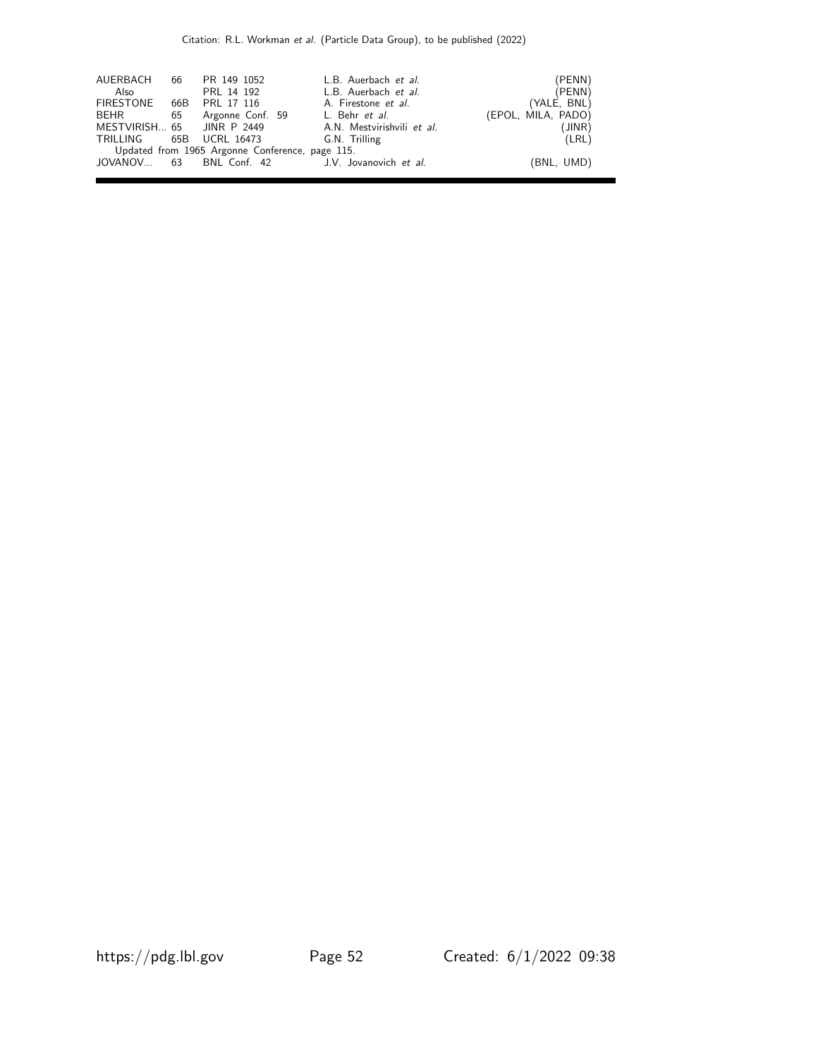| | | | | |
|---|---|---|---|---|
| AUERBACH | 66 | PR 149 1052 | L.B. Auerbach *et al.* | (PENN) |
| Also | | PRL 14 192 | L.B. Auerbach *et al.* | (PENN) |
| FIRESTONE | 66B | PRL 17 116 | A. Firestone *et al.* | (YALE, BNL) |
| BEHR | 65 | Argonne Conf. 59 | L. Behr *et al.* | (EPOL, MILA, PADO) |
| MESTVIRISH... | 65 | JINR P 2449 | A.N. Mestvirishvili *et al.* | (JINR) |
| TRILLING | 65B | UCRL 16473 | G.N. Trilling | (LRL) |
| Updated from 1965 Argonne Conference, page 115. | | | | |
| JOVANOV... | 63 | BNL Conf. 42 | J.V. Jovanovich *et al.* | (BNL, UMD) |